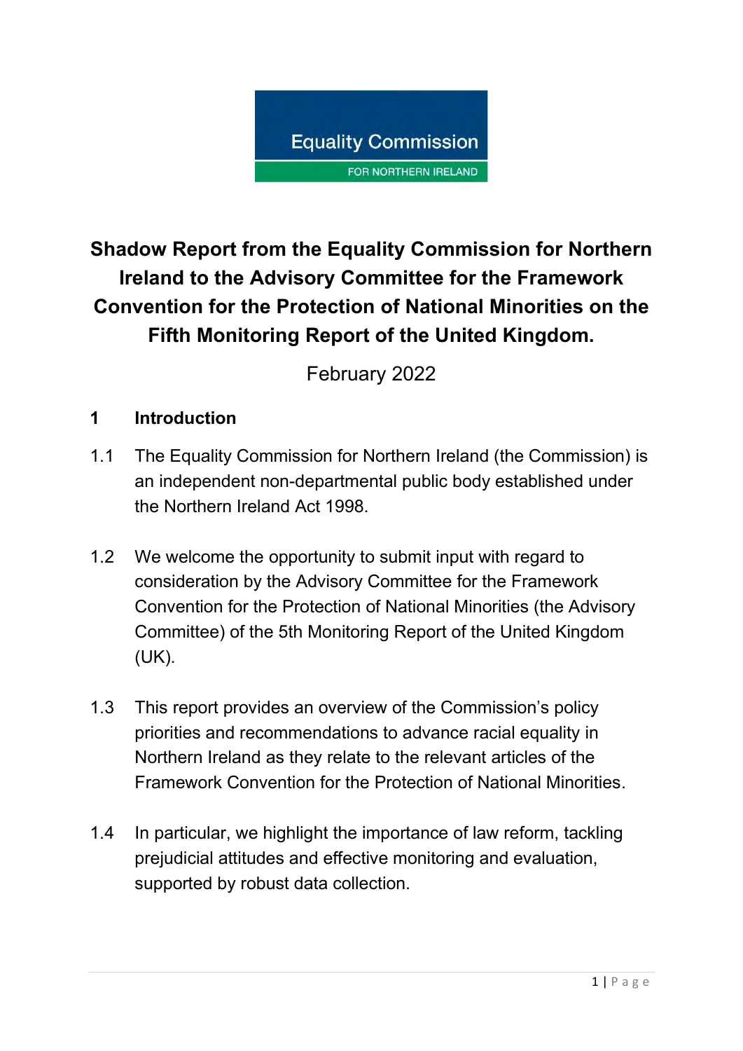Equality Commission FOR NORTHERN IRELAND

# Shadow Report from the Equality Commission for Northern Ireland to the Advisory Committee for the Framework Convention for the Protection of National Minorities on the Fifth Monitoring Report of the United Kingdom.

February 2022

## 1 Introduction

1.1 The Equality Commission for Northern Ireland (the Commission) is an independent non-departmental public body established under the Northern Ireland Act 1998.

1.2 We welcome the opportunity to submit input with regard to consideration by the Advisory Committee for the Framework Convention for the Protection of National Minorities (the Advisory Committee) of the 5th Monitoring Report of the United Kingdom (UK).

1.3 This report provides an overview of the Commission's policy priorities and recommendations to advance racial equality in Northern Ireland as they relate to the relevant articles of the Framework Convention for the Protection of National Minorities.

1.4 In particular, we highlight the importance of law reform, tackling prejudicial attitudes and effective monitoring and evaluation, supported by robust data collection.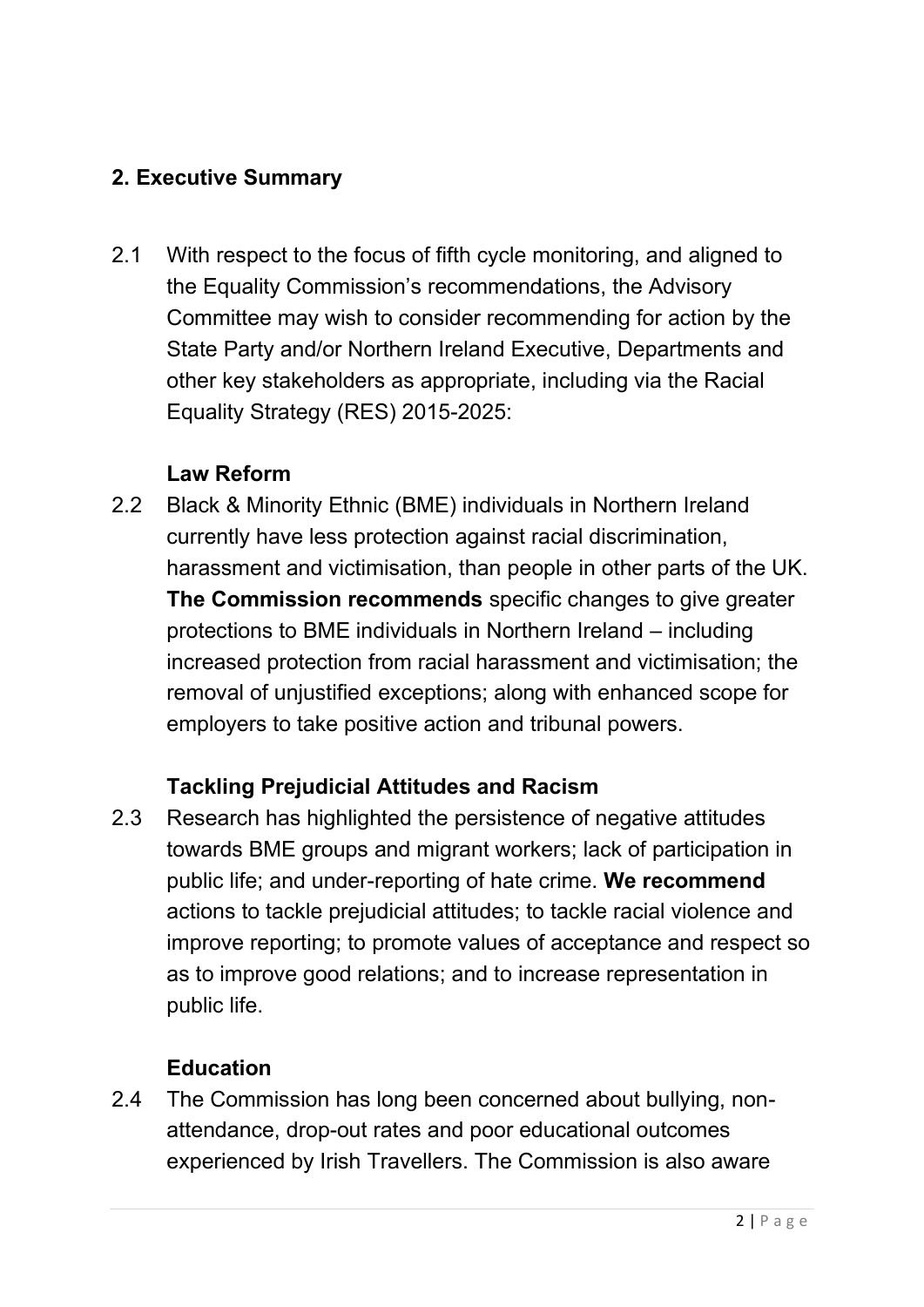## 2. Executive Summary

2.1 With respect to the focus of fifth cycle monitoring, and aligned to the Equality Commission's recommendations, the Advisory Committee may wish to consider recommending for action by the State Party and/or Northern Ireland Executive, Departments and other key stakeholders as appropriate, including via the Racial Equality Strategy (RES) 2015-2025:

### Law Reform

2.2 Black & Minority Ethnic (BME) individuals in Northern Ireland currently have less protection against racial discrimination, harassment and victimisation, than people in other parts of the UK. **The Commission recommends** specific changes to give greater protections to BME individuals in Northern Ireland – including increased protection from racial harassment and victimisation; the removal of unjustified exceptions; along with enhanced scope for employers to take positive action and tribunal powers.

### Tackling Prejudicial Attitudes and Racism

2.3 Research has highlighted the persistence of negative attitudes towards BME groups and migrant workers; lack of participation in public life; and under-reporting of hate crime. **We recommend** actions to tackle prejudicial attitudes; to tackle racial violence and improve reporting; to promote values of acceptance and respect so as to improve good relations; and to increase representation in public life.

### Education

2.4 The Commission has long been concerned about bullying, non-attendance, drop-out rates and poor educational outcomes experienced by Irish Travellers. The Commission is also aware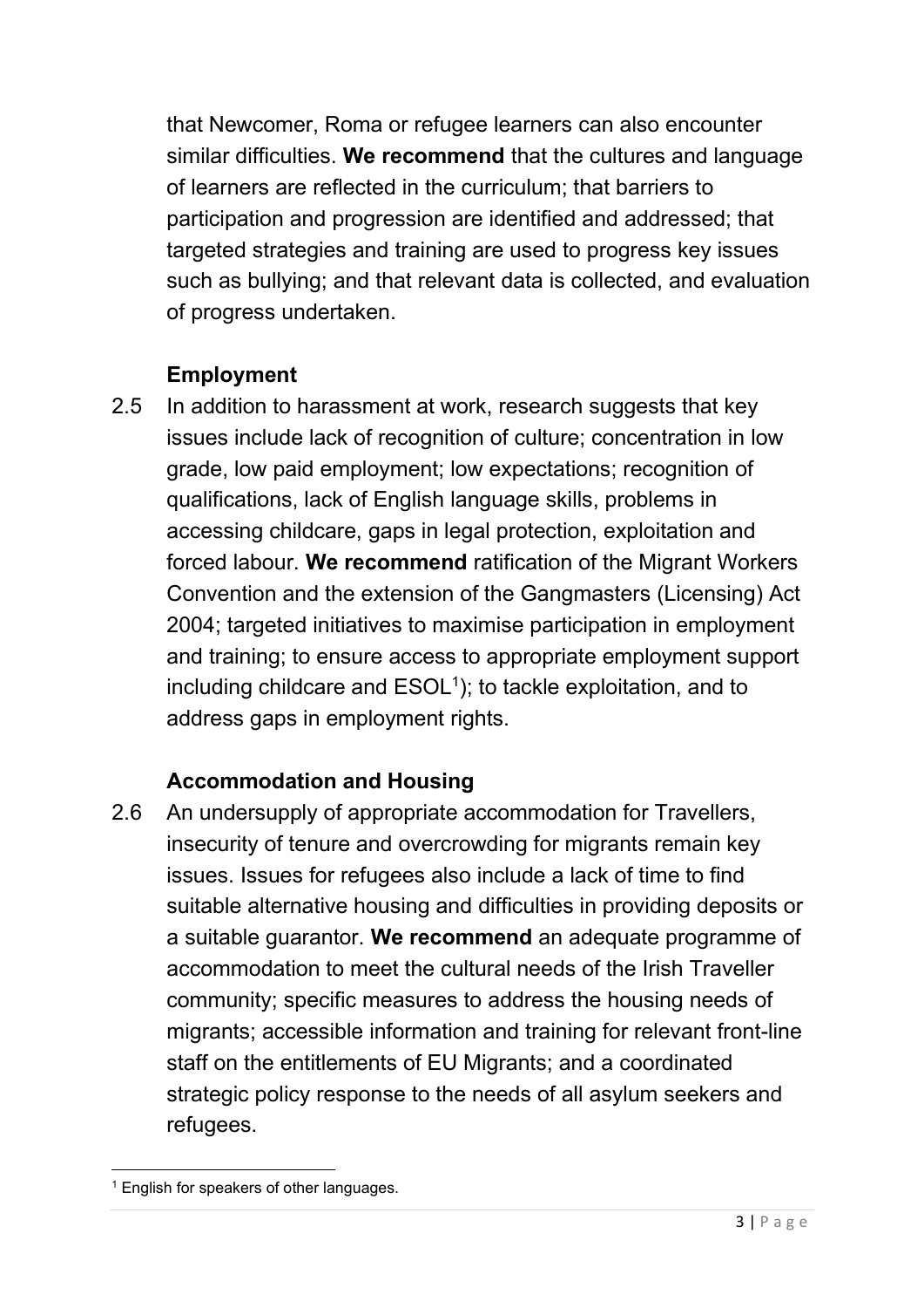that Newcomer, Roma or refugee learners can also encounter similar difficulties. **We recommend** that the cultures and language of learners are reflected in the curriculum; that barriers to participation and progression are identified and addressed; that targeted strategies and training are used to progress key issues such as bullying; and that relevant data is collected, and evaluation of progress undertaken.

### Employment

2.5 In addition to harassment at work, research suggests that key issues include lack of recognition of culture; concentration in low grade, low paid employment; low expectations; recognition of qualifications, lack of English language skills, problems in accessing childcare, gaps in legal protection, exploitation and forced labour. **We recommend** ratification of the Migrant Workers Convention and the extension of the Gangmasters (Licensing) Act 2004; targeted initiatives to maximise participation in employment and training; to ensure access to appropriate employment support including childcare and ESOL[1]); to tackle exploitation, and to address gaps in employment rights.

### Accommodation and Housing

2.6 An undersupply of appropriate accommodation for Travellers, insecurity of tenure and overcrowding for migrants remain key issues. Issues for refugees also include a lack of time to find suitable alternative housing and difficulties in providing deposits or a suitable guarantor. **We recommend** an adequate programme of accommodation to meet the cultural needs of the Irish Traveller community; specific measures to address the housing needs of migrants; accessible information and training for relevant front-line staff on the entitlements of EU Migrants; and a coordinated strategic policy response to the needs of all asylum seekers and refugees.

---

[1] English for speakers of other languages.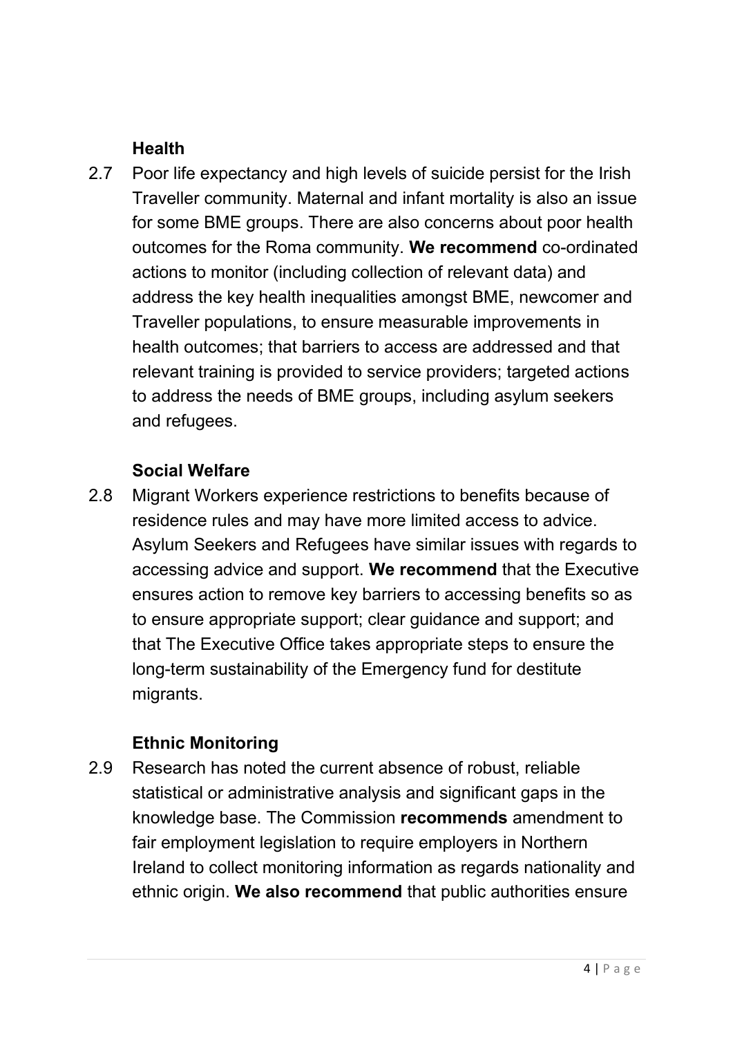### Health

2.7 Poor life expectancy and high levels of suicide persist for the Irish Traveller community. Maternal and infant mortality is also an issue for some BME groups. There are also concerns about poor health outcomes for the Roma community. **We recommend** co-ordinated actions to monitor (including collection of relevant data) and address the key health inequalities amongst BME, newcomer and Traveller populations, to ensure measurable improvements in health outcomes; that barriers to access are addressed and that relevant training is provided to service providers; targeted actions to address the needs of BME groups, including asylum seekers and refugees.

### Social Welfare

2.8 Migrant Workers experience restrictions to benefits because of residence rules and may have more limited access to advice. Asylum Seekers and Refugees have similar issues with regards to accessing advice and support. **We recommend** that the Executive ensures action to remove key barriers to accessing benefits so as to ensure appropriate support; clear guidance and support; and that The Executive Office takes appropriate steps to ensure the long-term sustainability of the Emergency fund for destitute migrants.

### Ethnic Monitoring

2.9 Research has noted the current absence of robust, reliable statistical or administrative analysis and significant gaps in the knowledge base. The Commission **recommends** amendment to fair employment legislation to require employers in Northern Ireland to collect monitoring information as regards nationality and ethnic origin. **We also recommend** that public authorities ensure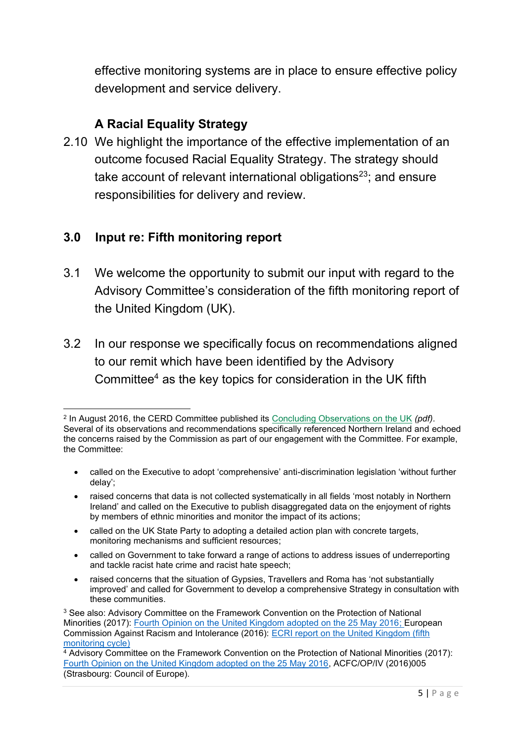effective monitoring systems are in place to ensure effective policy development and service delivery.

### A Racial Equality Strategy

2.10 We highlight the importance of the effective implementation of an outcome focused Racial Equality Strategy. The strategy should take account of relevant international obligations[2][3]; and ensure responsibilities for delivery and review.

## 3.0 Input re: Fifth monitoring report

3.1 We welcome the opportunity to submit our input with regard to the Advisory Committee's consideration of the fifth monitoring report of the United Kingdom (UK).

3.2 In our response we specifically focus on recommendations aligned to our remit which have been identified by the Advisory Committee[4] as the key topics for consideration in the UK fifth

---

[2] In August 2016, the CERD Committee published its Concluding Observations on the UK *(pdf)*. Several of its observations and recommendations specifically referenced Northern Ireland and echoed the concerns raised by the Commission as part of our engagement with the Committee. For example, the Committee:

- called on the Executive to adopt 'comprehensive' anti-discrimination legislation 'without further delay';
- raised concerns that data is not collected systematically in all fields 'most notably in Northern Ireland' and called on the Executive to publish disaggregated data on the enjoyment of rights by members of ethnic minorities and monitor the impact of its actions;
- called on the UK State Party to adopting a detailed action plan with concrete targets, monitoring mechanisms and sufficient resources;
- called on Government to take forward a range of actions to address issues of underreporting and tackle racist hate crime and racist hate speech;
- raised concerns that the situation of Gypsies, Travellers and Roma has 'not substantially improved' and called for Government to develop a comprehensive Strategy in consultation with these communities.

[3] See also: Advisory Committee on the Framework Convention on the Protection of National Minorities (2017): Fourth Opinion on the United Kingdom adopted on the 25 May 2016; European Commission Against Racism and Intolerance (2016): ECRI report on the United Kingdom (fifth monitoring cycle)

[4] Advisory Committee on the Framework Convention on the Protection of National Minorities (2017): Fourth Opinion on the United Kingdom adopted on the 25 May 2016, ACFC/OP/IV (2016)005 (Strasbourg: Council of Europe).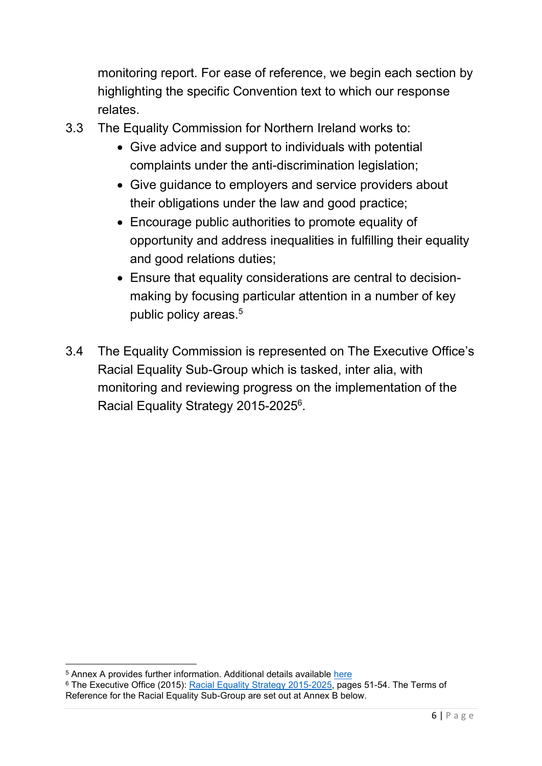monitoring report. For ease of reference, we begin each section by highlighting the specific Convention text to which our response relates.

3.3 The Equality Commission for Northern Ireland works to:

- Give advice and support to individuals with potential complaints under the anti-discrimination legislation;
- Give guidance to employers and service providers about their obligations under the law and good practice;
- Encourage public authorities to promote equality of opportunity and address inequalities in fulfilling their equality and good relations duties;
- Ensure that equality considerations are central to decision-making by focusing particular attention in a number of key public policy areas.[5]

3.4 The Equality Commission is represented on The Executive Office's Racial Equality Sub-Group which is tasked, inter alia, with monitoring and reviewing progress on the implementation of the Racial Equality Strategy 2015-2025[6].

---

[5] Annex A provides further information. Additional details available here

[6] The Executive Office (2015): Racial Equality Strategy 2015-2025, pages 51-54. The Terms of Reference for the Racial Equality Sub-Group are set out at Annex B below.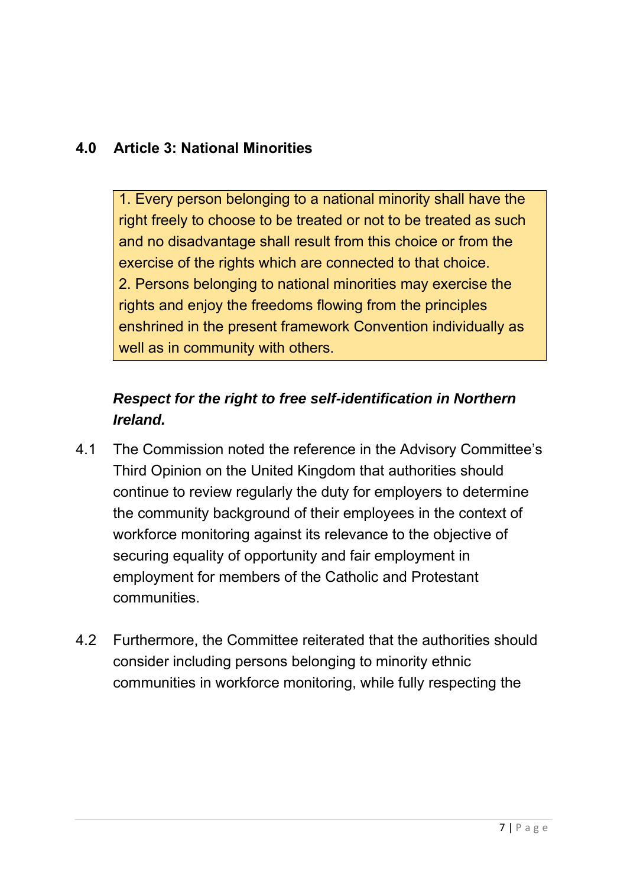## 4.0 Article 3: National Minorities

> 1. Every person belonging to a national minority shall have the right freely to choose to be treated or not to be treated as such and no disadvantage shall result from this choice or from the exercise of the rights which are connected to that choice.
> 2. Persons belonging to national minorities may exercise the rights and enjoy the freedoms flowing from the principles enshrined in the present framework Convention individually as well as in community with others.

***Respect for the right to free self-identification in Northern Ireland.***

4.1 The Commission noted the reference in the Advisory Committee's Third Opinion on the United Kingdom that authorities should continue to review regularly the duty for employers to determine the community background of their employees in the context of workforce monitoring against its relevance to the objective of securing equality of opportunity and fair employment in employment for members of the Catholic and Protestant communities.

4.2 Furthermore, the Committee reiterated that the authorities should consider including persons belonging to minority ethnic communities in workforce monitoring, while fully respecting the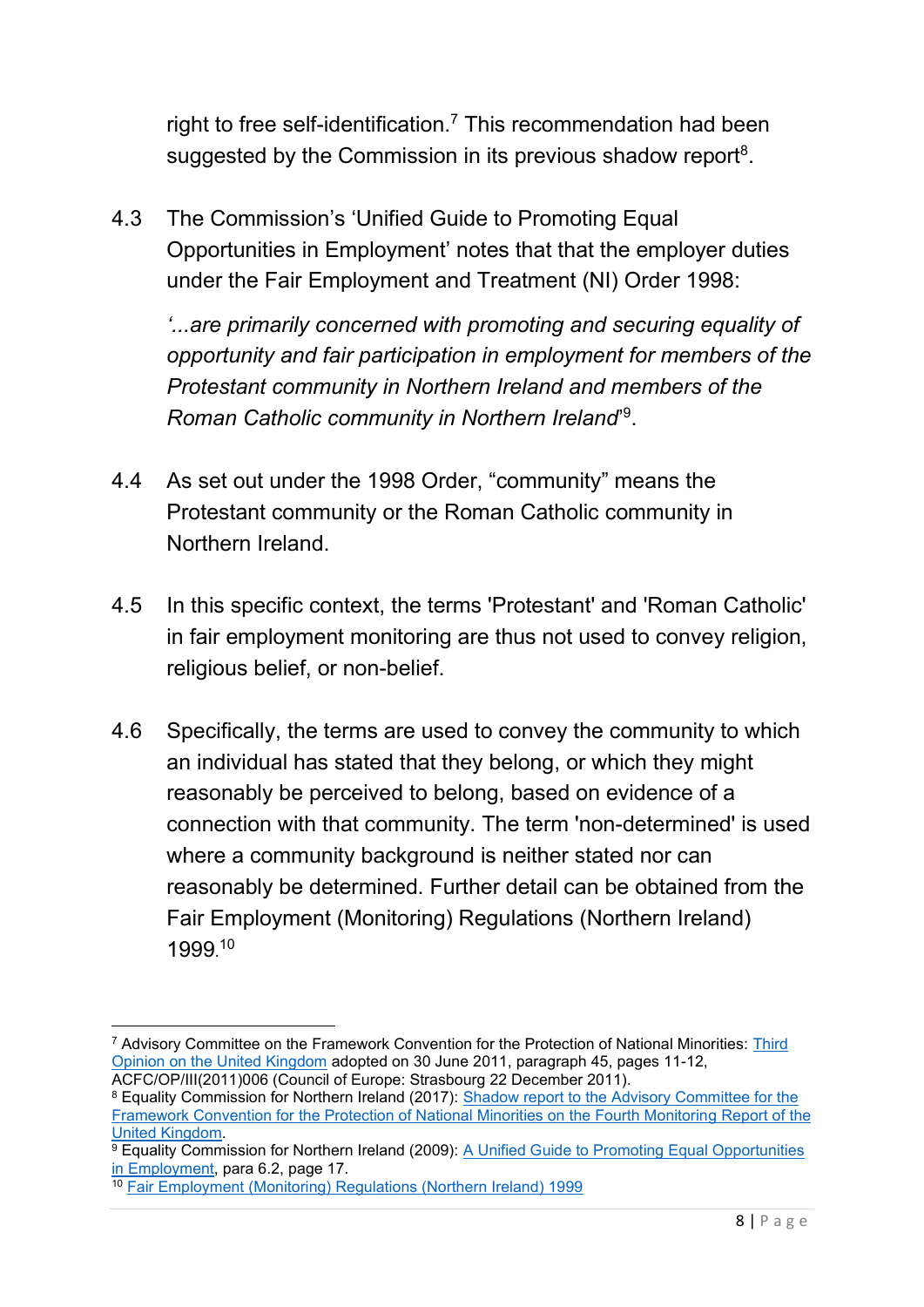right to free self-identification.[7] This recommendation had been suggested by the Commission in its previous shadow report[8].

4.3 The Commission's 'Unified Guide to Promoting Equal Opportunities in Employment' notes that that the employer duties under the Fair Employment and Treatment (NI) Order 1998:

*'...are primarily concerned with promoting and securing equality of opportunity and fair participation in employment for members of the Protestant community in Northern Ireland and members of the Roman Catholic community in Northern Ireland*'[9].

4.4 As set out under the 1998 Order, "community" means the Protestant community or the Roman Catholic community in Northern Ireland.

4.5 In this specific context, the terms 'Protestant' and 'Roman Catholic' in fair employment monitoring are thus not used to convey religion, religious belief, or non-belief.

4.6 Specifically, the terms are used to convey the community to which an individual has stated that they belong, or which they might reasonably be perceived to belong, based on evidence of a connection with that community. The term 'non-determined' is used where a community background is neither stated nor can reasonably be determined. Further detail can be obtained from the Fair Employment (Monitoring) Regulations (Northern Ireland) 1999.[10]

---

[7] Advisory Committee on the Framework Convention for the Protection of National Minorities: Third Opinion on the United Kingdom adopted on 30 June 2011, paragraph 45, pages 11-12, ACFC/OP/III(2011)006 (Council of Europe: Strasbourg 22 December 2011).

[8] Equality Commission for Northern Ireland (2017): Shadow report to the Advisory Committee for the Framework Convention for the Protection of National Minorities on the Fourth Monitoring Report of the United Kingdom.

[9] Equality Commission for Northern Ireland (2009): A Unified Guide to Promoting Equal Opportunities in Employment, para 6.2, page 17.

[10] Fair Employment (Monitoring) Regulations (Northern Ireland) 1999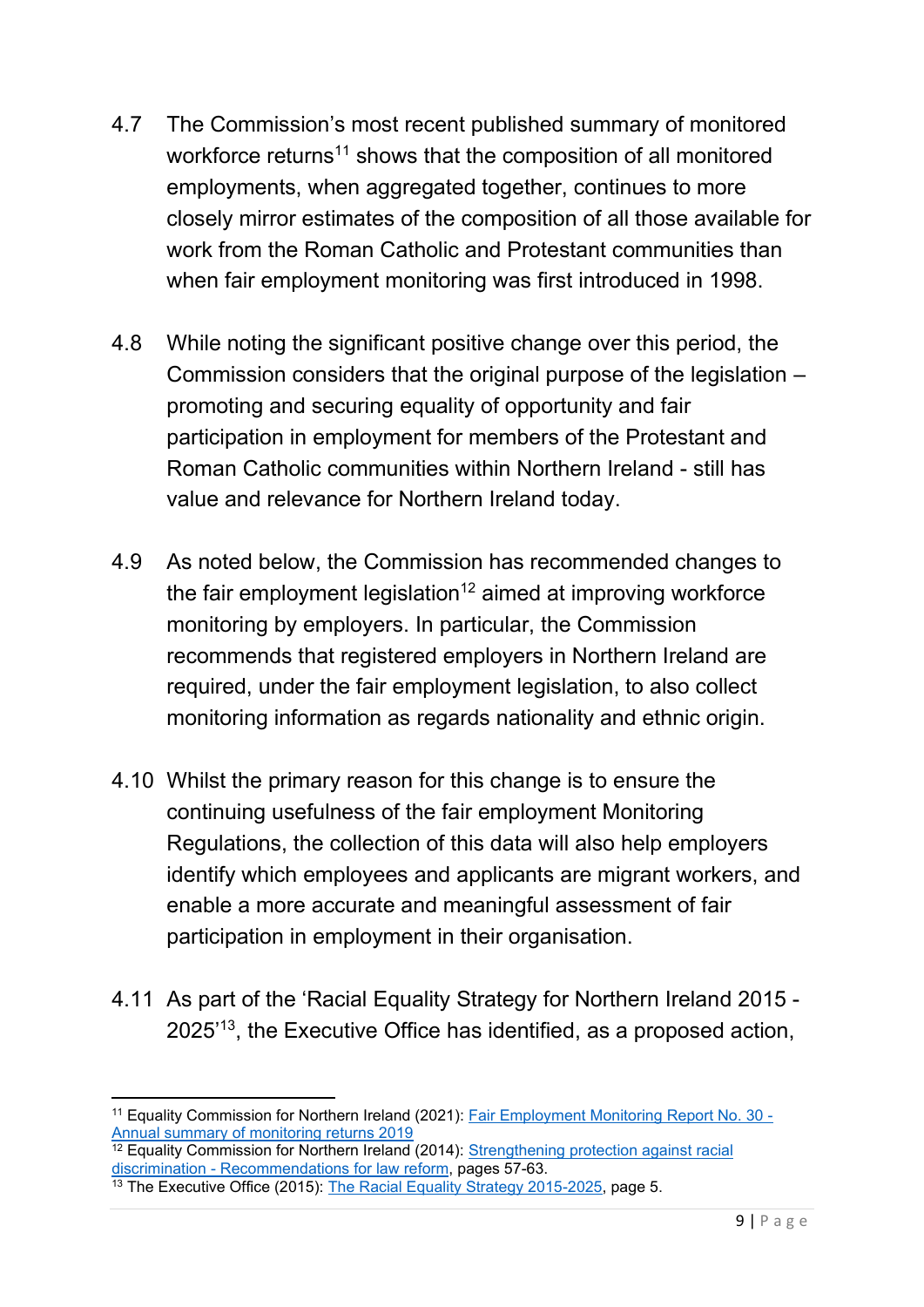4.7 The Commission's most recent published summary of monitored workforce returns[11] shows that the composition of all monitored employments, when aggregated together, continues to more closely mirror estimates of the composition of all those available for work from the Roman Catholic and Protestant communities than when fair employment monitoring was first introduced in 1998.

4.8 While noting the significant positive change over this period, the Commission considers that the original purpose of the legislation – promoting and securing equality of opportunity and fair participation in employment for members of the Protestant and Roman Catholic communities within Northern Ireland - still has value and relevance for Northern Ireland today.

4.9 As noted below, the Commission has recommended changes to the fair employment legislation[12] aimed at improving workforce monitoring by employers. In particular, the Commission recommends that registered employers in Northern Ireland are required, under the fair employment legislation, to also collect monitoring information as regards nationality and ethnic origin.

4.10 Whilst the primary reason for this change is to ensure the continuing usefulness of the fair employment Monitoring Regulations, the collection of this data will also help employers identify which employees and applicants are migrant workers, and enable a more accurate and meaningful assessment of fair participation in employment in their organisation.

4.11 As part of the 'Racial Equality Strategy for Northern Ireland 2015 - 2025'[13], the Executive Office has identified, as a proposed action,

---

[11] Equality Commission for Northern Ireland (2021): Fair Employment Monitoring Report No. 30 - Annual summary of monitoring returns 2019

[12] Equality Commission for Northern Ireland (2014): Strengthening protection against racial discrimination - Recommendations for law reform, pages 57-63.

[13] The Executive Office (2015): The Racial Equality Strategy 2015-2025, page 5.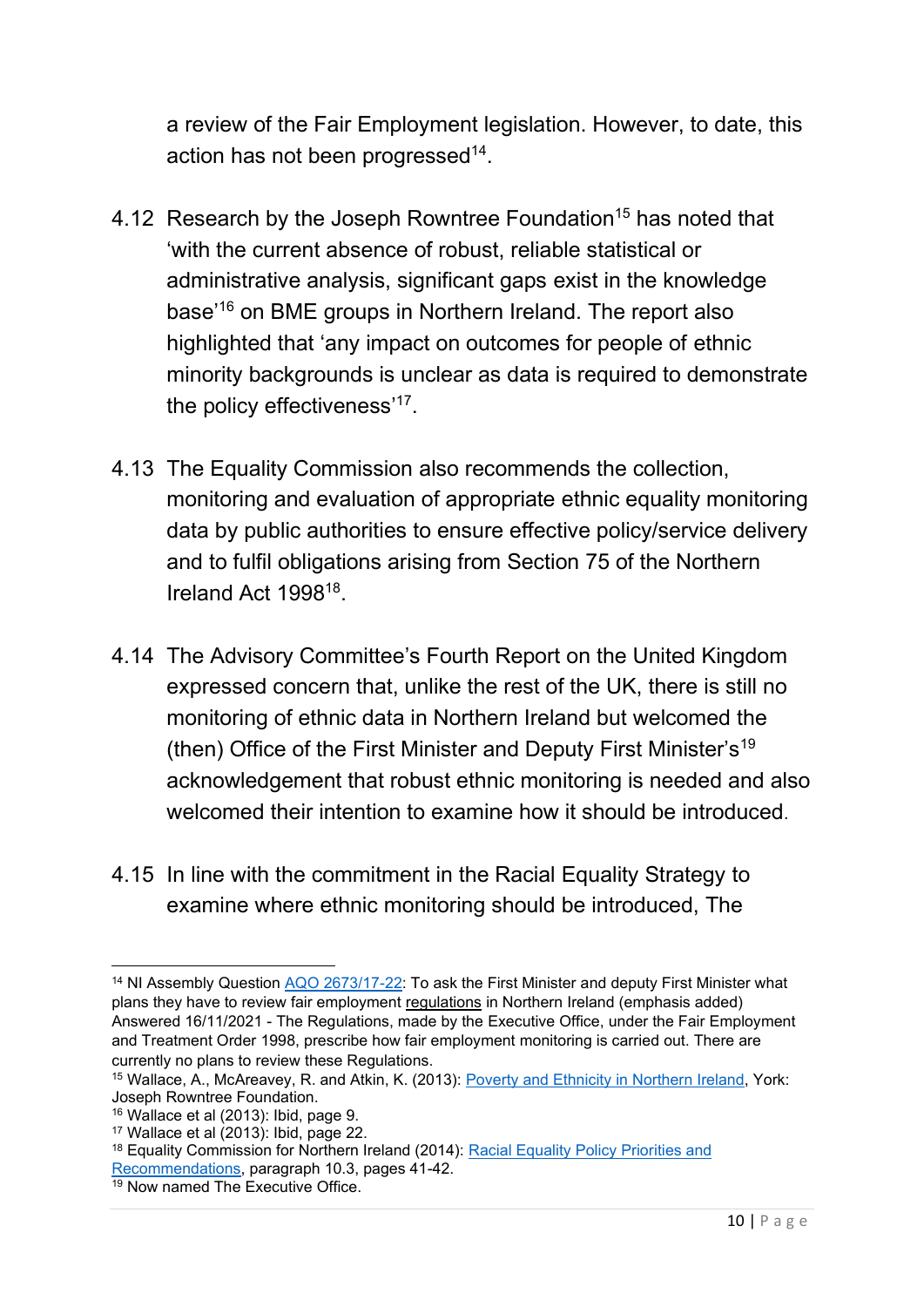a review of the Fair Employment legislation. However, to date, this action has not been progressed[14].

4.12 Research by the Joseph Rowntree Foundation[15] has noted that 'with the current absence of robust, reliable statistical or administrative analysis, significant gaps exist in the knowledge base'[16] on BME groups in Northern Ireland. The report also highlighted that 'any impact on outcomes for people of ethnic minority backgrounds is unclear as data is required to demonstrate the policy effectiveness'[17].

4.13 The Equality Commission also recommends the collection, monitoring and evaluation of appropriate ethnic equality monitoring data by public authorities to ensure effective policy/service delivery and to fulfil obligations arising from Section 75 of the Northern Ireland Act 1998[18].

4.14 The Advisory Committee's Fourth Report on the United Kingdom expressed concern that, unlike the rest of the UK, there is still no monitoring of ethnic data in Northern Ireland but welcomed the (then) Office of the First Minister and Deputy First Minister's[19] acknowledgement that robust ethnic monitoring is needed and also welcomed their intention to examine how it should be introduced.

4.15 In line with the commitment in the Racial Equality Strategy to examine where ethnic monitoring should be introduced, The

---

[14] NI Assembly Question AQO 2673/17-22: To ask the First Minister and deputy First Minister what plans they have to review fair employment <u>regulations</u> in Northern Ireland (emphasis added) Answered 16/11/2021 - The Regulations, made by the Executive Office, under the Fair Employment and Treatment Order 1998, prescribe how fair employment monitoring is carried out. There are currently no plans to review these Regulations.

[15] Wallace, A., McAreavey, R. and Atkin, K. (2013): Poverty and Ethnicity in Northern Ireland, York: Joseph Rowntree Foundation.

[16] Wallace et al (2013): Ibid, page 9.

[17] Wallace et al (2013): Ibid, page 22.

[18] Equality Commission for Northern Ireland (2014): Racial Equality Policy Priorities and Recommendations, paragraph 10.3, pages 41-42.

[19] Now named The Executive Office.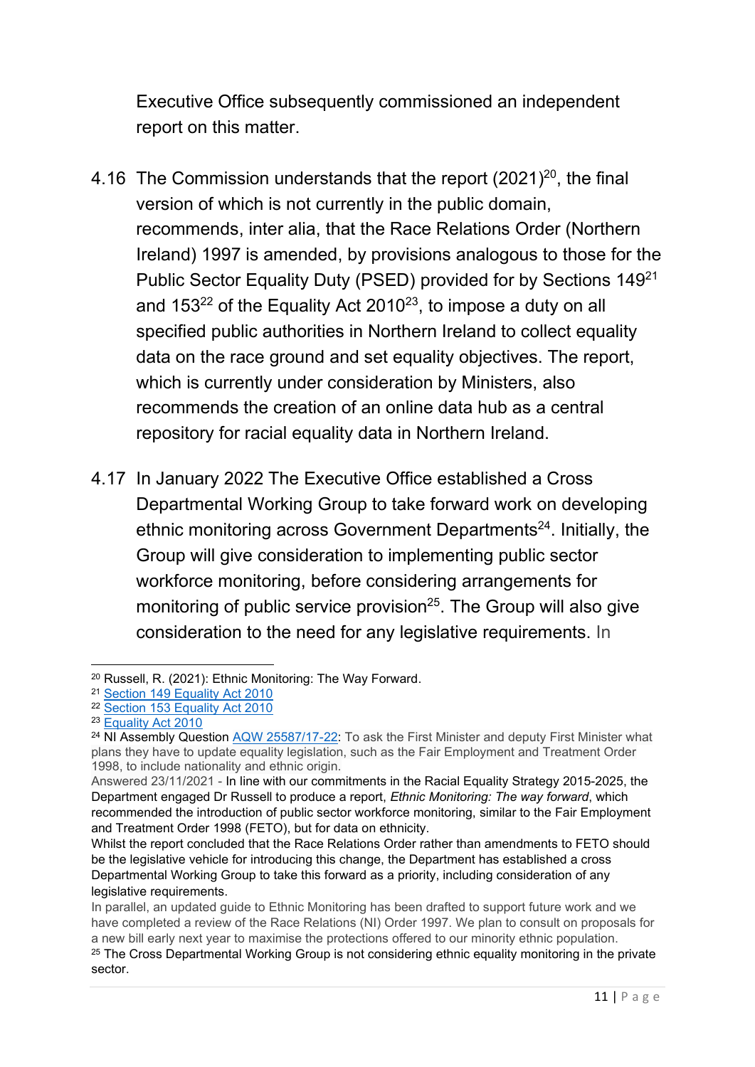Executive Office subsequently commissioned an independent report on this matter.

4.16 The Commission understands that the report (2021)[20], the final version of which is not currently in the public domain, recommends, inter alia, that the Race Relations Order (Northern Ireland) 1997 is amended, by provisions analogous to those for the Public Sector Equality Duty (PSED) provided for by Sections 149[21] and 153[22] of the Equality Act 2010[23], to impose a duty on all specified public authorities in Northern Ireland to collect equality data on the race ground and set equality objectives. The report, which is currently under consideration by Ministers, also recommends the creation of an online data hub as a central repository for racial equality data in Northern Ireland.

4.17 In January 2022 The Executive Office established a Cross Departmental Working Group to take forward work on developing ethnic monitoring across Government Departments[24]. Initially, the Group will give consideration to implementing public sector workforce monitoring, before considering arrangements for monitoring of public service provision[25]. The Group will also give consideration to the need for any legislative requirements. In

---

[20] Russell, R. (2021): Ethnic Monitoring: The Way Forward.

[21] Section 149 Equality Act 2010

[22] Section 153 Equality Act 2010

[23] Equality Act 2010

[24] NI Assembly Question AQW 25587/17-22: To ask the First Minister and deputy First Minister what plans they have to update equality legislation, such as the Fair Employment and Treatment Order 1998, to include nationality and ethnic origin.
Answered 23/11/2021 - In line with our commitments in the Racial Equality Strategy 2015-2025, the Department engaged Dr Russell to produce a report, *Ethnic Monitoring: The way forward*, which recommended the introduction of public sector workforce monitoring, similar to the Fair Employment and Treatment Order 1998 (FETO), but for data on ethnicity.
Whilst the report concluded that the Race Relations Order rather than amendments to FETO should be the legislative vehicle for introducing this change, the Department has established a cross Departmental Working Group to take this forward as a priority, including consideration of any legislative requirements.
In parallel, an updated guide to Ethnic Monitoring has been drafted to support future work and we have completed a review of the Race Relations (NI) Order 1997. We plan to consult on proposals for a new bill early next year to maximise the protections offered to our minority ethnic population.

[25] The Cross Departmental Working Group is not considering ethnic equality monitoring in the private sector.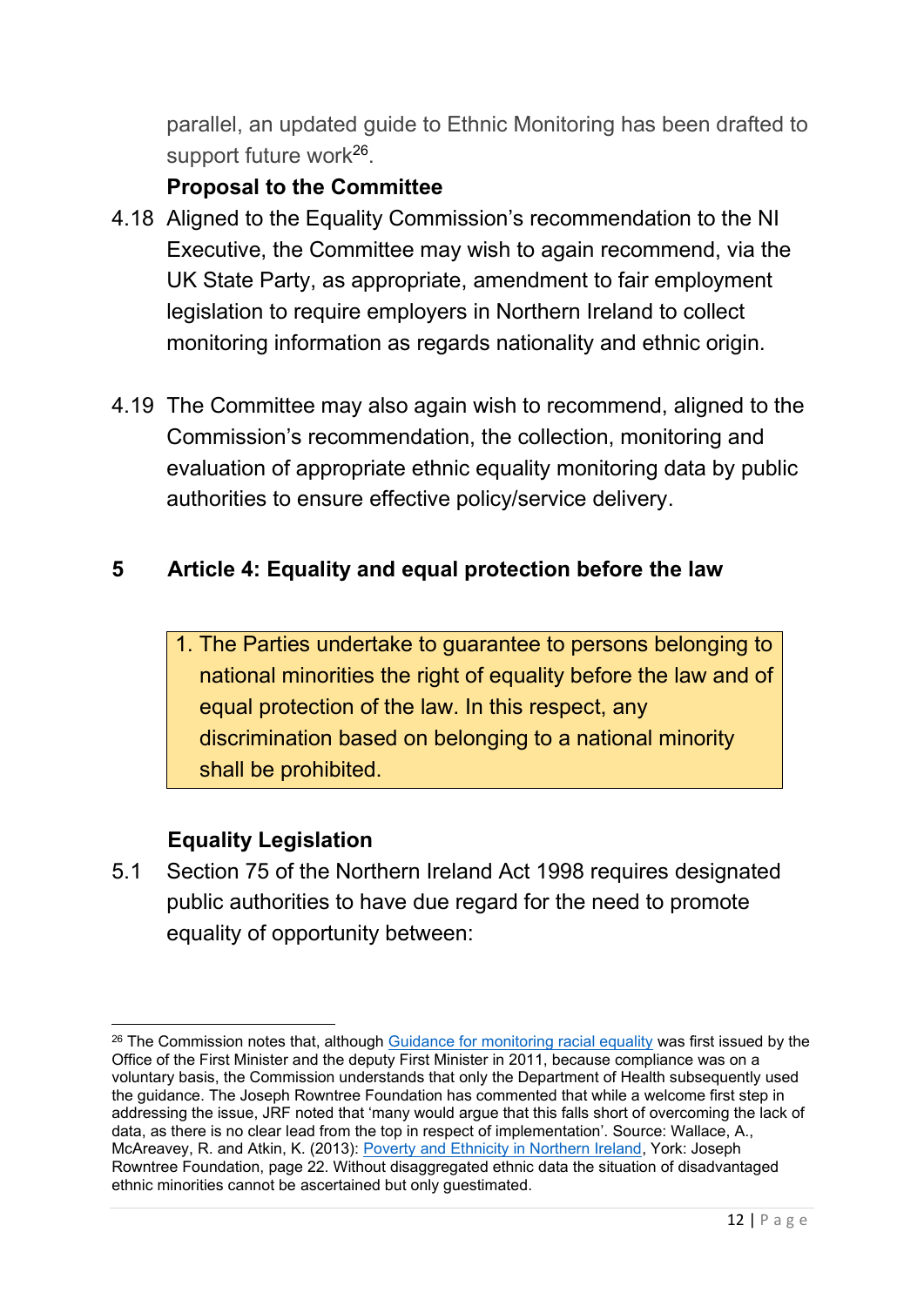parallel, an updated guide to Ethnic Monitoring has been drafted to support future work[26].

**Proposal to the Committee**

4.18 Aligned to the Equality Commission's recommendation to the NI Executive, the Committee may wish to again recommend, via the UK State Party, as appropriate, amendment to fair employment legislation to require employers in Northern Ireland to collect monitoring information as regards nationality and ethnic origin.

4.19 The Committee may also again wish to recommend, aligned to the Commission's recommendation, the collection, monitoring and evaluation of appropriate ethnic equality monitoring data by public authorities to ensure effective policy/service delivery.

## 5 Article 4: Equality and equal protection before the law

> 1. The Parties undertake to guarantee to persons belonging to national minorities the right of equality before the law and of equal protection of the law. In this respect, any discrimination based on belonging to a national minority shall be prohibited.

**Equality Legislation**

5.1 Section 75 of the Northern Ireland Act 1998 requires designated public authorities to have due regard for the need to promote equality of opportunity between:

---

[26] The Commission notes that, although Guidance for monitoring racial equality was first issued by the Office of the First Minister and the deputy First Minister in 2011, because compliance was on a voluntary basis, the Commission understands that only the Department of Health subsequently used the guidance. The Joseph Rowntree Foundation has commented that while a welcome first step in addressing the issue, JRF noted that 'many would argue that this falls short of overcoming the lack of data, as there is no clear lead from the top in respect of implementation'. Source: Wallace, A., McAreavey, R. and Atkin, K. (2013): Poverty and Ethnicity in Northern Ireland, York: Joseph Rowntree Foundation, page 22. Without disaggregated ethnic data the situation of disadvantaged ethnic minorities cannot be ascertained but only guestimated.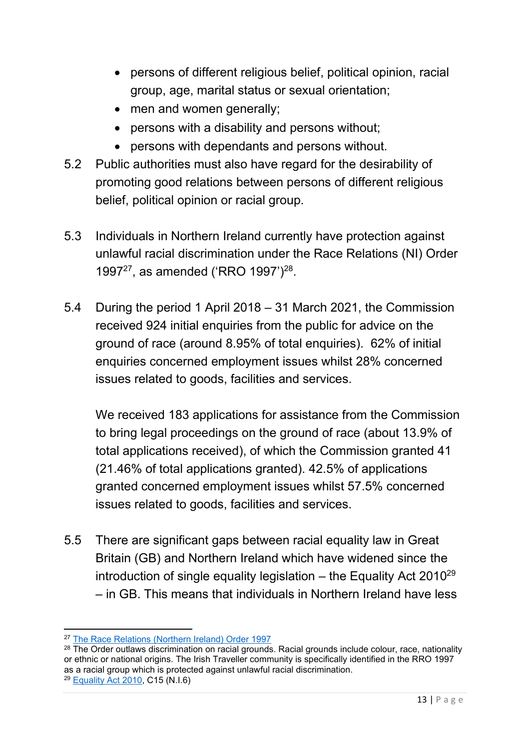- persons of different religious belief, political opinion, racial group, age, marital status or sexual orientation;
- men and women generally;
- persons with a disability and persons without;
- persons with dependants and persons without.

5.2 Public authorities must also have regard for the desirability of promoting good relations between persons of different religious belief, political opinion or racial group.

5.3 Individuals in Northern Ireland currently have protection against unlawful racial discrimination under the Race Relations (NI) Order 1997[27], as amended ('RRO 1997')[28].

5.4 During the period 1 April 2018 – 31 March 2021, the Commission received 924 initial enquiries from the public for advice on the ground of race (around 8.95% of total enquiries). 62% of initial enquiries concerned employment issues whilst 28% concerned issues related to goods, facilities and services.

We received 183 applications for assistance from the Commission to bring legal proceedings on the ground of race (about 13.9% of total applications received), of which the Commission granted 41 (21.46% of total applications granted). 42.5% of applications granted concerned employment issues whilst 57.5% concerned issues related to goods, facilities and services.

5.5 There are significant gaps between racial equality law in Great Britain (GB) and Northern Ireland which have widened since the introduction of single equality legislation – the Equality Act 2010[29] – in GB. This means that individuals in Northern Ireland have less

---

[27] The Race Relations (Northern Ireland) Order 1997

[28] The Order outlaws discrimination on racial grounds. Racial grounds include colour, race, nationality or ethnic or national origins. The Irish Traveller community is specifically identified in the RRO 1997 as a racial group which is protected against unlawful racial discrimination.

[29] Equality Act 2010, C15 (N.I.6)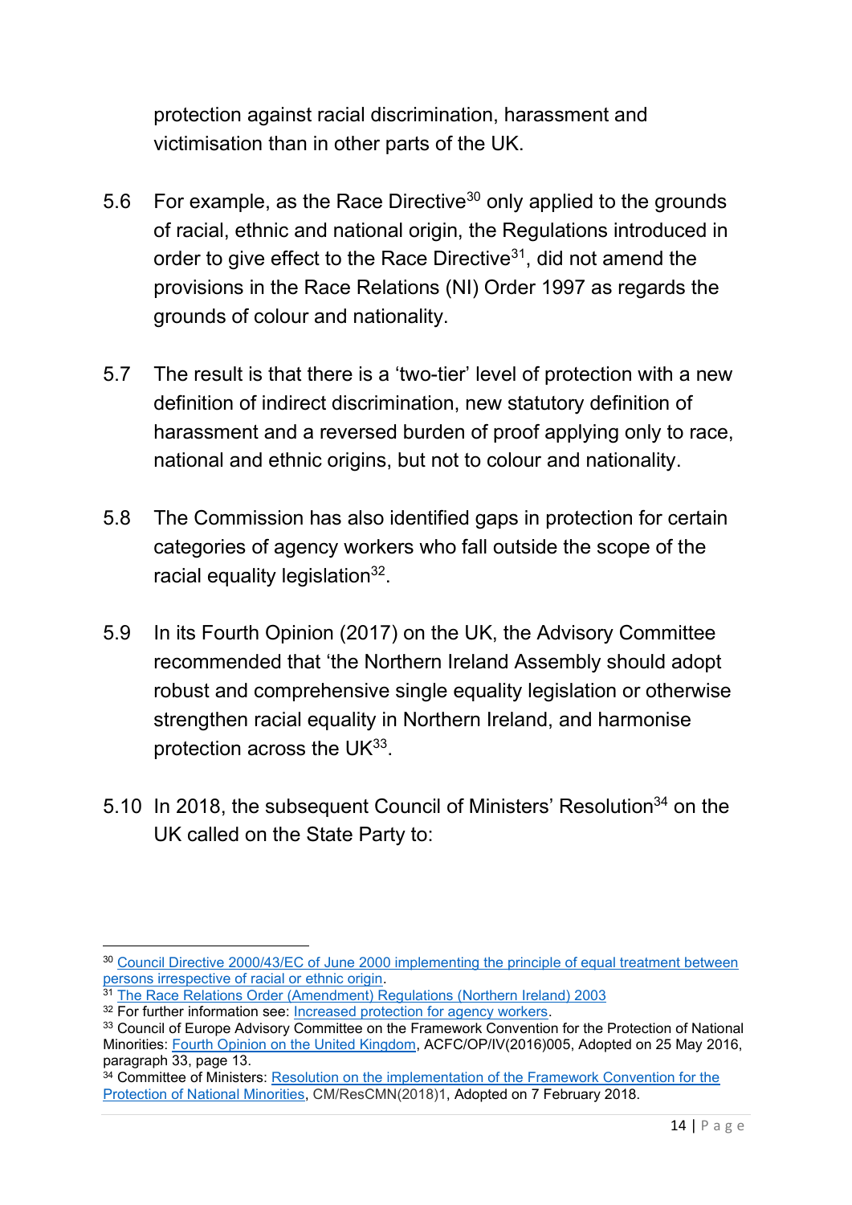protection against racial discrimination, harassment and victimisation than in other parts of the UK.

5.6 For example, as the Race Directive[30] only applied to the grounds of racial, ethnic and national origin, the Regulations introduced in order to give effect to the Race Directive[31], did not amend the provisions in the Race Relations (NI) Order 1997 as regards the grounds of colour and nationality.

5.7 The result is that there is a 'two-tier' level of protection with a new definition of indirect discrimination, new statutory definition of harassment and a reversed burden of proof applying only to race, national and ethnic origins, but not to colour and nationality.

5.8 The Commission has also identified gaps in protection for certain categories of agency workers who fall outside the scope of the racial equality legislation[32].

5.9 In its Fourth Opinion (2017) on the UK, the Advisory Committee recommended that 'the Northern Ireland Assembly should adopt robust and comprehensive single equality legislation or otherwise strengthen racial equality in Northern Ireland, and harmonise protection across the UK[33].

5.10 In 2018, the subsequent Council of Ministers' Resolution[34] on the UK called on the State Party to:

---

[30] Council Directive 2000/43/EC of June 2000 implementing the principle of equal treatment between persons irrespective of racial or ethnic origin.

[31] The Race Relations Order (Amendment) Regulations (Northern Ireland) 2003

[32] For further information see: Increased protection for agency workers.

[33] Council of Europe Advisory Committee on the Framework Convention for the Protection of National Minorities: Fourth Opinion on the United Kingdom, ACFC/OP/IV(2016)005, Adopted on 25 May 2016, paragraph 33, page 13.

[34] Committee of Ministers: Resolution on the implementation of the Framework Convention for the Protection of National Minorities, CM/ResCMN(2018)1, Adopted on 7 February 2018.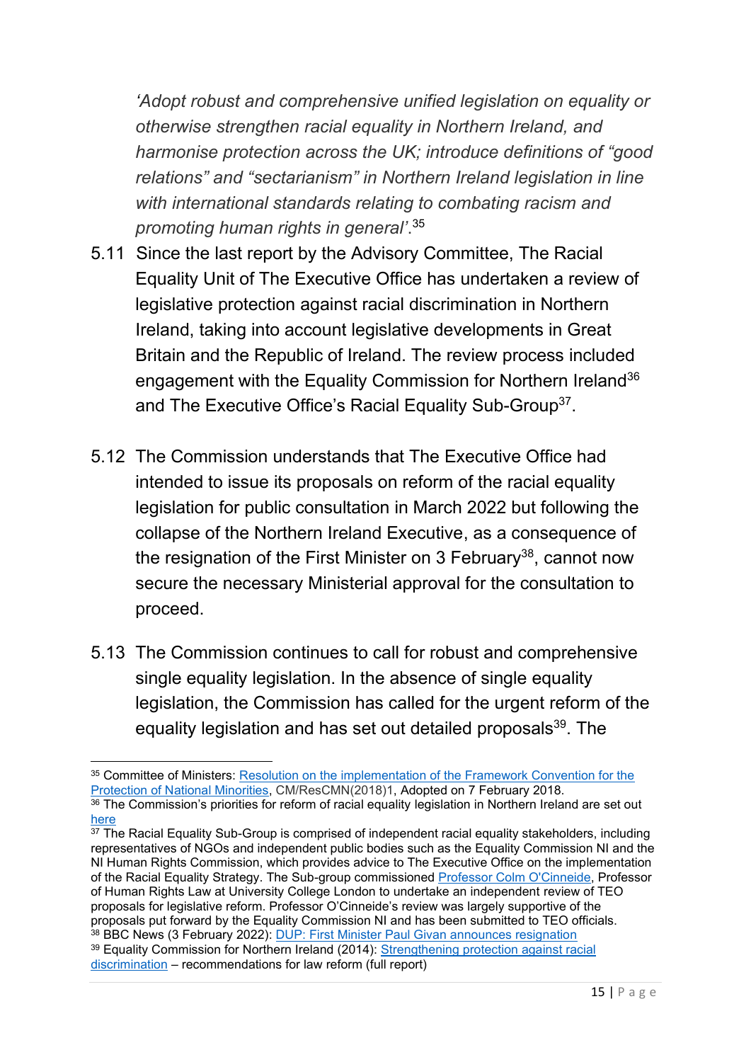*'Adopt robust and comprehensive unified legislation on equality or otherwise strengthen racial equality in Northern Ireland, and harmonise protection across the UK; introduce definitions of "good relations" and "sectarianism" in Northern Ireland legislation in line with international standards relating to combating racism and promoting human rights in general'*.[35]

5.11 Since the last report by the Advisory Committee, The Racial Equality Unit of The Executive Office has undertaken a review of legislative protection against racial discrimination in Northern Ireland, taking into account legislative developments in Great Britain and the Republic of Ireland. The review process included engagement with the Equality Commission for Northern Ireland[36] and The Executive Office's Racial Equality Sub-Group[37].

5.12 The Commission understands that The Executive Office had intended to issue its proposals on reform of the racial equality legislation for public consultation in March 2022 but following the collapse of the Northern Ireland Executive, as a consequence of the resignation of the First Minister on 3 February[38], cannot now secure the necessary Ministerial approval for the consultation to proceed.

5.13 The Commission continues to call for robust and comprehensive single equality legislation. In the absence of single equality legislation, the Commission has called for the urgent reform of the equality legislation and has set out detailed proposals[39]. The

---

[35] Committee of Ministers: Resolution on the implementation of the Framework Convention for the Protection of National Minorities, CM/ResCMN(2018)1, Adopted on 7 February 2018.

[36] The Commission's priorities for reform of racial equality legislation in Northern Ireland are set out here

[37] The Racial Equality Sub-Group is comprised of independent racial equality stakeholders, including representatives of NGOs and independent public bodies such as the Equality Commission NI and the NI Human Rights Commission, which provides advice to The Executive Office on the implementation of the Racial Equality Strategy. The Sub-group commissioned Professor Colm O'Cinneide, Professor of Human Rights Law at University College London to undertake an independent review of TEO proposals for legislative reform. Professor O'Cinneide's review was largely supportive of the proposals put forward by the Equality Commission NI and has been submitted to TEO officials.

[38] BBC News (3 February 2022): DUP: First Minister Paul Givan announces resignation

[39] Equality Commission for Northern Ireland (2014): Strengthening protection against racial discrimination – recommendations for law reform (full report)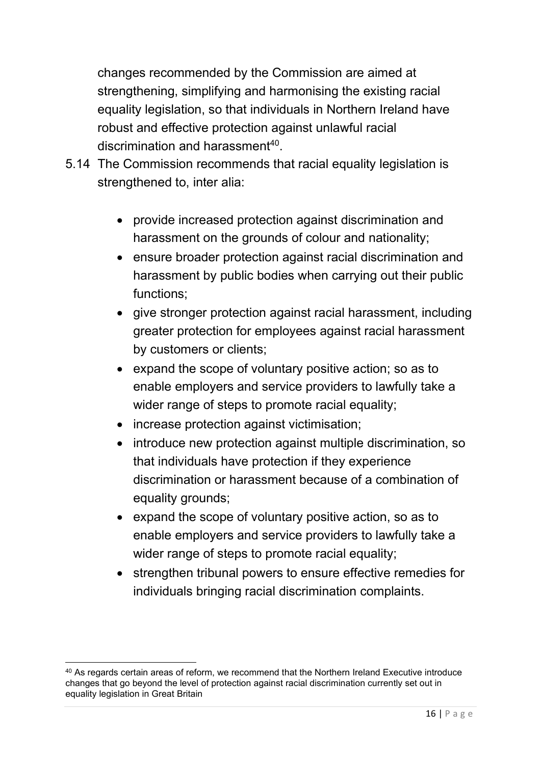changes recommended by the Commission are aimed at strengthening, simplifying and harmonising the existing racial equality legislation, so that individuals in Northern Ireland have robust and effective protection against unlawful racial discrimination and harassment[40].

5.14 The Commission recommends that racial equality legislation is strengthened to, inter alia:

- provide increased protection against discrimination and harassment on the grounds of colour and nationality;
- ensure broader protection against racial discrimination and harassment by public bodies when carrying out their public functions;
- give stronger protection against racial harassment, including greater protection for employees against racial harassment by customers or clients;
- expand the scope of voluntary positive action; so as to enable employers and service providers to lawfully take a wider range of steps to promote racial equality;
- increase protection against victimisation;
- introduce new protection against multiple discrimination, so that individuals have protection if they experience discrimination or harassment because of a combination of equality grounds;
- expand the scope of voluntary positive action, so as to enable employers and service providers to lawfully take a wider range of steps to promote racial equality;
- strengthen tribunal powers to ensure effective remedies for individuals bringing racial discrimination complaints.

---

[40] As regards certain areas of reform, we recommend that the Northern Ireland Executive introduce changes that go beyond the level of protection against racial discrimination currently set out in equality legislation in Great Britain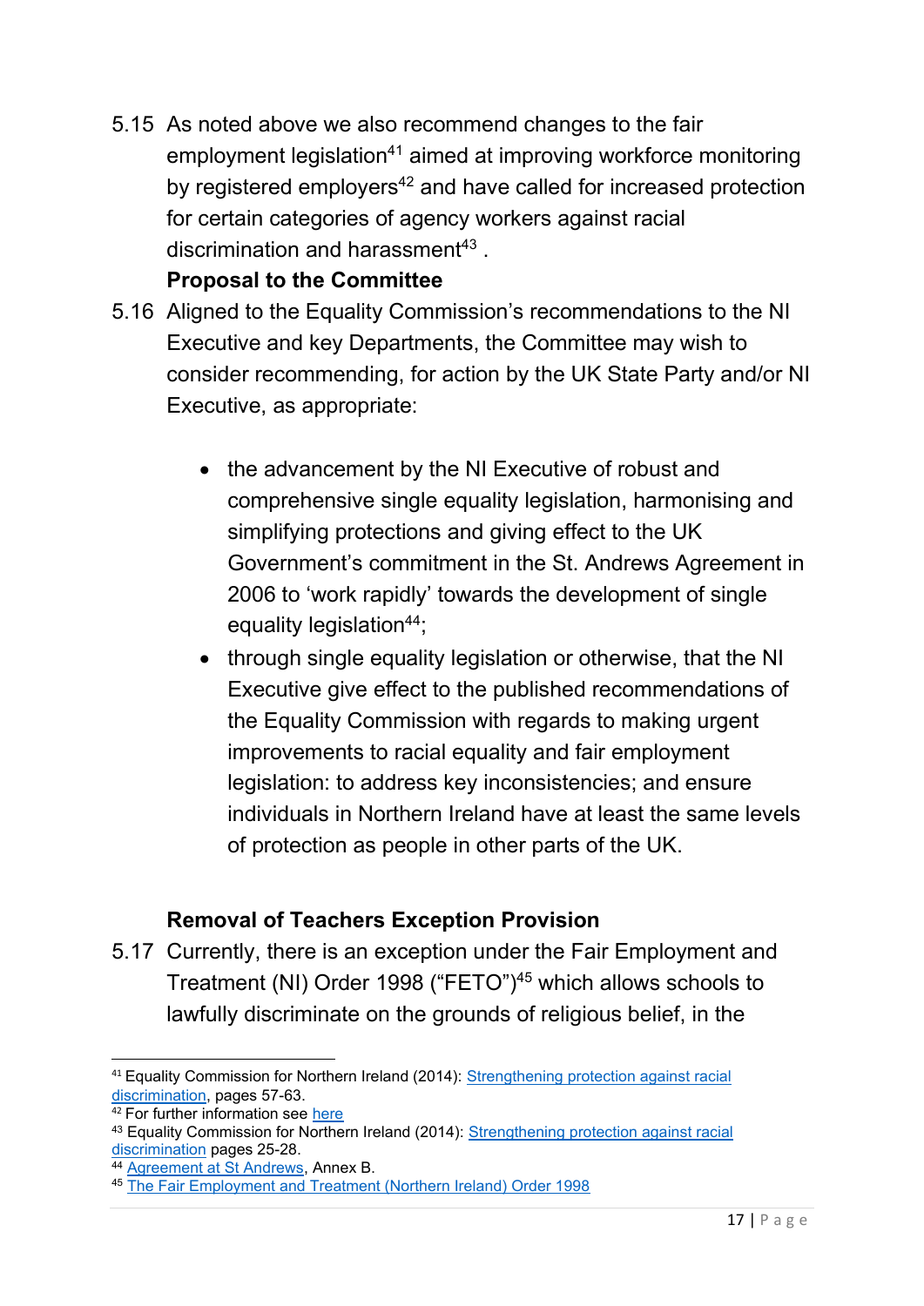5.15 As noted above we also recommend changes to the fair employment legislation[41] aimed at improving workforce monitoring by registered employers[42] and have called for increased protection for certain categories of agency workers against racial discrimination and harassment[43] .

**Proposal to the Committee**

5.16 Aligned to the Equality Commission's recommendations to the NI Executive and key Departments, the Committee may wish to consider recommending, for action by the UK State Party and/or NI Executive, as appropriate:

- the advancement by the NI Executive of robust and comprehensive single equality legislation, harmonising and simplifying protections and giving effect to the UK Government's commitment in the St. Andrews Agreement in 2006 to 'work rapidly' towards the development of single equality legislation[44];
- through single equality legislation or otherwise, that the NI Executive give effect to the published recommendations of the Equality Commission with regards to making urgent improvements to racial equality and fair employment legislation: to address key inconsistencies; and ensure individuals in Northern Ireland have at least the same levels of protection as people in other parts of the UK.

**Removal of Teachers Exception Provision**

5.17 Currently, there is an exception under the Fair Employment and Treatment (NI) Order 1998 ("FETO")[45] which allows schools to lawfully discriminate on the grounds of religious belief, in the

---

[41] Equality Commission for Northern Ireland (2014): Strengthening protection against racial discrimination, pages 57-63.

[42] For further information see here

[43] Equality Commission for Northern Ireland (2014): Strengthening protection against racial discrimination pages 25-28.

[44] Agreement at St Andrews, Annex B.

[45] The Fair Employment and Treatment (Northern Ireland) Order 1998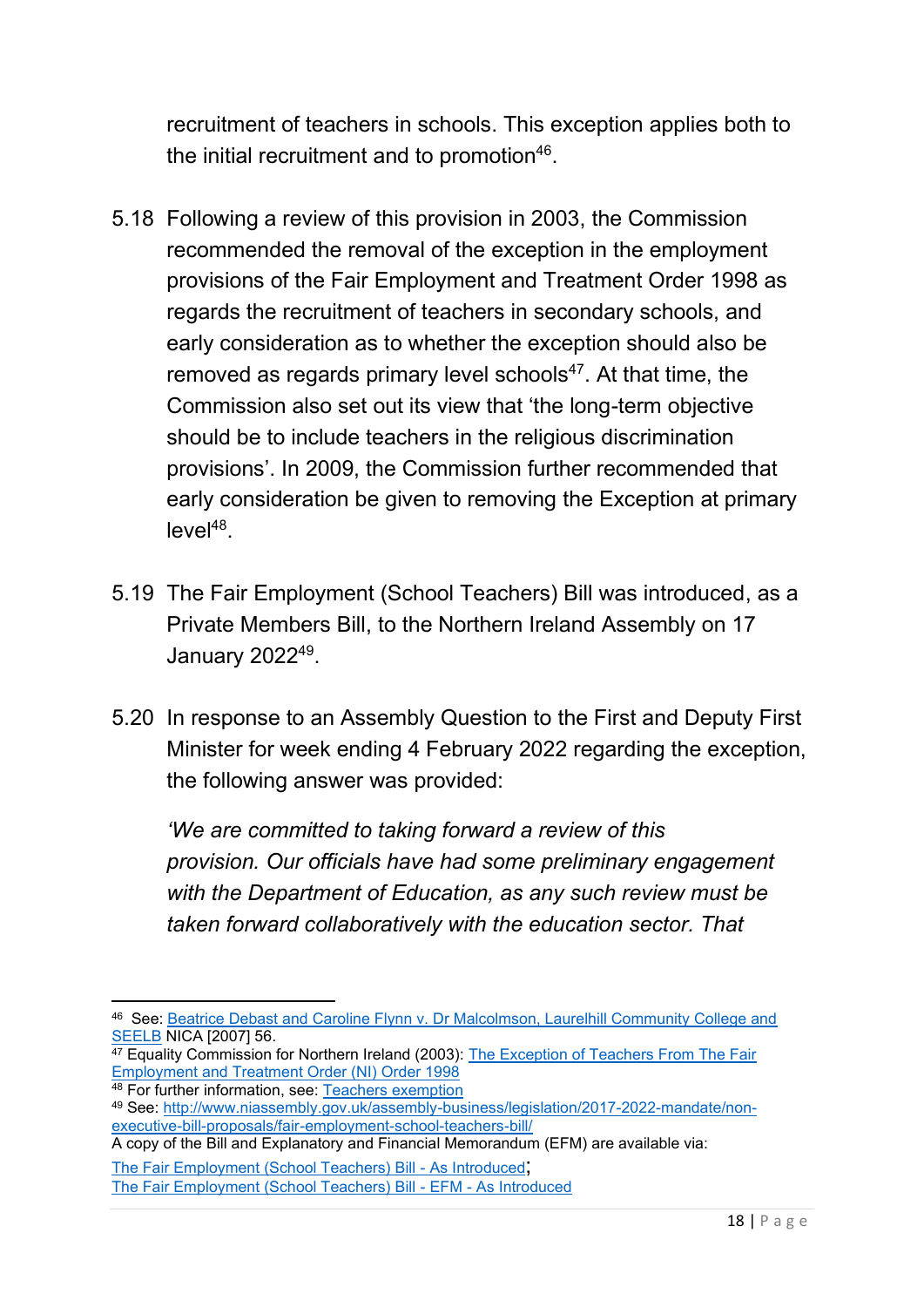recruitment of teachers in schools. This exception applies both to the initial recruitment and to promotion[46].

5.18 Following a review of this provision in 2003, the Commission recommended the removal of the exception in the employment provisions of the Fair Employment and Treatment Order 1998 as regards the recruitment of teachers in secondary schools, and early consideration as to whether the exception should also be removed as regards primary level schools[47]. At that time, the Commission also set out its view that 'the long-term objective should be to include teachers in the religious discrimination provisions'. In 2009, the Commission further recommended that early consideration be given to removing the Exception at primary level[48].

5.19 The Fair Employment (School Teachers) Bill was introduced, as a Private Members Bill, to the Northern Ireland Assembly on 17 January 2022[49].

5.20 In response to an Assembly Question to the First and Deputy First Minister for week ending 4 February 2022 regarding the exception, the following answer was provided:

*'We are committed to taking forward a review of this provision. Our officials have had some preliminary engagement with the Department of Education, as any such review must be taken forward collaboratively with the education sector. That*

---

[46] See: Beatrice Debast and Caroline Flynn v. Dr Malcolmson, Laurelhill Community College and SEELB NICA [2007] 56.

[47] Equality Commission for Northern Ireland (2003): The Exception of Teachers From The Fair Employment and Treatment Order (NI) Order 1998

[48] For further information, see: Teachers exemption

[49] See: http://www.niassembly.gov.uk/assembly-business/legislation/2017-2022-mandate/non-executive-bill-proposals/fair-employment-school-teachers-bill/

A copy of the Bill and Explanatory and Financial Memorandum (EFM) are available via:

The Fair Employment (School Teachers) Bill - As Introduced;
The Fair Employment (School Teachers) Bill - EFM - As Introduced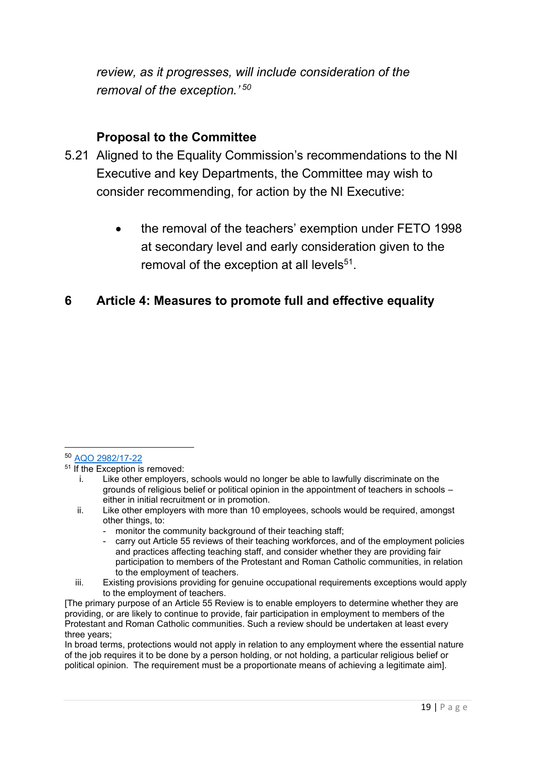*review, as it progresses, will include consideration of the removal of the exception.'*[50]

### Proposal to the Committee

5.21 Aligned to the Equality Commission's recommendations to the NI Executive and key Departments, the Committee may wish to consider recommending, for action by the NI Executive:

- the removal of the teachers' exemption under FETO 1998 at secondary level and early consideration given to the removal of the exception at all levels[51].

## 6 Article 4: Measures to promote full and effective equality

---

[50] AQO 2982/17-22

[51] If the Exception is removed:

i. Like other employers, schools would no longer be able to lawfully discriminate on the grounds of religious belief or political opinion in the appointment of teachers in schools – either in initial recruitment or in promotion.

ii. Like other employers with more than 10 employees, schools would be required, amongst other things, to:
   - monitor the community background of their teaching staff;
   - carry out Article 55 reviews of their teaching workforces, and of the employment policies and practices affecting teaching staff, and consider whether they are providing fair participation to members of the Protestant and Roman Catholic communities, in relation to the employment of teachers.

iii. Existing provisions providing for genuine occupational requirements exceptions would apply to the employment of teachers.

[The primary purpose of an Article 55 Review is to enable employers to determine whether they are providing, or are likely to continue to provide, fair participation in employment to members of the Protestant and Roman Catholic communities. Such a review should be undertaken at least every three years;
In broad terms, protections would not apply in relation to any employment where the essential nature of the job requires it to be done by a person holding, or not holding, a particular religious belief or political opinion. The requirement must be a proportionate means of achieving a legitimate aim].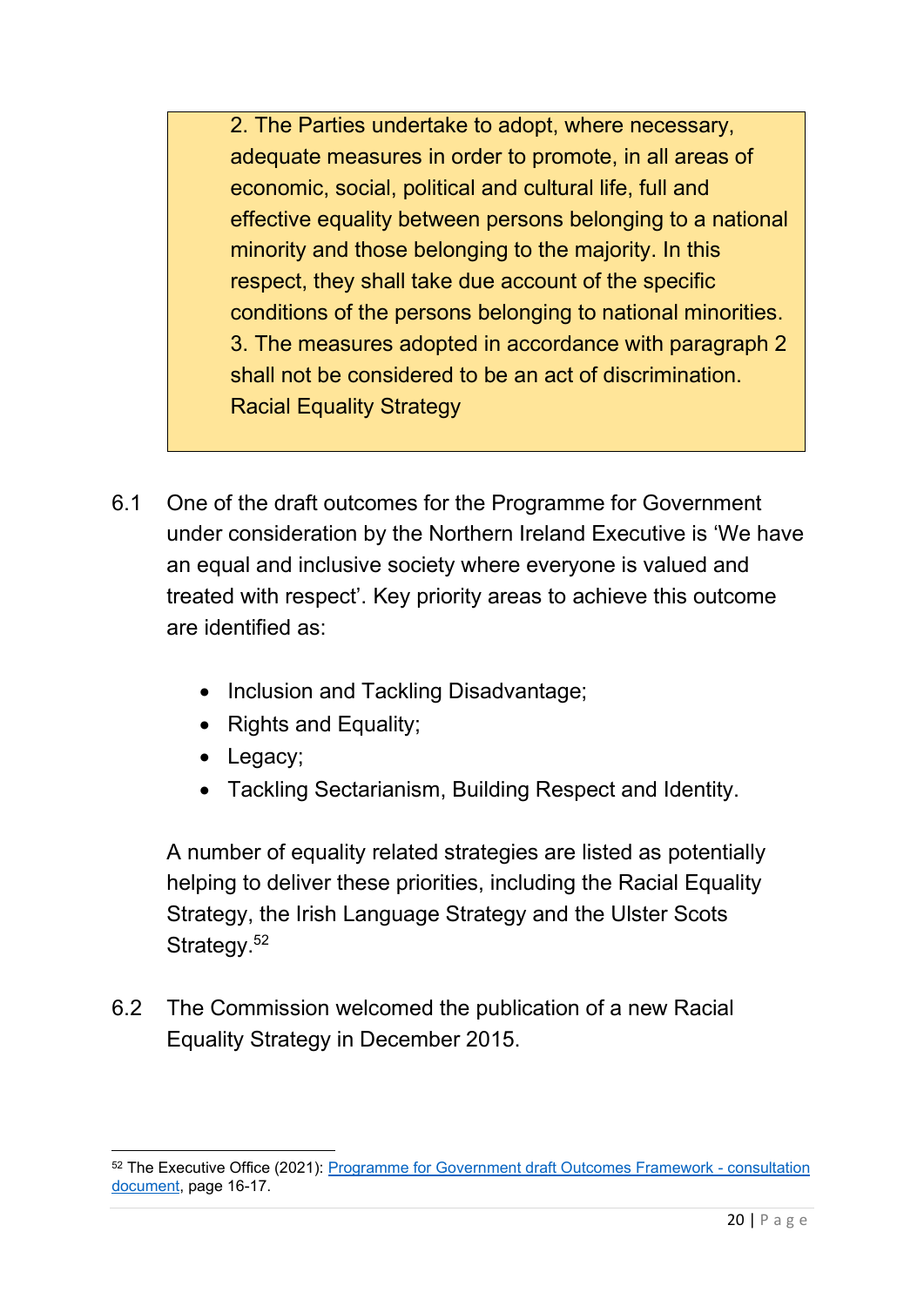> 2. The Parties undertake to adopt, where necessary, adequate measures in order to promote, in all areas of economic, social, political and cultural life, full and effective equality between persons belonging to a national minority and those belonging to the majority. In this respect, they shall take due account of the specific conditions of the persons belonging to national minorities.
> 3. The measures adopted in accordance with paragraph 2 shall not be considered to be an act of discrimination.
> Racial Equality Strategy

6.1 One of the draft outcomes for the Programme for Government under consideration by the Northern Ireland Executive is 'We have an equal and inclusive society where everyone is valued and treated with respect'. Key priority areas to achieve this outcome are identified as:

- Inclusion and Tackling Disadvantage;
- Rights and Equality;
- Legacy;
- Tackling Sectarianism, Building Respect and Identity.

A number of equality related strategies are listed as potentially helping to deliver these priorities, including the Racial Equality Strategy, the Irish Language Strategy and the Ulster Scots Strategy.[52]

6.2 The Commission welcomed the publication of a new Racial Equality Strategy in December 2015.

---

[52] The Executive Office (2021): Programme for Government draft Outcomes Framework - consultation document, page 16-17.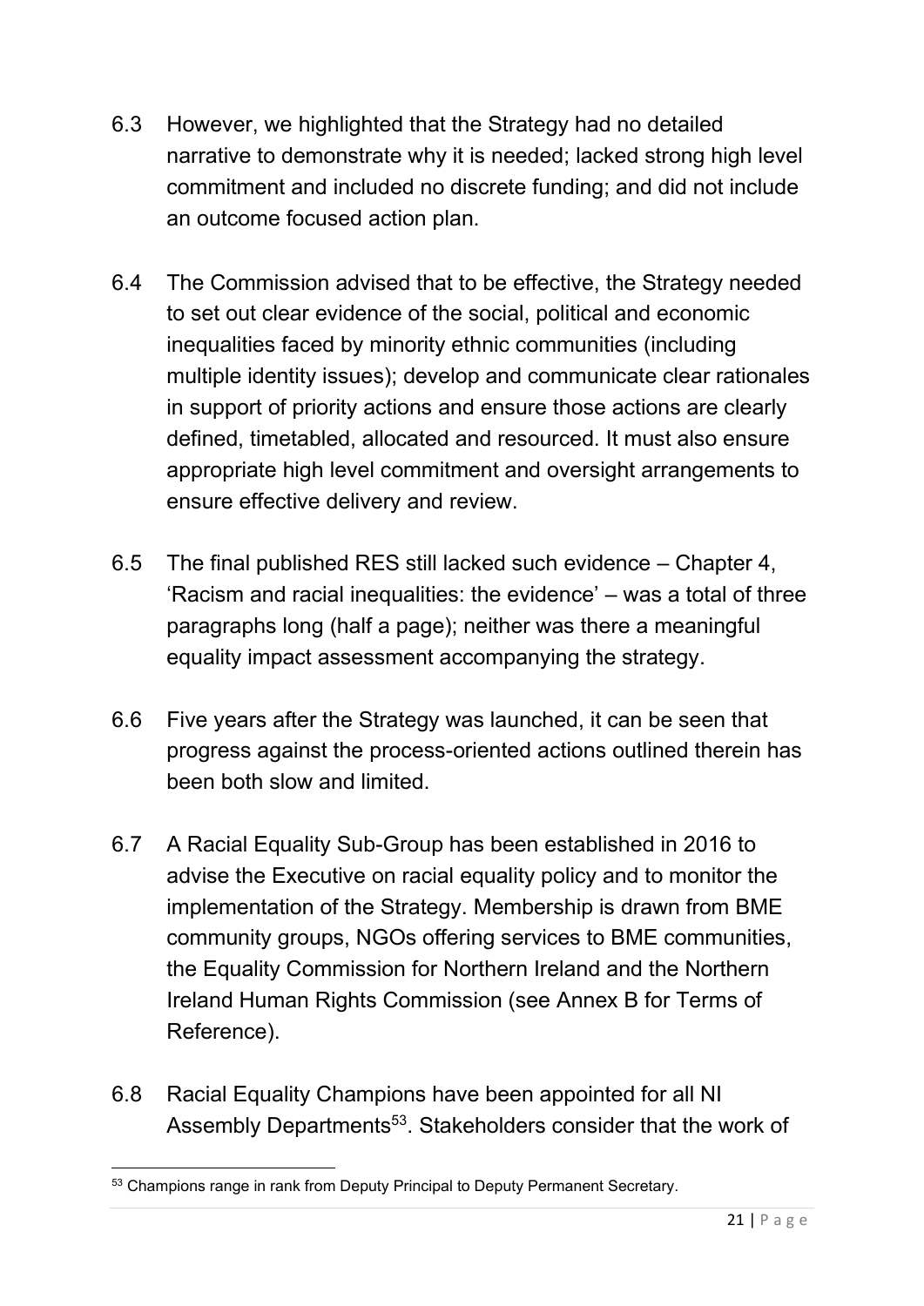6.3 However, we highlighted that the Strategy had no detailed narrative to demonstrate why it is needed; lacked strong high level commitment and included no discrete funding; and did not include an outcome focused action plan.

6.4 The Commission advised that to be effective, the Strategy needed to set out clear evidence of the social, political and economic inequalities faced by minority ethnic communities (including multiple identity issues); develop and communicate clear rationales in support of priority actions and ensure those actions are clearly defined, timetabled, allocated and resourced. It must also ensure appropriate high level commitment and oversight arrangements to ensure effective delivery and review.

6.5 The final published RES still lacked such evidence – Chapter 4, 'Racism and racial inequalities: the evidence' – was a total of three paragraphs long (half a page); neither was there a meaningful equality impact assessment accompanying the strategy.

6.6 Five years after the Strategy was launched, it can be seen that progress against the process-oriented actions outlined therein has been both slow and limited.

6.7 A Racial Equality Sub-Group has been established in 2016 to advise the Executive on racial equality policy and to monitor the implementation of the Strategy. Membership is drawn from BME community groups, NGOs offering services to BME communities, the Equality Commission for Northern Ireland and the Northern Ireland Human Rights Commission (see Annex B for Terms of Reference).

6.8 Racial Equality Champions have been appointed for all NI Assembly Departments[53]. Stakeholders consider that the work of

---

[53] Champions range in rank from Deputy Principal to Deputy Permanent Secretary.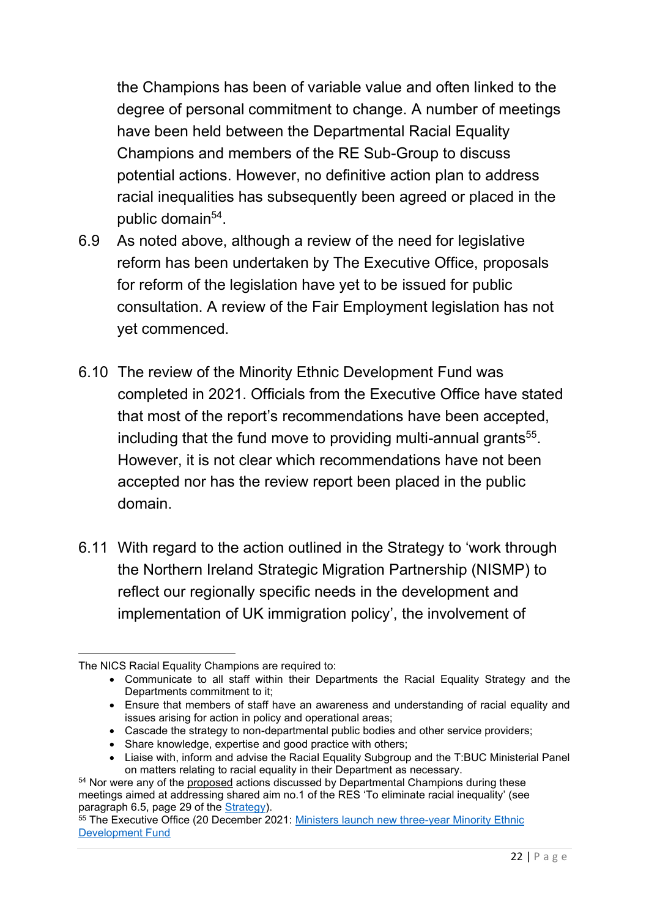the Champions has been of variable value and often linked to the degree of personal commitment to change. A number of meetings have been held between the Departmental Racial Equality Champions and members of the RE Sub-Group to discuss potential actions. However, no definitive action plan to address racial inequalities has subsequently been agreed or placed in the public domain[54].

6.9 As noted above, although a review of the need for legislative reform has been undertaken by The Executive Office, proposals for reform of the legislation have yet to be issued for public consultation. A review of the Fair Employment legislation has not yet commenced.

6.10 The review of the Minority Ethnic Development Fund was completed in 2021. Officials from the Executive Office have stated that most of the report's recommendations have been accepted, including that the fund move to providing multi-annual grants[55]. However, it is not clear which recommendations have not been accepted nor has the review report been placed in the public domain.

6.11 With regard to the action outlined in the Strategy to 'work through the Northern Ireland Strategic Migration Partnership (NISMP) to reflect our regionally specific needs in the development and implementation of UK immigration policy', the involvement of

---

The NICS Racial Equality Champions are required to:

- Communicate to all staff within their Departments the Racial Equality Strategy and the Departments commitment to it;
- Ensure that members of staff have an awareness and understanding of racial equality and issues arising for action in policy and operational areas;
- Cascade the strategy to non-departmental public bodies and other service providers;
- Share knowledge, expertise and good practice with others;
- Liaise with, inform and advise the Racial Equality Subgroup and the T:BUC Ministerial Panel on matters relating to racial equality in their Department as necessary.

[54] Nor were any of the proposed actions discussed by Departmental Champions during these meetings aimed at addressing shared aim no.1 of the RES 'To eliminate racial inequality' (see paragraph 6.5, page 29 of the Strategy).

[55] The Executive Office (20 December 2021: Ministers launch new three-year Minority Ethnic Development Fund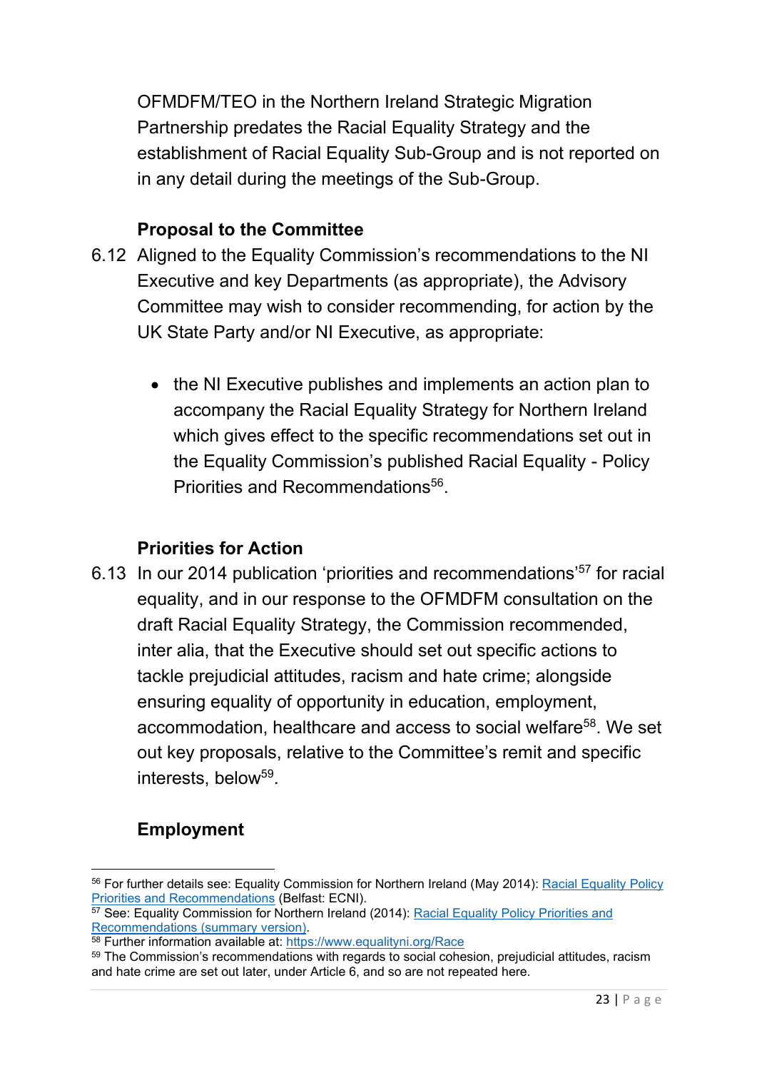OFMDFM/TEO in the Northern Ireland Strategic Migration Partnership predates the Racial Equality Strategy and the establishment of Racial Equality Sub-Group and is not reported on in any detail during the meetings of the Sub-Group.

**Proposal to the Committee**

6.12 Aligned to the Equality Commission's recommendations to the NI Executive and key Departments (as appropriate), the Advisory Committee may wish to consider recommending, for action by the UK State Party and/or NI Executive, as appropriate:

- the NI Executive publishes and implements an action plan to accompany the Racial Equality Strategy for Northern Ireland which gives effect to the specific recommendations set out in the Equality Commission's published Racial Equality - Policy Priorities and Recommendations[56].

**Priorities for Action**

6.13 In our 2014 publication 'priorities and recommendations'[57] for racial equality, and in our response to the OFMDFM consultation on the draft Racial Equality Strategy, the Commission recommended, inter alia, that the Executive should set out specific actions to tackle prejudicial attitudes, racism and hate crime; alongside ensuring equality of opportunity in education, employment, accommodation, healthcare and access to social welfare[58]. We set out key proposals, relative to the Committee's remit and specific interests, below[59].

**Employment**

---

[56] For further details see: Equality Commission for Northern Ireland (May 2014): Racial Equality Policy Priorities and Recommendations (Belfast: ECNI).

[57] See: Equality Commission for Northern Ireland (2014): Racial Equality Policy Priorities and Recommendations (summary version).

[58] Further information available at: https://www.equalityni.org/Race

[59] The Commission's recommendations with regards to social cohesion, prejudicial attitudes, racism and hate crime are set out later, under Article 6, and so are not repeated here.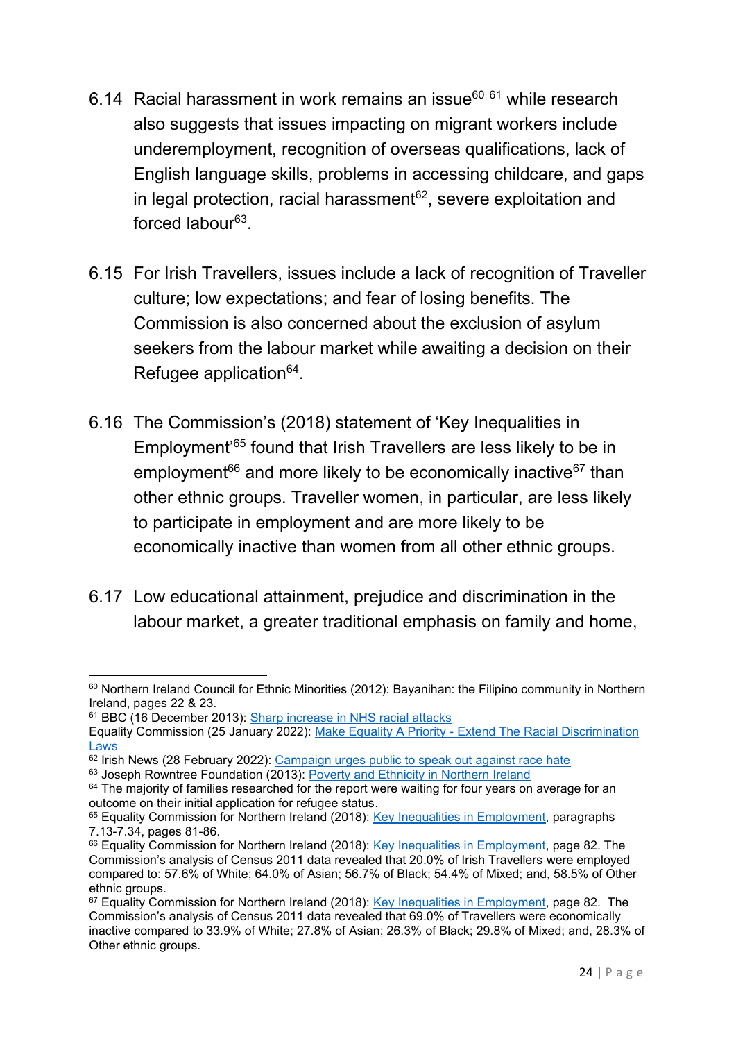6.14 Racial harassment in work remains an issue[60] [61] while research also suggests that issues impacting on migrant workers include underemployment, recognition of overseas qualifications, lack of English language skills, problems in accessing childcare, and gaps in legal protection, racial harassment[62], severe exploitation and forced labour[63].

6.15 For Irish Travellers, issues include a lack of recognition of Traveller culture; low expectations; and fear of losing benefits. The Commission is also concerned about the exclusion of asylum seekers from the labour market while awaiting a decision on their Refugee application[64].

6.16 The Commission's (2018) statement of 'Key Inequalities in Employment'[65] found that Irish Travellers are less likely to be in employment[66] and more likely to be economically inactive[67] than other ethnic groups. Traveller women, in particular, are less likely to participate in employment and are more likely to be economically inactive than women from all other ethnic groups.

6.17 Low educational attainment, prejudice and discrimination in the labour market, a greater traditional emphasis on family and home,

---

[60] Northern Ireland Council for Ethnic Minorities (2012): Bayanihan: the Filipino community in Northern Ireland, pages 22 & 23.

[61] BBC (16 December 2013): [Sharp increase in NHS racial attacks](#)
Equality Commission (25 January 2022): [Make Equality A Priority - Extend The Racial Discrimination Laws](#)

[62] Irish News (28 February 2022): [Campaign urges public to speak out against race hate](#)

[63] Joseph Rowntree Foundation (2013): [Poverty and Ethnicity in Northern Ireland](#)

[64] The majority of families researched for the report were waiting for four years on average for an outcome on their initial application for refugee status.

[65] Equality Commission for Northern Ireland (2018): [Key Inequalities in Employment](#), paragraphs 7.13-7.34, pages 81-86.

[66] Equality Commission for Northern Ireland (2018): [Key Inequalities in Employment](#), page 82. The Commission's analysis of Census 2011 data revealed that 20.0% of Irish Travellers were employed compared to: 57.6% of White; 64.0% of Asian; 56.7% of Black; 54.4% of Mixed; and, 58.5% of Other ethnic groups.

[67] Equality Commission for Northern Ireland (2018): [Key Inequalities in Employment](#), page 82. The Commission's analysis of Census 2011 data revealed that 69.0% of Travellers were economically inactive compared to 33.9% of White; 27.8% of Asian; 26.3% of Black; 29.8% of Mixed; and, 28.3% of Other ethnic groups.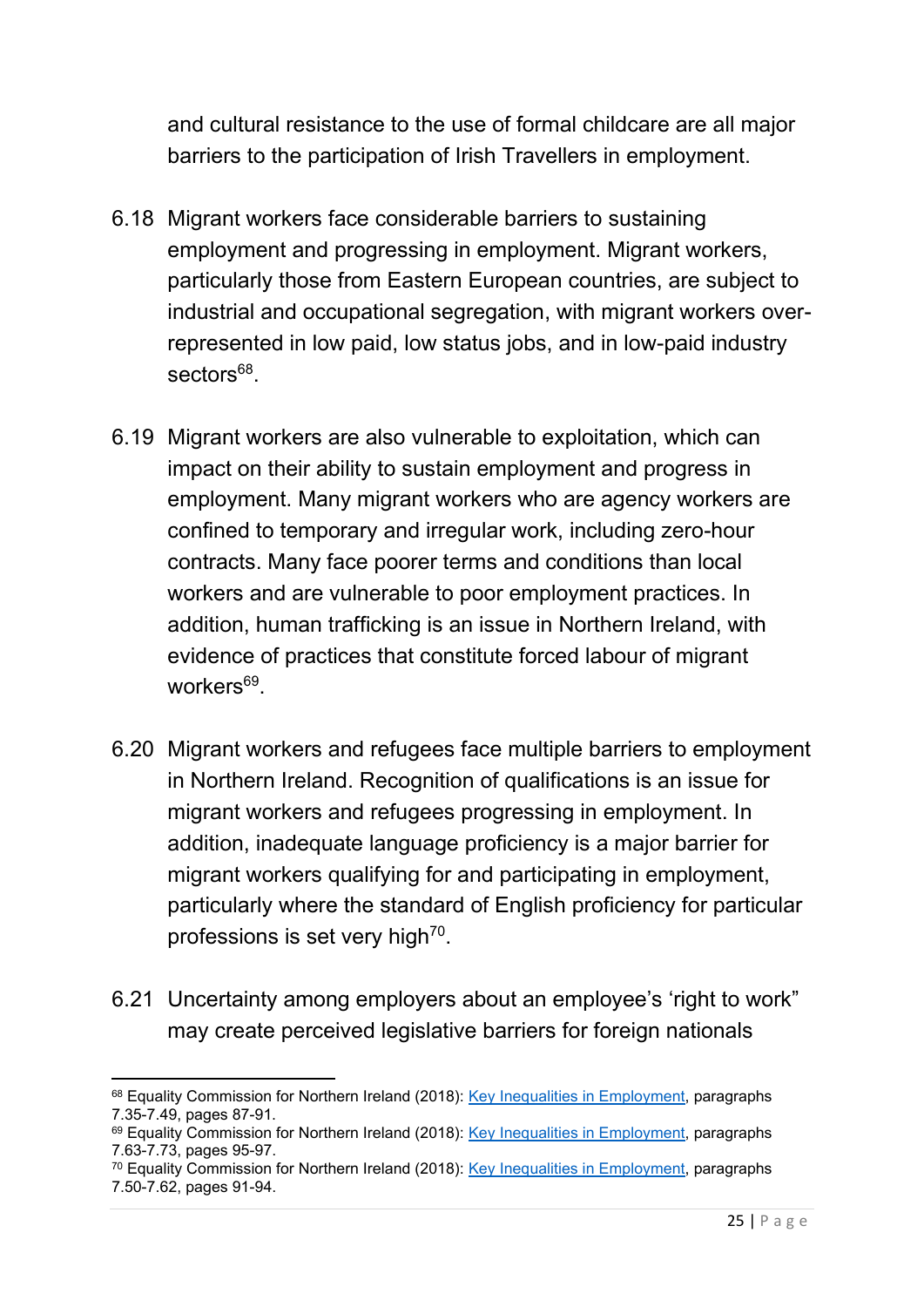and cultural resistance to the use of formal childcare are all major barriers to the participation of Irish Travellers in employment.

6.18 Migrant workers face considerable barriers to sustaining employment and progressing in employment. Migrant workers, particularly those from Eastern European countries, are subject to industrial and occupational segregation, with migrant workers over-represented in low paid, low status jobs, and in low-paid industry sectors[68].

6.19 Migrant workers are also vulnerable to exploitation, which can impact on their ability to sustain employment and progress in employment. Many migrant workers who are agency workers are confined to temporary and irregular work, including zero-hour contracts. Many face poorer terms and conditions than local workers and are vulnerable to poor employment practices. In addition, human trafficking is an issue in Northern Ireland, with evidence of practices that constitute forced labour of migrant workers[69].

6.20 Migrant workers and refugees face multiple barriers to employment in Northern Ireland. Recognition of qualifications is an issue for migrant workers and refugees progressing in employment. In addition, inadequate language proficiency is a major barrier for migrant workers qualifying for and participating in employment, particularly where the standard of English proficiency for particular professions is set very high[70].

6.21 Uncertainty among employers about an employee's 'right to work" may create perceived legislative barriers for foreign nationals

---

[68] Equality Commission for Northern Ireland (2018): Key Inequalities in Employment, paragraphs 7.35-7.49, pages 87-91.

[69] Equality Commission for Northern Ireland (2018): Key Inequalities in Employment, paragraphs 7.63-7.73, pages 95-97.

[70] Equality Commission for Northern Ireland (2018): Key Inequalities in Employment, paragraphs 7.50-7.62, pages 91-94.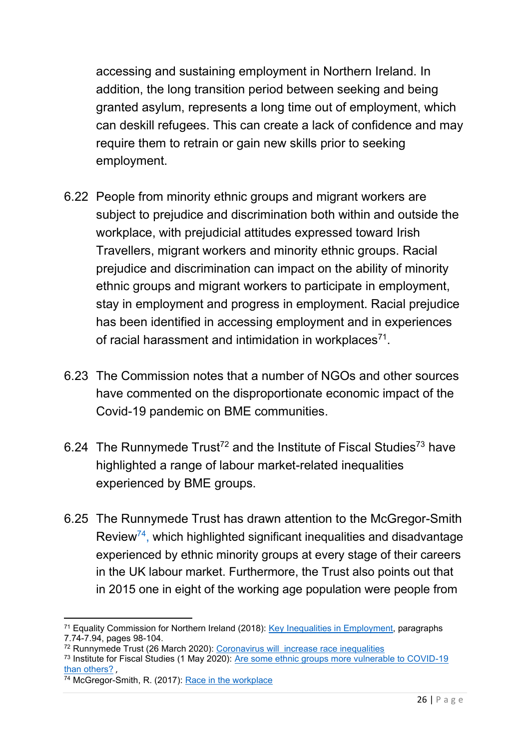accessing and sustaining employment in Northern Ireland. In addition, the long transition period between seeking and being granted asylum, represents a long time out of employment, which can deskill refugees. This can create a lack of confidence and may require them to retrain or gain new skills prior to seeking employment.

6.22 People from minority ethnic groups and migrant workers are subject to prejudice and discrimination both within and outside the workplace, with prejudicial attitudes expressed toward Irish Travellers, migrant workers and minority ethnic groups. Racial prejudice and discrimination can impact on the ability of minority ethnic groups and migrant workers to participate in employment, stay in employment and progress in employment. Racial prejudice has been identified in accessing employment and in experiences of racial harassment and intimidation in workplaces[71].

6.23 The Commission notes that a number of NGOs and other sources have commented on the disproportionate economic impact of the Covid-19 pandemic on BME communities.

6.24 The Runnymede Trust[72] and the Institute of Fiscal Studies[73] have highlighted a range of labour market-related inequalities experienced by BME groups.

6.25 The Runnymede Trust has drawn attention to the McGregor-Smith Review[74], which highlighted significant inequalities and disadvantage experienced by ethnic minority groups at every stage of their careers in the UK labour market. Furthermore, the Trust also points out that in 2015 one in eight of the working age population were people from

---

[71] Equality Commission for Northern Ireland (2018): Key Inequalities in Employment, paragraphs 7.74-7.94, pages 98-104.

[72] Runnymede Trust (26 March 2020): Coronavirus will increase race inequalities

[73] Institute for Fiscal Studies (1 May 2020): Are some ethnic groups more vulnerable to COVID-19 than others? ,

[74] McGregor-Smith, R. (2017): Race in the workplace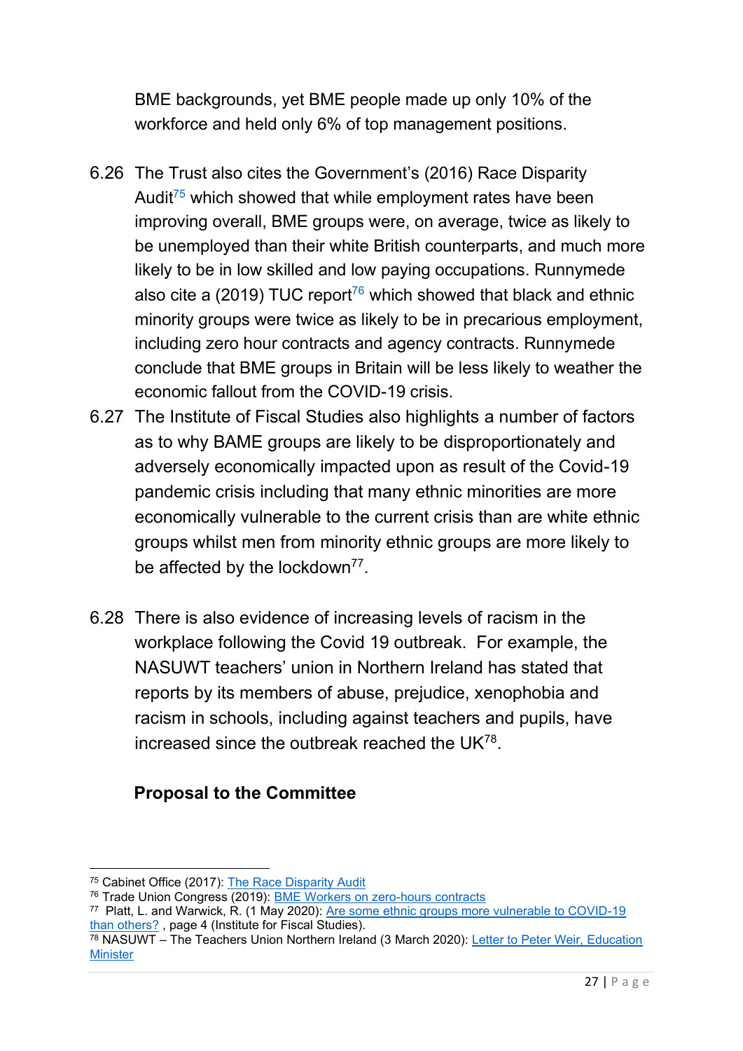BME backgrounds, yet BME people made up only 10% of the workforce and held only 6% of top management positions.

6.26 The Trust also cites the Government's (2016) Race Disparity Audit[75] which showed that while employment rates have been improving overall, BME groups were, on average, twice as likely to be unemployed than their white British counterparts, and much more likely to be in low skilled and low paying occupations. Runnymede also cite a (2019) TUC report[76] which showed that black and ethnic minority groups were twice as likely to be in precarious employment, including zero hour contracts and agency contracts. Runnymede conclude that BME groups in Britain will be less likely to weather the economic fallout from the COVID-19 crisis.

6.27 The Institute of Fiscal Studies also highlights a number of factors as to why BAME groups are likely to be disproportionately and adversely economically impacted upon as result of the Covid-19 pandemic crisis including that many ethnic minorities are more economically vulnerable to the current crisis than are white ethnic groups whilst men from minority ethnic groups are more likely to be affected by the lockdown[77].

6.28 There is also evidence of increasing levels of racism in the workplace following the Covid 19 outbreak. For example, the NASUWT teachers' union in Northern Ireland has stated that reports by its members of abuse, prejudice, xenophobia and racism in schools, including against teachers and pupils, have increased since the outbreak reached the UK[78].

**Proposal to the Committee**

---

[75] Cabinet Office (2017): The Race Disparity Audit

[76] Trade Union Congress (2019): BME Workers on zero-hours contracts

[77] Platt, L. and Warwick, R. (1 May 2020): Are some ethnic groups more vulnerable to COVID-19 than others? , page 4 (Institute for Fiscal Studies).

[78] NASUWT – The Teachers Union Northern Ireland (3 March 2020): Letter to Peter Weir, Education Minister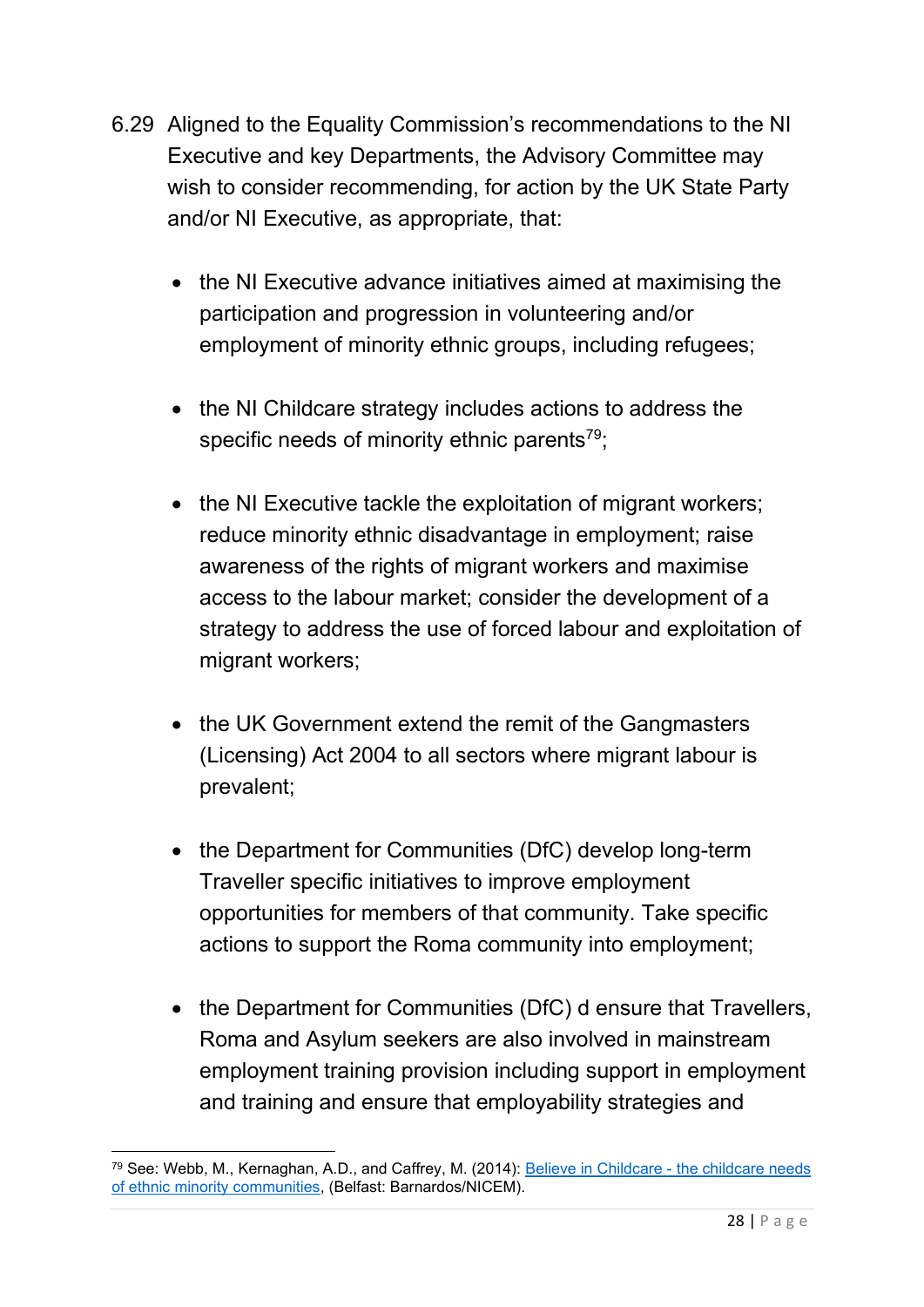6.29 Aligned to the Equality Commission's recommendations to the NI Executive and key Departments, the Advisory Committee may wish to consider recommending, for action by the UK State Party and/or NI Executive, as appropriate, that:

- the NI Executive advance initiatives aimed at maximising the participation and progression in volunteering and/or employment of minority ethnic groups, including refugees;

- the NI Childcare strategy includes actions to address the specific needs of minority ethnic parents[79];

- the NI Executive tackle the exploitation of migrant workers; reduce minority ethnic disadvantage in employment; raise awareness of the rights of migrant workers and maximise access to the labour market; consider the development of a strategy to address the use of forced labour and exploitation of migrant workers;

- the UK Government extend the remit of the Gangmasters (Licensing) Act 2004 to all sectors where migrant labour is prevalent;

- the Department for Communities (DfC) develop long-term Traveller specific initiatives to improve employment opportunities for members of that community. Take specific actions to support the Roma community into employment;

- the Department for Communities (DfC) d ensure that Travellers, Roma and Asylum seekers are also involved in mainstream employment training provision including support in employment and training and ensure that employability strategies and

---

[79] See: Webb, M., Kernaghan, A.D., and Caffrey, M. (2014): [Believe in Childcare - the childcare needs of ethnic minority communities](), (Belfast: Barnardos/NICEM).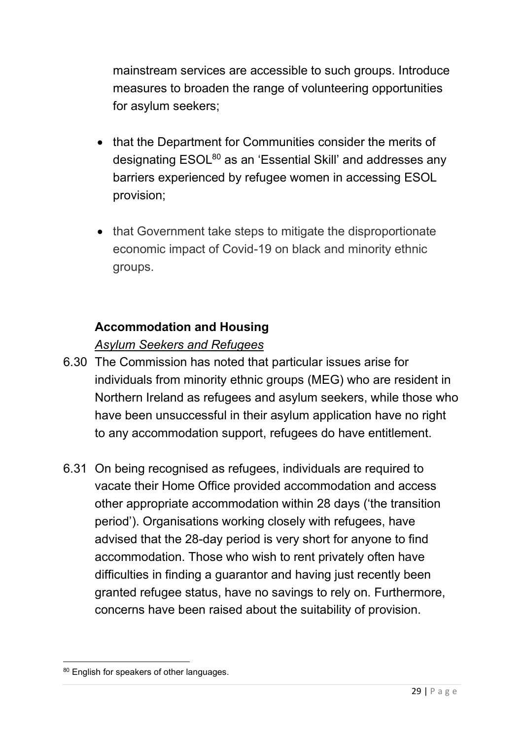mainstream services are accessible to such groups. Introduce measures to broaden the range of volunteering opportunities for asylum seekers;

- that the Department for Communities consider the merits of designating ESOL[80] as an 'Essential Skill' and addresses any barriers experienced by refugee women in accessing ESOL provision;

- that Government take steps to mitigate the disproportionate economic impact of Covid-19 on black and minority ethnic groups.

### Accommodation and Housing

*Asylum Seekers and Refugees*

6.30 The Commission has noted that particular issues arise for individuals from minority ethnic groups (MEG) who are resident in Northern Ireland as refugees and asylum seekers, while those who have been unsuccessful in their asylum application have no right to any accommodation support, refugees do have entitlement.

6.31 On being recognised as refugees, individuals are required to vacate their Home Office provided accommodation and access other appropriate accommodation within 28 days ('the transition period'). Organisations working closely with refugees, have advised that the 28-day period is very short for anyone to find accommodation. Those who wish to rent privately often have difficulties in finding a guarantor and having just recently been granted refugee status, have no savings to rely on. Furthermore, concerns have been raised about the suitability of provision.

---

[80] English for speakers of other languages.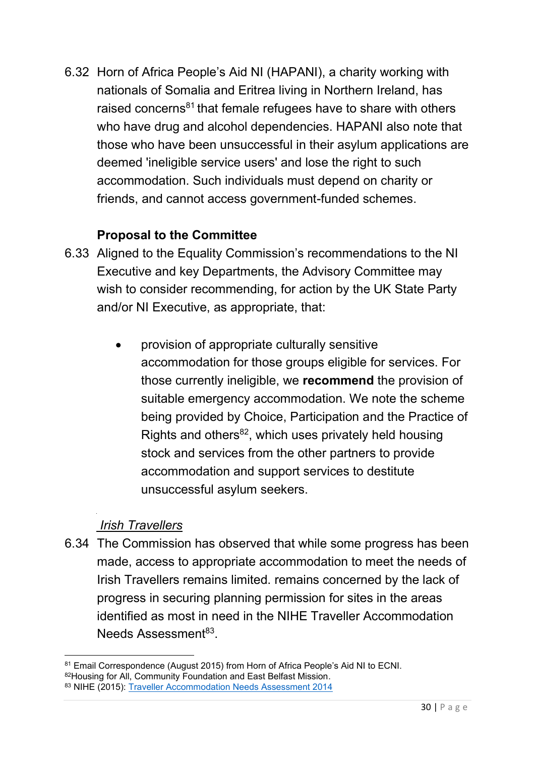6.32 Horn of Africa People's Aid NI (HAPANI), a charity working with nationals of Somalia and Eritrea living in Northern Ireland, has raised concerns[81] that female refugees have to share with others who have drug and alcohol dependencies. HAPANI also note that those who have been unsuccessful in their asylum applications are deemed 'ineligible service users' and lose the right to such accommodation. Such individuals must depend on charity or friends, and cannot access government-funded schemes.

**Proposal to the Committee**

6.33 Aligned to the Equality Commission's recommendations to the NI Executive and key Departments, the Advisory Committee may wish to consider recommending, for action by the UK State Party and/or NI Executive, as appropriate, that:

- provision of appropriate culturally sensitive accommodation for those groups eligible for services. For those currently ineligible, we **recommend** the provision of suitable emergency accommodation. We note the scheme being provided by Choice, Participation and the Practice of Rights and others[82], which uses privately held housing stock and services from the other partners to provide accommodation and support services to destitute unsuccessful asylum seekers.

*Irish Travellers*

6.34 The Commission has observed that while some progress has been made, access to appropriate accommodation to meet the needs of Irish Travellers remains limited. remains concerned by the lack of progress in securing planning permission for sites in the areas identified as most in need in the NIHE Traveller Accommodation Needs Assessment[83].

---

[81] Email Correspondence (August 2015) from Horn of Africa People's Aid NI to ECNI.

[82] Housing for All, Community Foundation and East Belfast Mission.

[83] NIHE (2015): Traveller Accommodation Needs Assessment 2014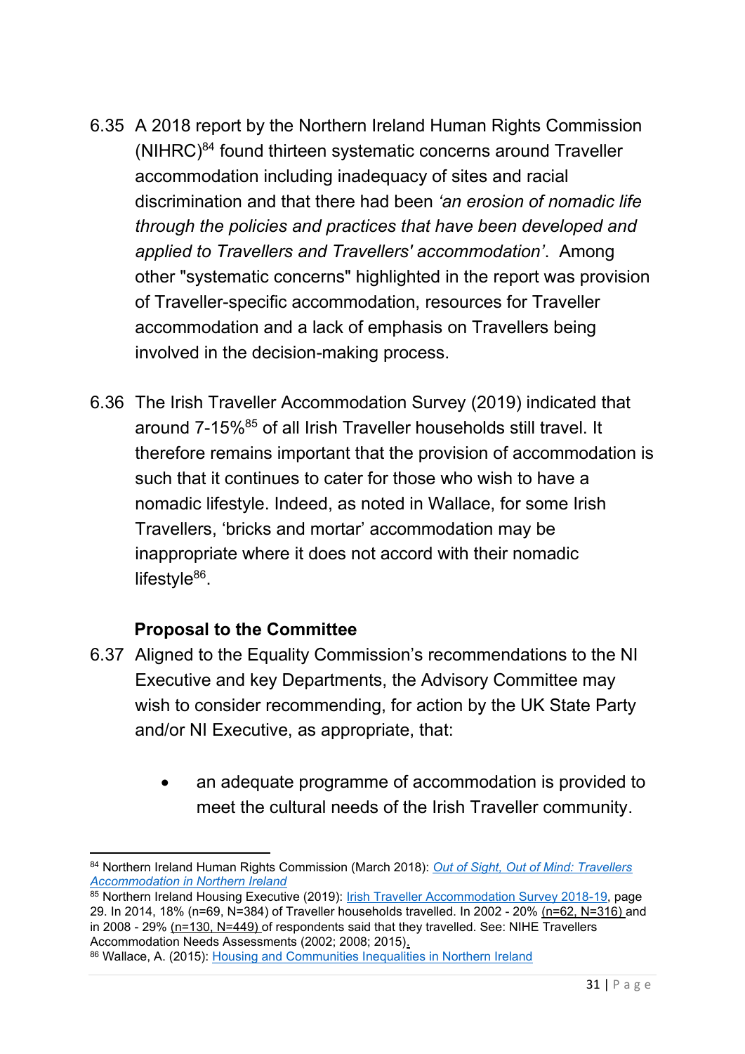6.35 A 2018 report by the Northern Ireland Human Rights Commission (NIHRC)[84] found thirteen systematic concerns around Traveller accommodation including inadequacy of sites and racial discrimination and that there had been *'an erosion of nomadic life through the policies and practices that have been developed and applied to Travellers and Travellers' accommodation'*. Among other "systematic concerns" highlighted in the report was provision of Traveller-specific accommodation, resources for Traveller accommodation and a lack of emphasis on Travellers being involved in the decision-making process.

6.36 The Irish Traveller Accommodation Survey (2019) indicated that around 7-15%[85] of all Irish Traveller households still travel. It therefore remains important that the provision of accommodation is such that it continues to cater for those who wish to have a nomadic lifestyle. Indeed, as noted in Wallace, for some Irish Travellers, 'bricks and mortar' accommodation may be inappropriate where it does not accord with their nomadic lifestyle[86].

**Proposal to the Committee**

6.37 Aligned to the Equality Commission's recommendations to the NI Executive and key Departments, the Advisory Committee may wish to consider recommending, for action by the UK State Party and/or NI Executive, as appropriate, that:

- an adequate programme of accommodation is provided to meet the cultural needs of the Irish Traveller community.

---

[84] Northern Ireland Human Rights Commission (March 2018): *Out of Sight, Out of Mind: Travellers Accommodation in Northern Ireland*

[85] Northern Ireland Housing Executive (2019): Irish Traveller Accommodation Survey 2018-19, page 29. In 2014, 18% (n=69, N=384) of Traveller households travelled. In 2002 - 20% (n=62, N=316) and in 2008 - 29% (n=130, N=449) of respondents said that they travelled. See: NIHE Travellers Accommodation Needs Assessments (2002; 2008; 2015).

[86] Wallace, A. (2015): Housing and Communities Inequalities in Northern Ireland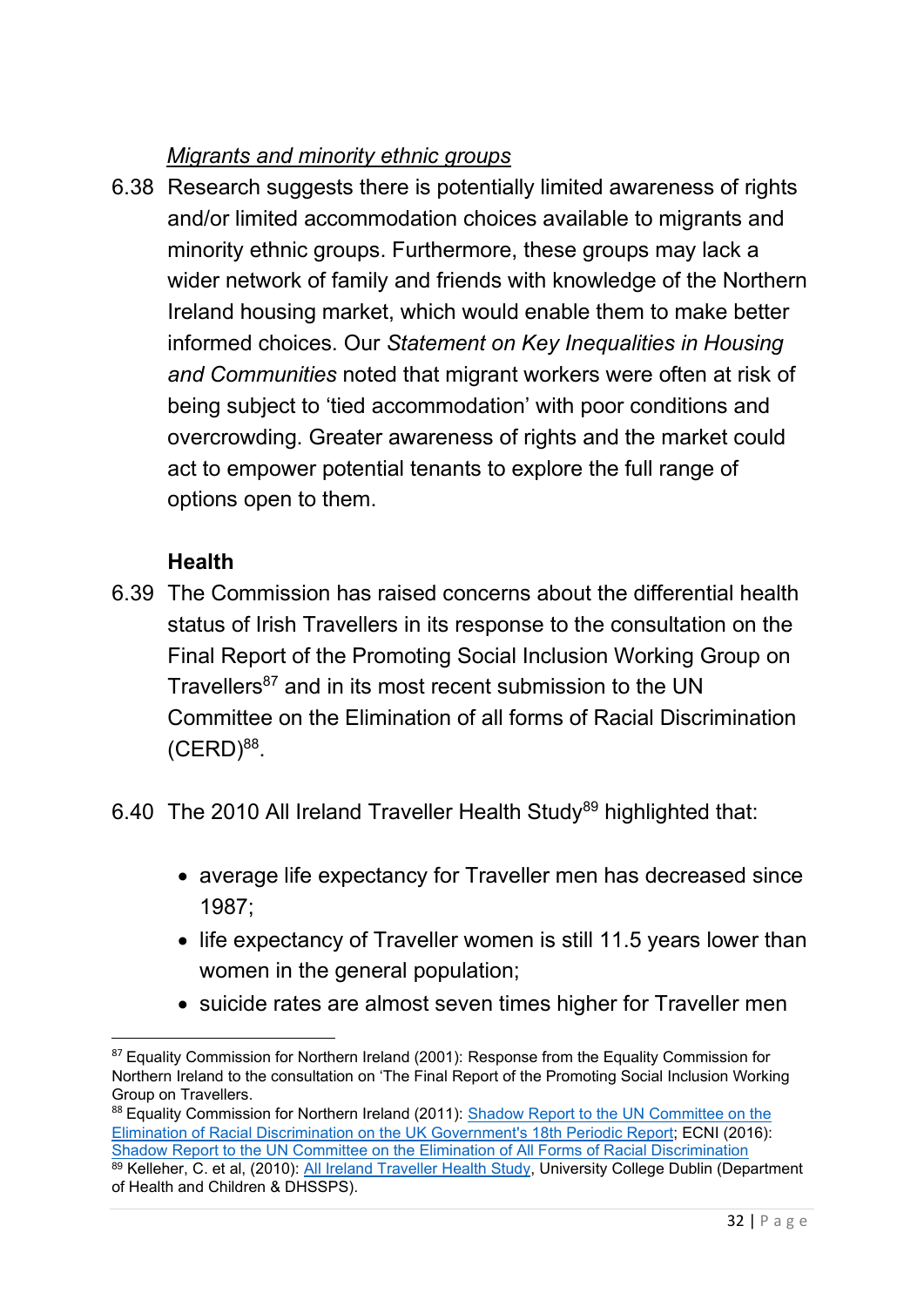*Migrants and minority ethnic groups*

6.38 Research suggests there is potentially limited awareness of rights and/or limited accommodation choices available to migrants and minority ethnic groups. Furthermore, these groups may lack a wider network of family and friends with knowledge of the Northern Ireland housing market, which would enable them to make better informed choices. Our *Statement on Key Inequalities in Housing and Communities* noted that migrant workers were often at risk of being subject to 'tied accommodation' with poor conditions and overcrowding. Greater awareness of rights and the market could act to empower potential tenants to explore the full range of options open to them.

**Health**

6.39 The Commission has raised concerns about the differential health status of Irish Travellers in its response to the consultation on the Final Report of the Promoting Social Inclusion Working Group on Travellers[87] and in its most recent submission to the UN Committee on the Elimination of all forms of Racial Discrimination (CERD)[88].

6.40 The 2010 All Ireland Traveller Health Study[89] highlighted that:

- average life expectancy for Traveller men has decreased since 1987;
- life expectancy of Traveller women is still 11.5 years lower than women in the general population;
- suicide rates are almost seven times higher for Traveller men

---

[87] Equality Commission for Northern Ireland (2001): Response from the Equality Commission for Northern Ireland to the consultation on 'The Final Report of the Promoting Social Inclusion Working Group on Travellers.

[88] Equality Commission for Northern Ireland (2011): Shadow Report to the UN Committee on the Elimination of Racial Discrimination on the UK Government's 18th Periodic Report; ECNI (2016): Shadow Report to the UN Committee on the Elimination of All Forms of Racial Discrimination

[89] Kelleher, C. et al, (2010): All Ireland Traveller Health Study, University College Dublin (Department of Health and Children & DHSSPS).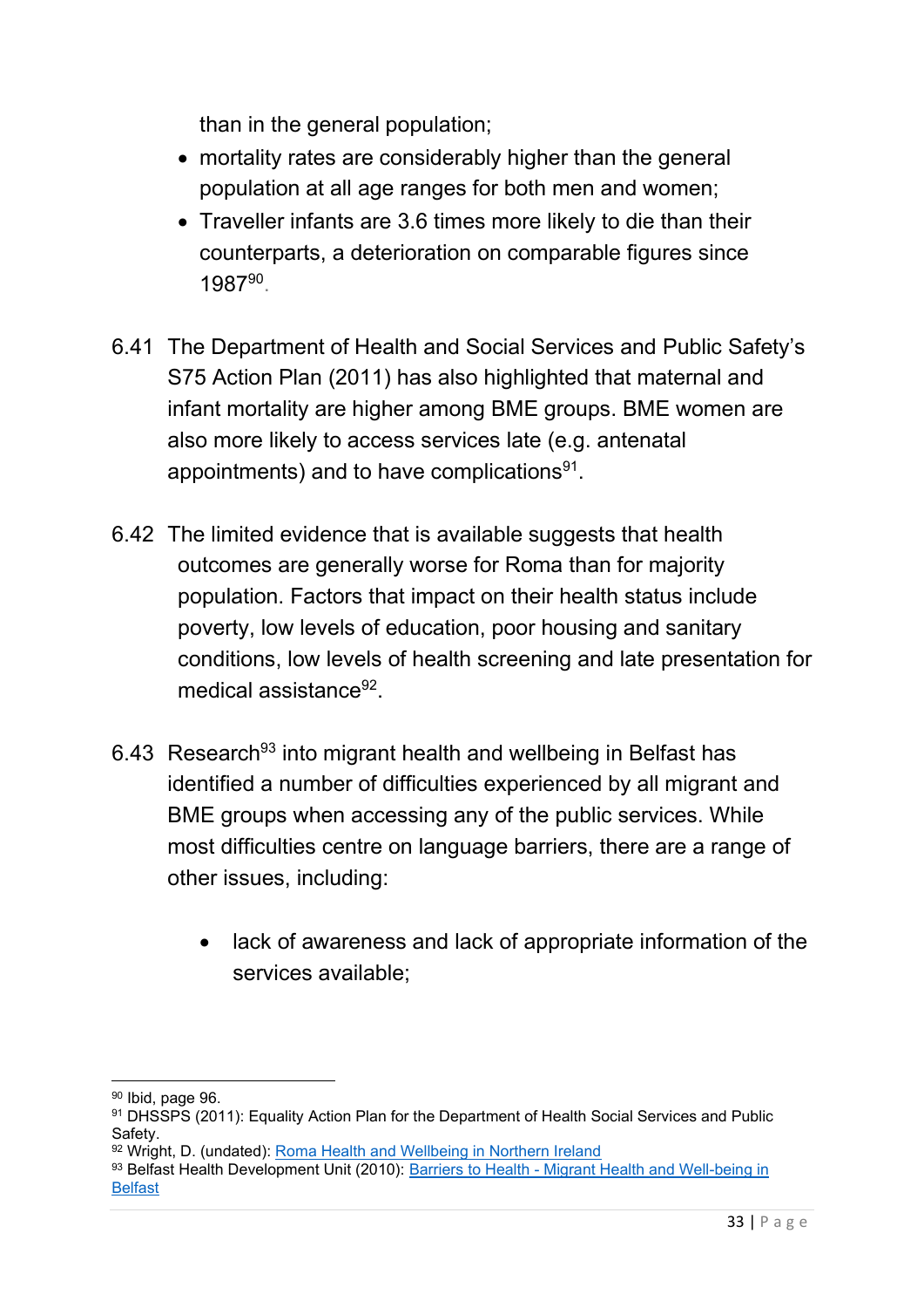than in the general population;

- mortality rates are considerably higher than the general population at all age ranges for both men and women;
- Traveller infants are 3.6 times more likely to die than their counterparts, a deterioration on comparable figures since 1987[90].

6.41 The Department of Health and Social Services and Public Safety's S75 Action Plan (2011) has also highlighted that maternal and infant mortality are higher among BME groups. BME women are also more likely to access services late (e.g. antenatal appointments) and to have complications[91].

6.42 The limited evidence that is available suggests that health outcomes are generally worse for Roma than for majority population. Factors that impact on their health status include poverty, low levels of education, poor housing and sanitary conditions, low levels of health screening and late presentation for medical assistance[92].

6.43 Research[93] into migrant health and wellbeing in Belfast has identified a number of difficulties experienced by all migrant and BME groups when accessing any of the public services. While most difficulties centre on language barriers, there are a range of other issues, including:

- lack of awareness and lack of appropriate information of the services available;

---

[90] Ibid, page 96.
[91] DHSSPS (2011): Equality Action Plan for the Department of Health Social Services and Public Safety.
[92] Wright, D. (undated): Roma Health and Wellbeing in Northern Ireland
[93] Belfast Health Development Unit (2010): Barriers to Health - Migrant Health and Well-being in Belfast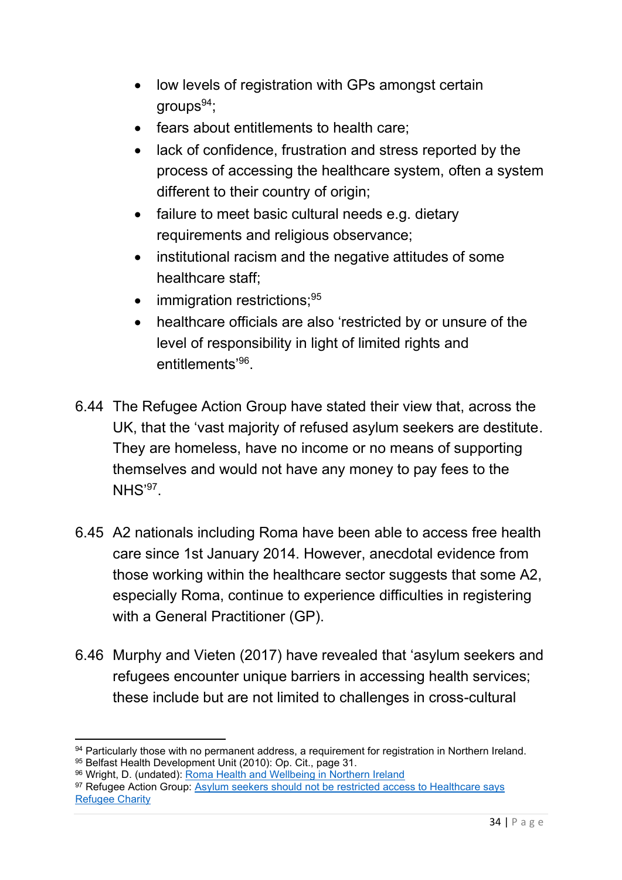- low levels of registration with GPs amongst certain groups[94];
- fears about entitlements to health care;
- lack of confidence, frustration and stress reported by the process of accessing the healthcare system, often a system different to their country of origin;
- failure to meet basic cultural needs e.g. dietary requirements and religious observance;
- institutional racism and the negative attitudes of some healthcare staff;
- immigration restrictions;[95]
- healthcare officials are also 'restricted by or unsure of the level of responsibility in light of limited rights and entitlements'[96].

6.44 The Refugee Action Group have stated their view that, across the UK, that the 'vast majority of refused asylum seekers are destitute. They are homeless, have no income or no means of supporting themselves and would not have any money to pay fees to the NHS'[97].

6.45 A2 nationals including Roma have been able to access free health care since 1st January 2014. However, anecdotal evidence from those working within the healthcare sector suggests that some A2, especially Roma, continue to experience difficulties in registering with a General Practitioner (GP).

6.46 Murphy and Vieten (2017) have revealed that 'asylum seekers and refugees encounter unique barriers in accessing health services; these include but are not limited to challenges in cross-cultural

---

[94] Particularly those with no permanent address, a requirement for registration in Northern Ireland.

[95] Belfast Health Development Unit (2010): Op. Cit., page 31.

[96] Wright, D. (undated): Roma Health and Wellbeing in Northern Ireland

[97] Refugee Action Group: Asylum seekers should not be restricted access to Healthcare says Refugee Charity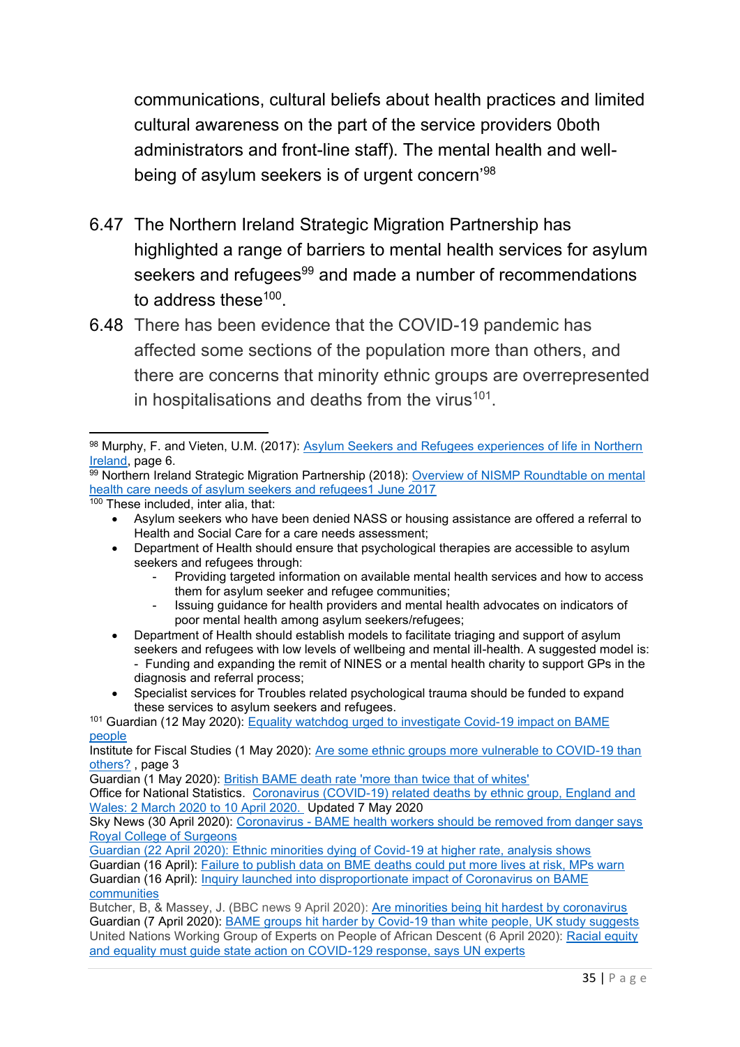communications, cultural beliefs about health practices and limited cultural awareness on the part of the service providers 0both administrators and front-line staff). The mental health and well-being of asylum seekers is of urgent concern'[98]

6.47 The Northern Ireland Strategic Migration Partnership has highlighted a range of barriers to mental health services for asylum seekers and refugees[99] and made a number of recommendations to address these[100].

6.48 There has been evidence that the COVID-19 pandemic has affected some sections of the population more than others, and there are concerns that minority ethnic groups are overrepresented in hospitalisations and deaths from the virus[101].

---

[98] Murphy, F. and Vieten, U.M. (2017): Asylum Seekers and Refugees experiences of life in Northern Ireland, page 6.

[99] Northern Ireland Strategic Migration Partnership (2018): Overview of NISMP Roundtable on mental health care needs of asylum seekers and refugees1 June 2017

[100] These included, inter alia, that:

- Asylum seekers who have been denied NASS or housing assistance are offered a referral to Health and Social Care for a care needs assessment;
- Department of Health should ensure that psychological therapies are accessible to asylum seekers and refugees through:
  - Providing targeted information on available mental health services and how to access them for asylum seeker and refugee communities;
  - Issuing guidance for health providers and mental health advocates on indicators of poor mental health among asylum seekers/refugees;
- Department of Health should establish models to facilitate triaging and support of asylum seekers and refugees with low levels of wellbeing and mental ill-health. A suggested model is:
  - Funding and expanding the remit of NINES or a mental health charity to support GPs in the diagnosis and referral process;
- Specialist services for Troubles related psychological trauma should be funded to expand these services to asylum seekers and refugees.

[101] Guardian (12 May 2020): Equality watchdog urged to investigate Covid-19 impact on BAME people
Institute for Fiscal Studies (1 May 2020): Are some ethnic groups more vulnerable to COVID-19 than others? , page 3
Guardian (1 May 2020): British BAME death rate 'more than twice that of whites'
Office for National Statistics. Coronavirus (COVID-19) related deaths by ethnic group, England and Wales: 2 March 2020 to 10 April 2020. Updated 7 May 2020
Sky News (30 April 2020): Coronavirus - BAME health workers should be removed from danger says Royal College of Surgeons
Guardian (22 April 2020): Ethnic minorities dying of Covid-19 at higher rate, analysis shows
Guardian (16 April): Failure to publish data on BME deaths could put more lives at risk, MPs warn
Guardian (16 April): Inquiry launched into disproportionate impact of Coronavirus on BAME communities
Butcher, B, & Massey, J. (BBC news 9 April 2020): Are minorities being hit hardest by coronavirus
Guardian (7 April 2020): BAME groups hit harder by Covid-19 than white people, UK study suggests
United Nations Working Group of Experts on People of African Descent (6 April 2020): Racial equity and equality must guide state action on COVID-129 response, says UN experts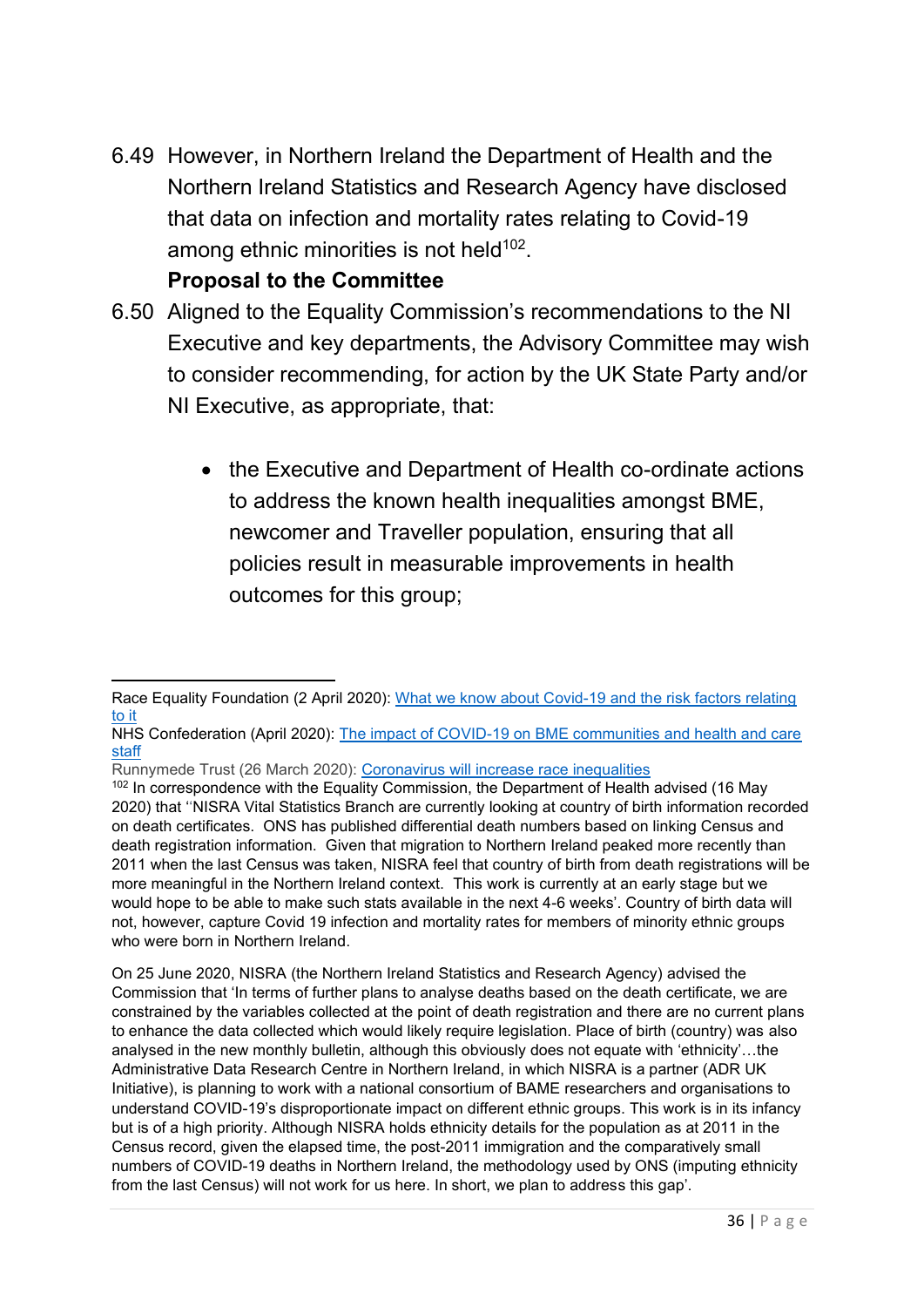6.49 However, in Northern Ireland the Department of Health and the Northern Ireland Statistics and Research Agency have disclosed that data on infection and mortality rates relating to Covid-19 among ethnic minorities is not held[102].

**Proposal to the Committee**

6.50 Aligned to the Equality Commission's recommendations to the NI Executive and key departments, the Advisory Committee may wish to consider recommending, for action by the UK State Party and/or NI Executive, as appropriate, that:

- the Executive and Department of Health co-ordinate actions to address the known health inequalities amongst BME, newcomer and Traveller population, ensuring that all policies result in measurable improvements in health outcomes for this group;

---

Race Equality Foundation (2 April 2020): [What we know about Covid-19 and the risk factors relating to it]

NHS Confederation (April 2020): [The impact of COVID-19 on BME communities and health and care staff]

Runnymede Trust (26 March 2020): [Coronavirus will increase race inequalities]

[102] In correspondence with the Equality Commission, the Department of Health advised (16 May 2020) that ''NISRA Vital Statistics Branch are currently looking at country of birth information recorded on death certificates. ONS has published differential death numbers based on linking Census and death registration information. Given that migration to Northern Ireland peaked more recently than 2011 when the last Census was taken, NISRA feel that country of birth from death registrations will be more meaningful in the Northern Ireland context. This work is currently at an early stage but we would hope to be able to make such stats available in the next 4-6 weeks'. Country of birth data will not, however, capture Covid 19 infection and mortality rates for members of minority ethnic groups who were born in Northern Ireland.

On 25 June 2020, NISRA (the Northern Ireland Statistics and Research Agency) advised the Commission that 'In terms of further plans to analyse deaths based on the death certificate, we are constrained by the variables collected at the point of death registration and there are no current plans to enhance the data collected which would likely require legislation. Place of birth (country) was also analysed in the new monthly bulletin, although this obviously does not equate with 'ethnicity'…the Administrative Data Research Centre in Northern Ireland, in which NISRA is a partner (ADR UK Initiative), is planning to work with a national consortium of BAME researchers and organisations to understand COVID-19's disproportionate impact on different ethnic groups. This work is in its infancy but is of a high priority. Although NISRA holds ethnicity details for the population as at 2011 in the Census record, given the elapsed time, the post-2011 immigration and the comparatively small numbers of COVID-19 deaths in Northern Ireland, the methodology used by ONS (imputing ethnicity from the last Census) will not work for us here. In short, we plan to address this gap'.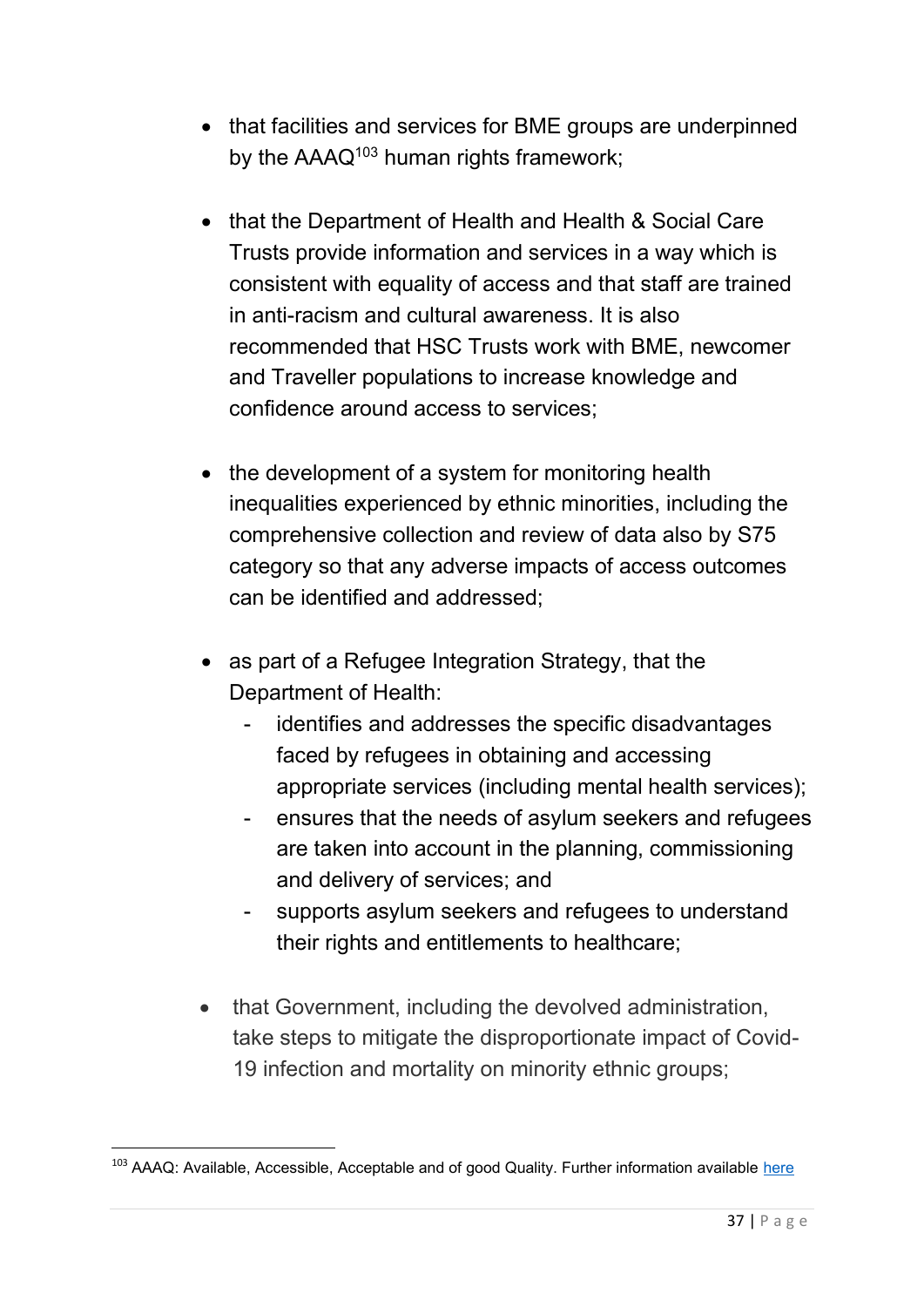- that facilities and services for BME groups are underpinned by the AAAQ[103] human rights framework;

- that the Department of Health and Health & Social Care Trusts provide information and services in a way which is consistent with equality of access and that staff are trained in anti-racism and cultural awareness. It is also recommended that HSC Trusts work with BME, newcomer and Traveller populations to increase knowledge and confidence around access to services;

- the development of a system for monitoring health inequalities experienced by ethnic minorities, including the comprehensive collection and review of data also by S75 category so that any adverse impacts of access outcomes can be identified and addressed;

- as part of a Refugee Integration Strategy, that the Department of Health:
  - identifies and addresses the specific disadvantages faced by refugees in obtaining and accessing appropriate services (including mental health services);
  - ensures that the needs of asylum seekers and refugees are taken into account in the planning, commissioning and delivery of services; and
  - supports asylum seekers and refugees to understand their rights and entitlements to healthcare;

- that Government, including the devolved administration, take steps to mitigate the disproportionate impact of Covid-19 infection and mortality on minority ethnic groups;

---

[103] AAAQ: Available, Accessible, Acceptable and of good Quality. Further information available [here]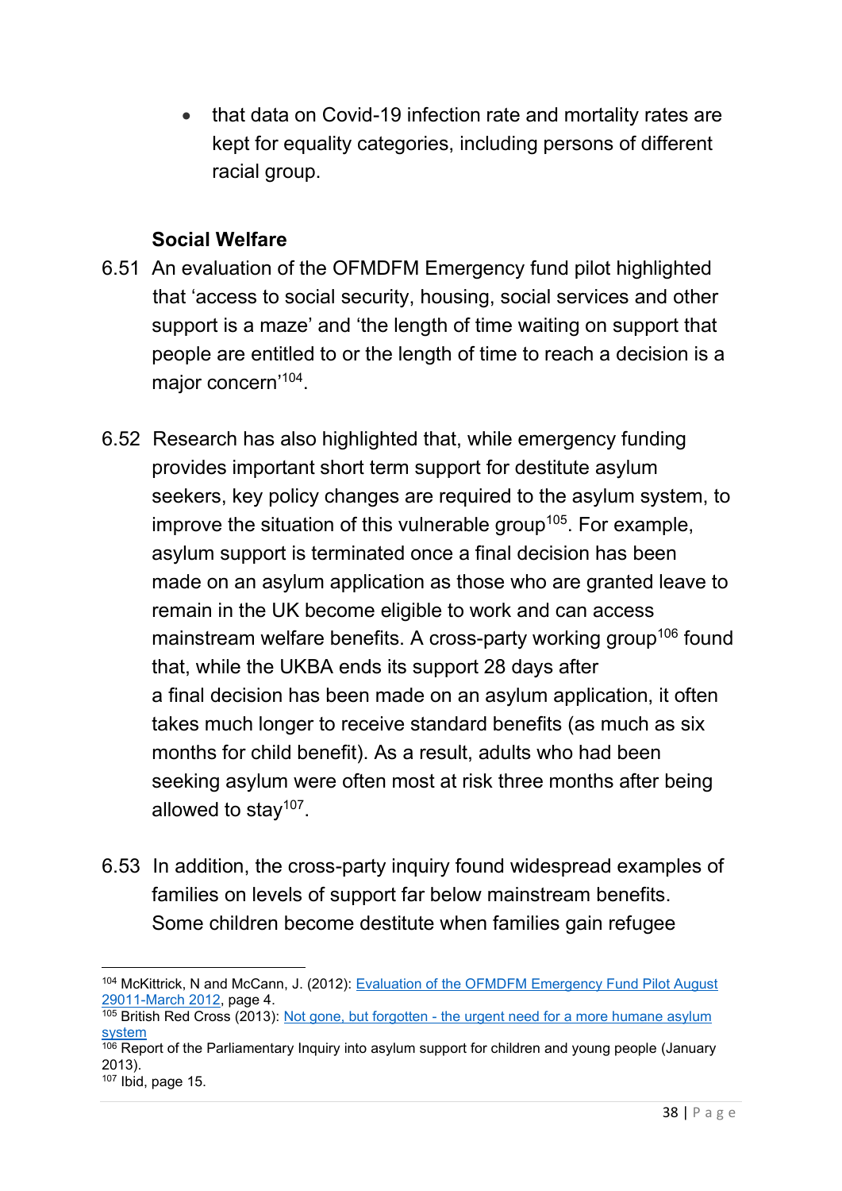- that data on Covid-19 infection rate and mortality rates are kept for equality categories, including persons of different racial group.

### Social Welfare

6.51 An evaluation of the OFMDFM Emergency fund pilot highlighted that 'access to social security, housing, social services and other support is a maze' and 'the length of time waiting on support that people are entitled to or the length of time to reach a decision is a major concern'[104].

6.52 Research has also highlighted that, while emergency funding provides important short term support for destitute asylum seekers, key policy changes are required to the asylum system, to improve the situation of this vulnerable group[105]. For example, asylum support is terminated once a final decision has been made on an asylum application as those who are granted leave to remain in the UK become eligible to work and can access mainstream welfare benefits. A cross-party working group[106] found that, while the UKBA ends its support 28 days after a final decision has been made on an asylum application, it often takes much longer to receive standard benefits (as much as six months for child benefit). As a result, adults who had been seeking asylum were often most at risk three months after being allowed to stay[107].

6.53 In addition, the cross-party inquiry found widespread examples of families on levels of support far below mainstream benefits. Some children become destitute when families gain refugee

---

[104] McKittrick, N and McCann, J. (2012): [Evaluation of the OFMDFM Emergency Fund Pilot August 29011-March 2012](), page 4.

[105] British Red Cross (2013): [Not gone, but forgotten - the urgent need for a more humane asylum system]()

[106] Report of the Parliamentary Inquiry into asylum support for children and young people (January 2013).

[107] Ibid, page 15.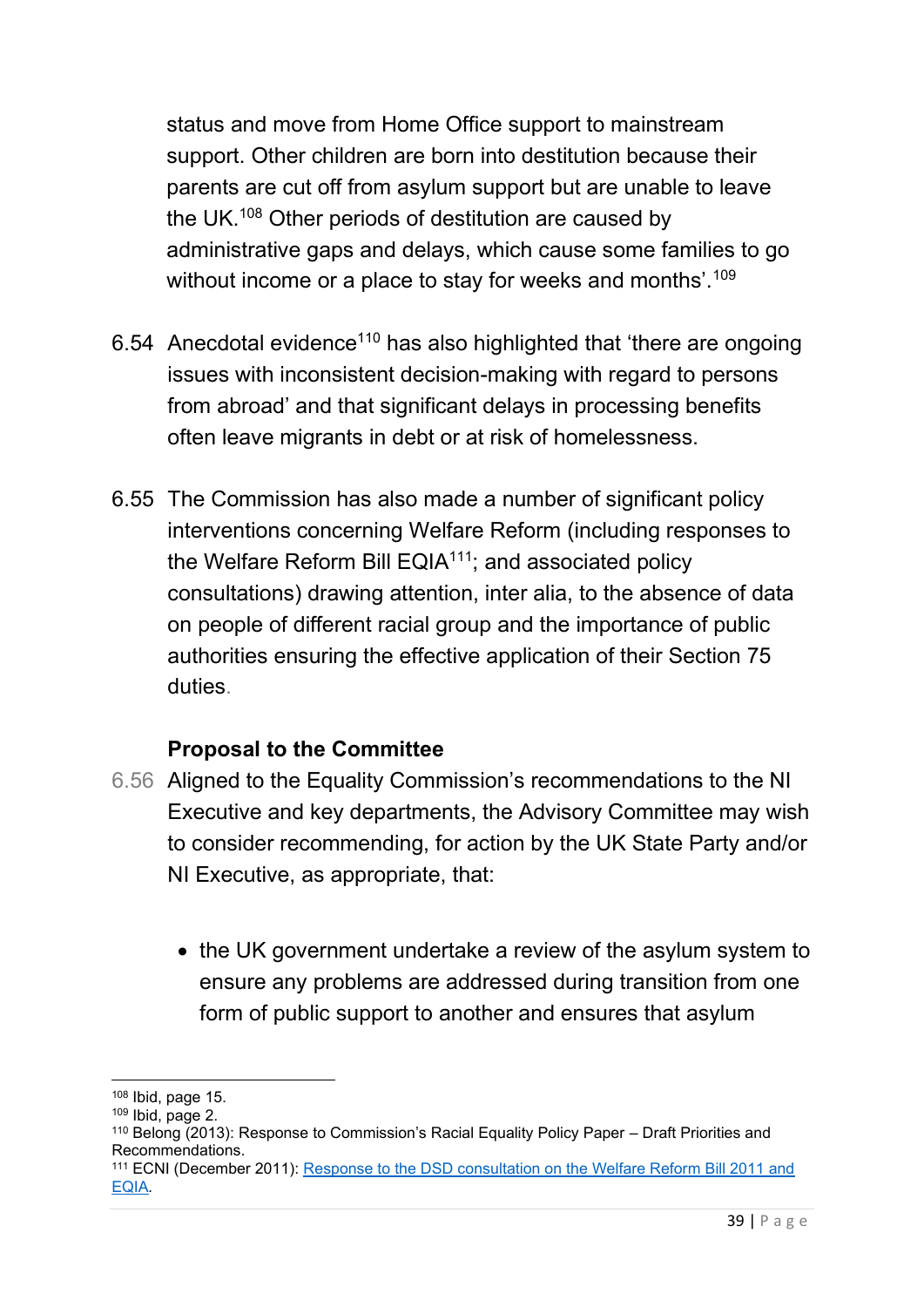status and move from Home Office support to mainstream support. Other children are born into destitution because their parents are cut off from asylum support but are unable to leave the UK.[108] Other periods of destitution are caused by administrative gaps and delays, which cause some families to go without income or a place to stay for weeks and months'.[109]

6.54 Anecdotal evidence[110] has also highlighted that 'there are ongoing issues with inconsistent decision-making with regard to persons from abroad' and that significant delays in processing benefits often leave migrants in debt or at risk of homelessness.

6.55 The Commission has also made a number of significant policy interventions concerning Welfare Reform (including responses to the Welfare Reform Bill EQIA[111]; and associated policy consultations) drawing attention, inter alia, to the absence of data on people of different racial group and the importance of public authorities ensuring the effective application of their Section 75 duties.

**Proposal to the Committee**

6.56 Aligned to the Equality Commission's recommendations to the NI Executive and key departments, the Advisory Committee may wish to consider recommending, for action by the UK State Party and/or NI Executive, as appropriate, that:

- the UK government undertake a review of the asylum system to ensure any problems are addressed during transition from one form of public support to another and ensures that asylum

---

[108] Ibid, page 15.
[109] Ibid, page 2.
[110] Belong (2013): Response to Commission's Racial Equality Policy Paper – Draft Priorities and Recommendations.
[111] ECNI (December 2011): Response to the DSD consultation on the Welfare Reform Bill 2011 and EQIA.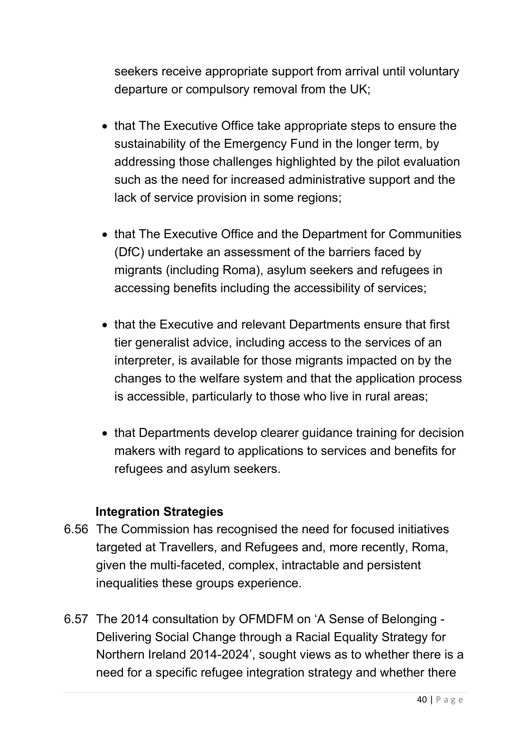seekers receive appropriate support from arrival until voluntary departure or compulsory removal from the UK;

- that The Executive Office take appropriate steps to ensure the sustainability of the Emergency Fund in the longer term, by addressing those challenges highlighted by the pilot evaluation such as the need for increased administrative support and the lack of service provision in some regions;

- that The Executive Office and the Department for Communities (DfC) undertake an assessment of the barriers faced by migrants (including Roma), asylum seekers and refugees in accessing benefits including the accessibility of services;

- that the Executive and relevant Departments ensure that first tier generalist advice, including access to the services of an interpreter, is available for those migrants impacted on by the changes to the welfare system and that the application process is accessible, particularly to those who live in rural areas;

- that Departments develop clearer guidance training for decision makers with regard to applications to services and benefits for refugees and asylum seekers.

**Integration Strategies**

6.56 The Commission has recognised the need for focused initiatives targeted at Travellers, and Refugees and, more recently, Roma, given the multi-faceted, complex, intractable and persistent inequalities these groups experience.

6.57 The 2014 consultation by OFMDFM on 'A Sense of Belonging - Delivering Social Change through a Racial Equality Strategy for Northern Ireland 2014-2024', sought views as to whether there is a need for a specific refugee integration strategy and whether there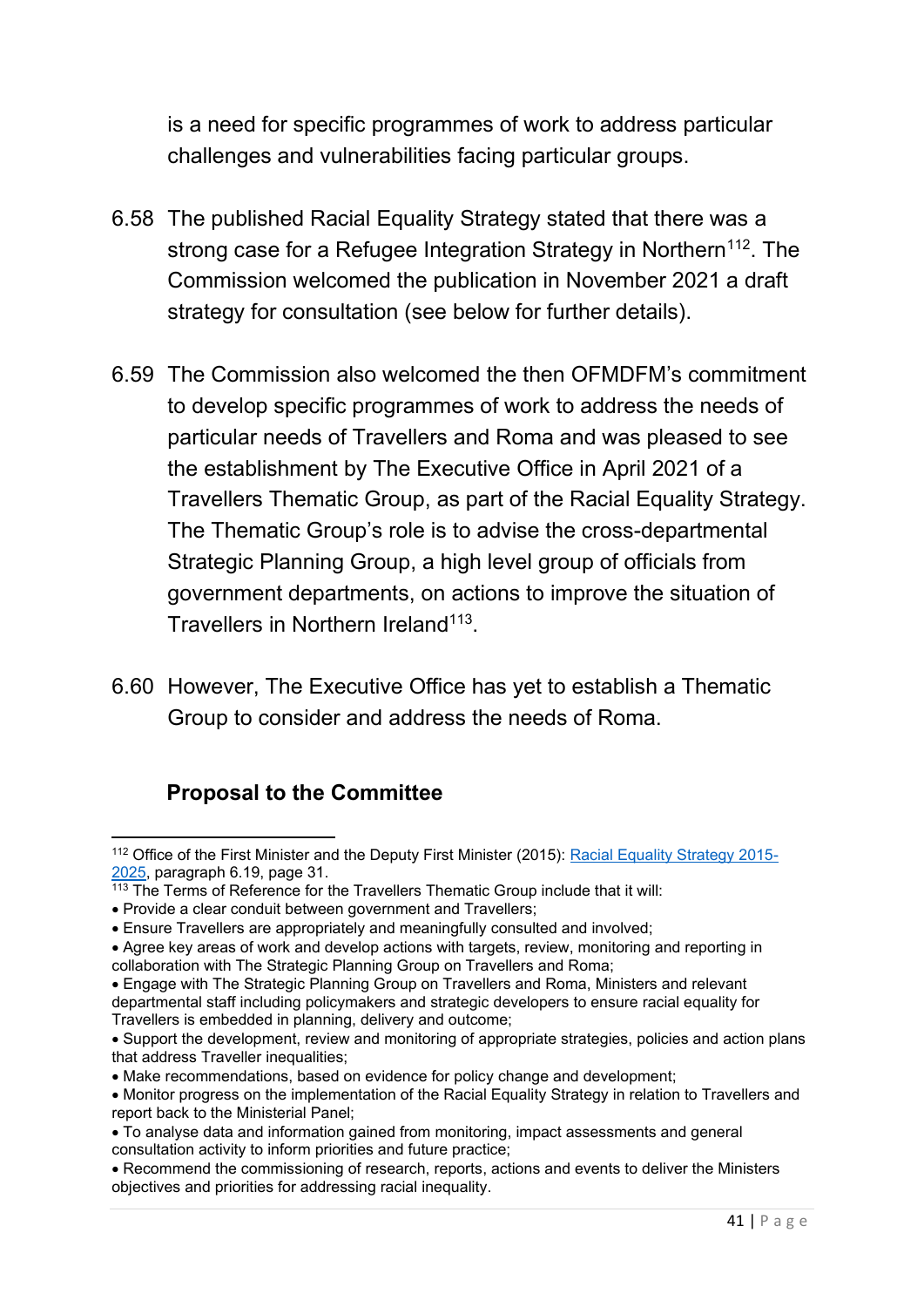is a need for specific programmes of work to address particular challenges and vulnerabilities facing particular groups.

6.58 The published Racial Equality Strategy stated that there was a strong case for a Refugee Integration Strategy in Northern[112]. The Commission welcomed the publication in November 2021 a draft strategy for consultation (see below for further details).

6.59 The Commission also welcomed the then OFMDFM's commitment to develop specific programmes of work to address the needs of particular needs of Travellers and Roma and was pleased to see the establishment by The Executive Office in April 2021 of a Travellers Thematic Group, as part of the Racial Equality Strategy. The Thematic Group's role is to advise the cross-departmental Strategic Planning Group, a high level group of officials from government departments, on actions to improve the situation of Travellers in Northern Ireland[113].

6.60 However, The Executive Office has yet to establish a Thematic Group to consider and address the needs of Roma.

**Proposal to the Committee**

---

[112] Office of the First Minister and the Deputy First Minister (2015): [Racial Equality Strategy 2015-2025](), paragraph 6.19, page 31.

[113] The Terms of Reference for the Travellers Thematic Group include that it will:

- Provide a clear conduit between government and Travellers;
- Ensure Travellers are appropriately and meaningfully consulted and involved;
- Agree key areas of work and develop actions with targets, review, monitoring and reporting in collaboration with The Strategic Planning Group on Travellers and Roma;
- Engage with The Strategic Planning Group on Travellers and Roma, Ministers and relevant departmental staff including policymakers and strategic developers to ensure racial equality for Travellers is embedded in planning, delivery and outcome;
- Support the development, review and monitoring of appropriate strategies, policies and action plans that address Traveller inequalities;
- Make recommendations, based on evidence for policy change and development;
- Monitor progress on the implementation of the Racial Equality Strategy in relation to Travellers and report back to the Ministerial Panel;
- To analyse data and information gained from monitoring, impact assessments and general consultation activity to inform priorities and future practice;
- Recommend the commissioning of research, reports, actions and events to deliver the Ministers objectives and priorities for addressing racial inequality.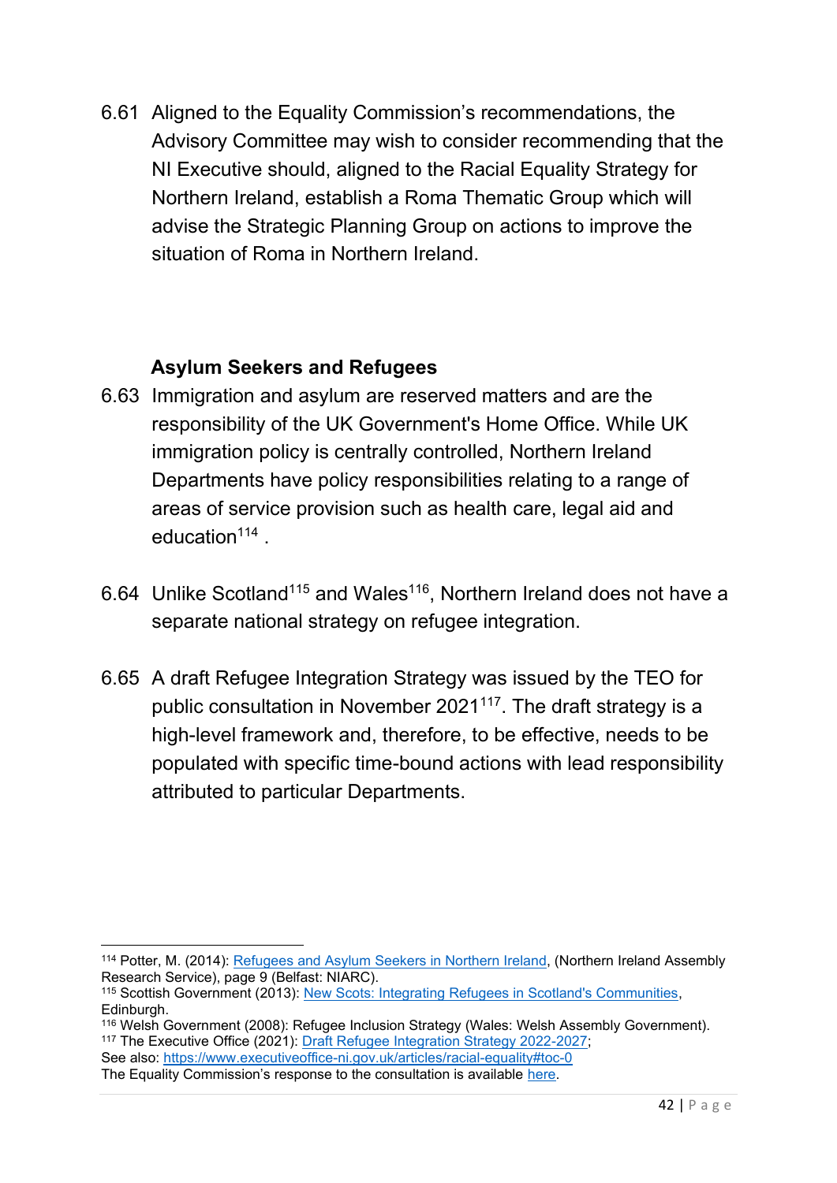6.61 Aligned to the Equality Commission's recommendations, the Advisory Committee may wish to consider recommending that the NI Executive should, aligned to the Racial Equality Strategy for Northern Ireland, establish a Roma Thematic Group which will advise the Strategic Planning Group on actions to improve the situation of Roma in Northern Ireland.

### Asylum Seekers and Refugees

6.63 Immigration and asylum are reserved matters and are the responsibility of the UK Government's Home Office. While UK immigration policy is centrally controlled, Northern Ireland Departments have policy responsibilities relating to a range of areas of service provision such as health care, legal aid and education[114] .

6.64 Unlike Scotland[115] and Wales[116], Northern Ireland does not have a separate national strategy on refugee integration.

6.65 A draft Refugee Integration Strategy was issued by the TEO for public consultation in November 2021[117]. The draft strategy is a high-level framework and, therefore, to be effective, needs to be populated with specific time-bound actions with lead responsibility attributed to particular Departments.

---

[114] Potter, M. (2014): Refugees and Asylum Seekers in Northern Ireland, (Northern Ireland Assembly Research Service), page 9 (Belfast: NIARC).

[115] Scottish Government (2013): New Scots: Integrating Refugees in Scotland's Communities, Edinburgh.

[116] Welsh Government (2008): Refugee Inclusion Strategy (Wales: Welsh Assembly Government).

[117] The Executive Office (2021): Draft Refugee Integration Strategy 2022-2027;
See also: https://www.executiveoffice-ni.gov.uk/articles/racial-equality#toc-0
The Equality Commission's response to the consultation is available here.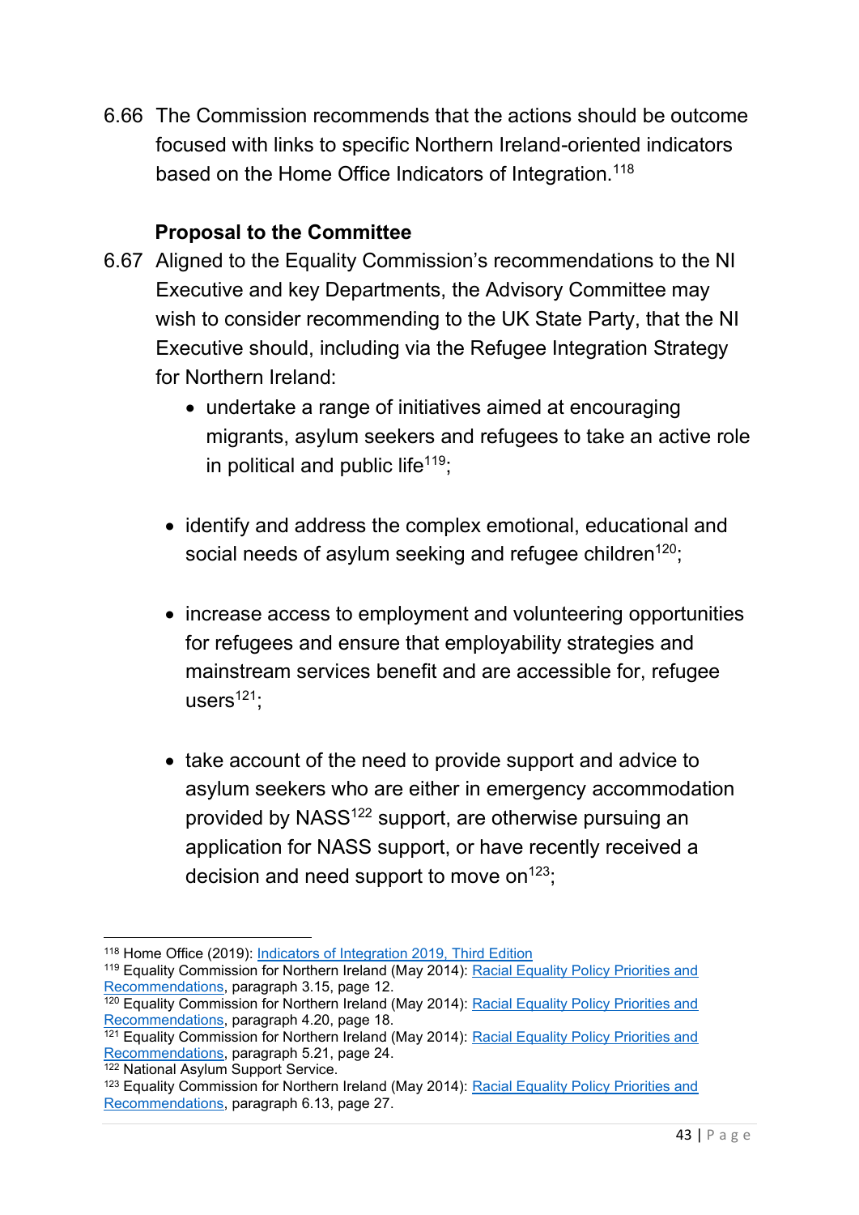6.66 The Commission recommends that the actions should be outcome focused with links to specific Northern Ireland-oriented indicators based on the Home Office Indicators of Integration.[118]

**Proposal to the Committee**

6.67 Aligned to the Equality Commission's recommendations to the NI Executive and key Departments, the Advisory Committee may wish to consider recommending to the UK State Party, that the NI Executive should, including via the Refugee Integration Strategy for Northern Ireland:

- undertake a range of initiatives aimed at encouraging migrants, asylum seekers and refugees to take an active role in political and public life[119];
- identify and address the complex emotional, educational and social needs of asylum seeking and refugee children[120];
- increase access to employment and volunteering opportunities for refugees and ensure that employability strategies and mainstream services benefit and are accessible for, refugee users[121];
- take account of the need to provide support and advice to asylum seekers who are either in emergency accommodation provided by NASS[122] support, are otherwise pursuing an application for NASS support, or have recently received a decision and need support to move on[123];

---

[118] Home Office (2019): Indicators of Integration 2019, Third Edition

[119] Equality Commission for Northern Ireland (May 2014): Racial Equality Policy Priorities and Recommendations, paragraph 3.15, page 12.

[120] Equality Commission for Northern Ireland (May 2014): Racial Equality Policy Priorities and Recommendations, paragraph 4.20, page 18.

[121] Equality Commission for Northern Ireland (May 2014): Racial Equality Policy Priorities and Recommendations, paragraph 5.21, page 24.

[122] National Asylum Support Service.

[123] Equality Commission for Northern Ireland (May 2014): Racial Equality Policy Priorities and Recommendations, paragraph 6.13, page 27.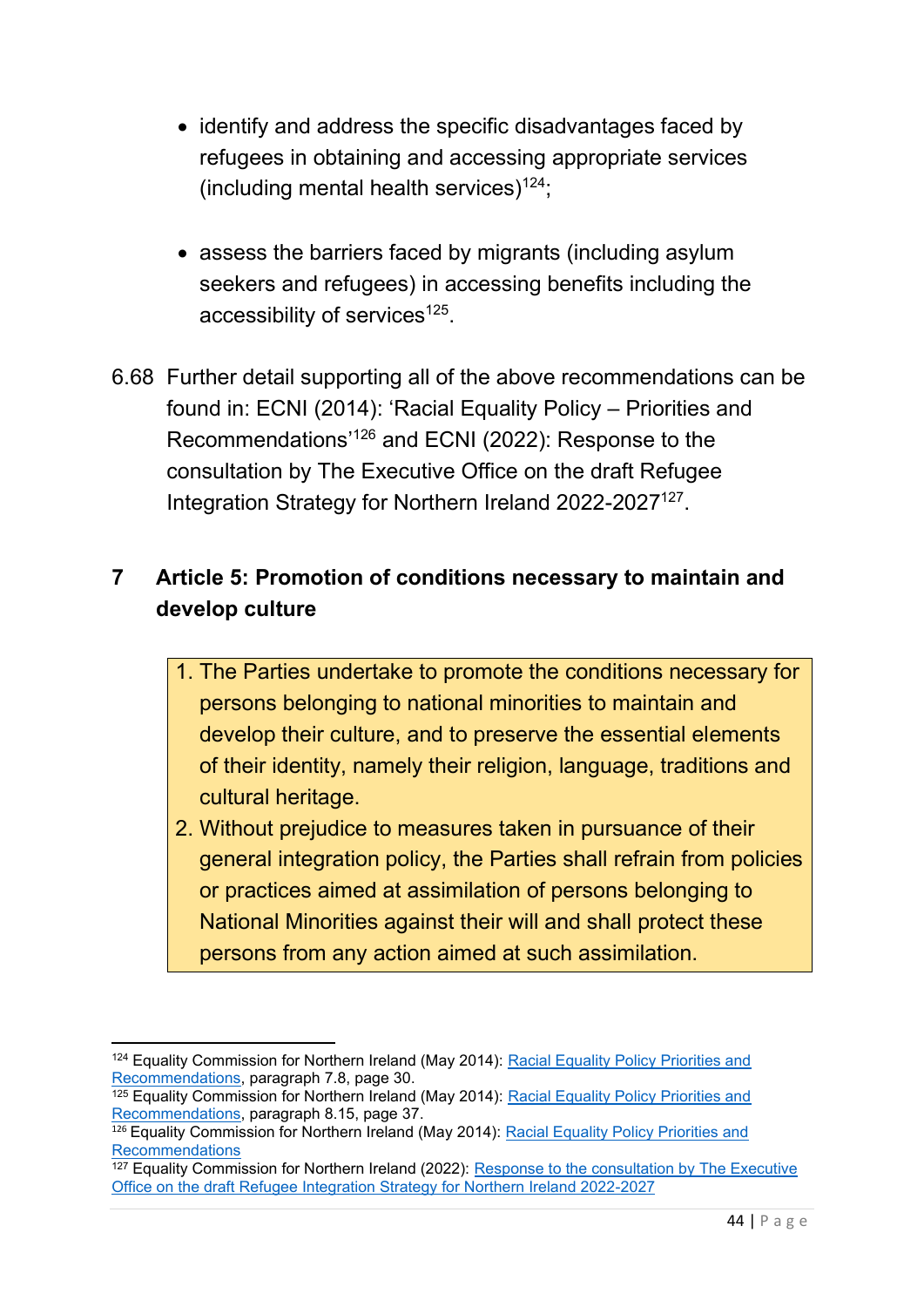- identify and address the specific disadvantages faced by refugees in obtaining and accessing appropriate services (including mental health services)[124];

- assess the barriers faced by migrants (including asylum seekers and refugees) in accessing benefits including the accessibility of services[125].

6.68 Further detail supporting all of the above recommendations can be found in: ECNI (2014): 'Racial Equality Policy – Priorities and Recommendations'[126] and ECNI (2022): Response to the consultation by The Executive Office on the draft Refugee Integration Strategy for Northern Ireland 2022-2027[127].

## 7 Article 5: Promotion of conditions necessary to maintain and develop culture

> 1. The Parties undertake to promote the conditions necessary for persons belonging to national minorities to maintain and develop their culture, and to preserve the essential elements of their identity, namely their religion, language, traditions and cultural heritage.
> 2. Without prejudice to measures taken in pursuance of their general integration policy, the Parties shall refrain from policies or practices aimed at assimilation of persons belonging to National Minorities against their will and shall protect these persons from any action aimed at such assimilation.

---

[124] Equality Commission for Northern Ireland (May 2014): Racial Equality Policy Priorities and Recommendations, paragraph 7.8, page 30.
[125] Equality Commission for Northern Ireland (May 2014): Racial Equality Policy Priorities and Recommendations, paragraph 8.15, page 37.
[126] Equality Commission for Northern Ireland (May 2014): Racial Equality Policy Priorities and Recommendations
[127] Equality Commission for Northern Ireland (2022): Response to the consultation by The Executive Office on the draft Refugee Integration Strategy for Northern Ireland 2022-2027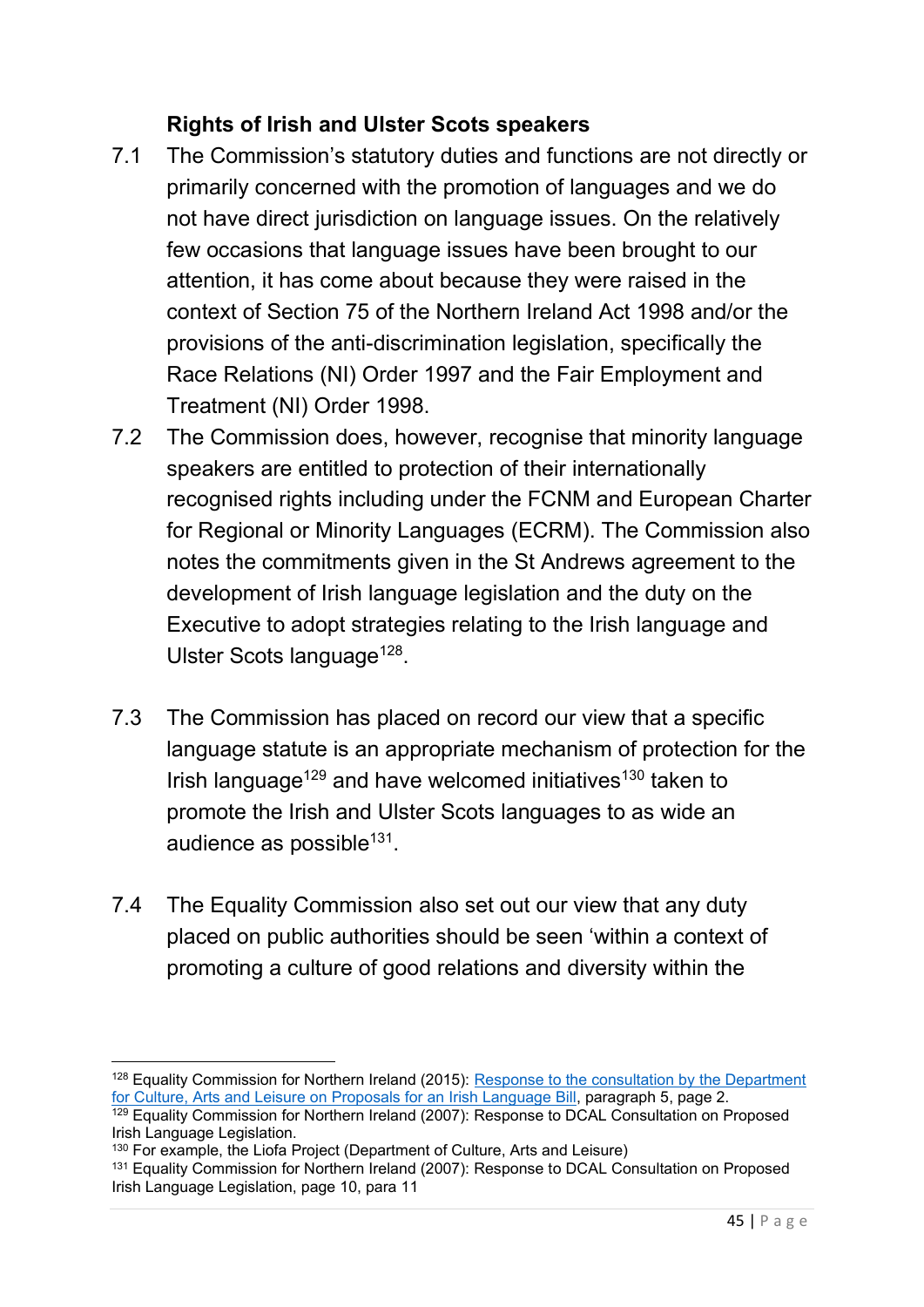### Rights of Irish and Ulster Scots speakers

7.1 The Commission's statutory duties and functions are not directly or primarily concerned with the promotion of languages and we do not have direct jurisdiction on language issues. On the relatively few occasions that language issues have been brought to our attention, it has come about because they were raised in the context of Section 75 of the Northern Ireland Act 1998 and/or the provisions of the anti-discrimination legislation, specifically the Race Relations (NI) Order 1997 and the Fair Employment and Treatment (NI) Order 1998.

7.2 The Commission does, however, recognise that minority language speakers are entitled to protection of their internationally recognised rights including under the FCNM and European Charter for Regional or Minority Languages (ECRM). The Commission also notes the commitments given in the St Andrews agreement to the development of Irish language legislation and the duty on the Executive to adopt strategies relating to the Irish language and Ulster Scots language[128].

7.3 The Commission has placed on record our view that a specific language statute is an appropriate mechanism of protection for the Irish language[129] and have welcomed initiatives[130] taken to promote the Irish and Ulster Scots languages to as wide an audience as possible[131].

7.4 The Equality Commission also set out our view that any duty placed on public authorities should be seen 'within a context of promoting a culture of good relations and diversity within the

---

[128] Equality Commission for Northern Ireland (2015): Response to the consultation by the Department for Culture, Arts and Leisure on Proposals for an Irish Language Bill, paragraph 5, page 2.

[129] Equality Commission for Northern Ireland (2007): Response to DCAL Consultation on Proposed Irish Language Legislation.

[130] For example, the Liofa Project (Department of Culture, Arts and Leisure)

[131] Equality Commission for Northern Ireland (2007): Response to DCAL Consultation on Proposed Irish Language Legislation, page 10, para 11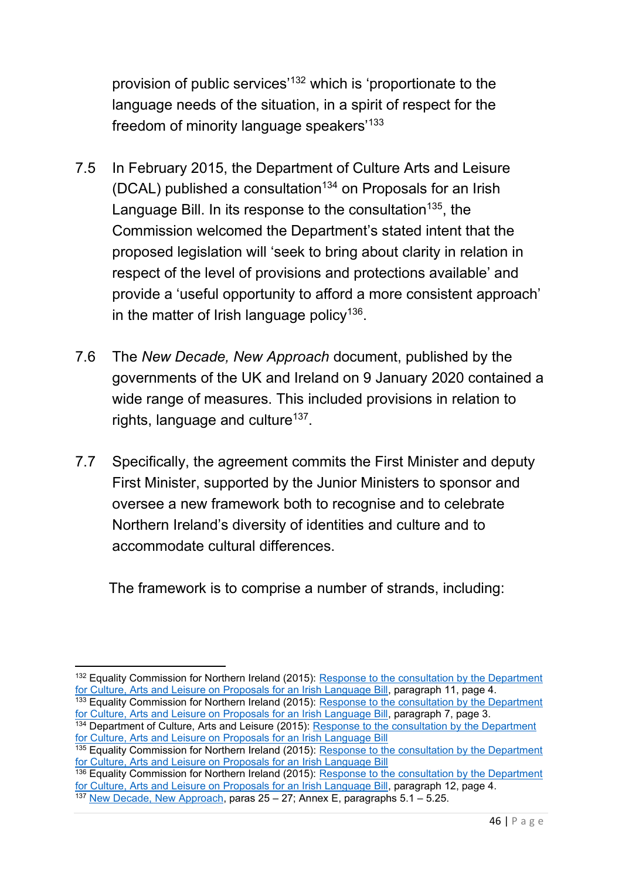provision of public services'[132] which is 'proportionate to the language needs of the situation, in a spirit of respect for the freedom of minority language speakers'[133]

7.5 In February 2015, the Department of Culture Arts and Leisure (DCAL) published a consultation[134] on Proposals for an Irish Language Bill. In its response to the consultation[135], the Commission welcomed the Department's stated intent that the proposed legislation will 'seek to bring about clarity in relation in respect of the level of provisions and protections available' and provide a 'useful opportunity to afford a more consistent approach' in the matter of Irish language policy[136].

7.6 The *New Decade, New Approach* document, published by the governments of the UK and Ireland on 9 January 2020 contained a wide range of measures. This included provisions in relation to rights, language and culture[137].

7.7 Specifically, the agreement commits the First Minister and deputy First Minister, supported by the Junior Ministers to sponsor and oversee a new framework both to recognise and to celebrate Northern Ireland's diversity of identities and culture and to accommodate cultural differences.

The framework is to comprise a number of strands, including:

---

[132] Equality Commission for Northern Ireland (2015): Response to the consultation by the Department for Culture, Arts and Leisure on Proposals for an Irish Language Bill, paragraph 11, page 4.

[133] Equality Commission for Northern Ireland (2015): Response to the consultation by the Department for Culture, Arts and Leisure on Proposals for an Irish Language Bill, paragraph 7, page 3.

[134] Department of Culture, Arts and Leisure (2015): Response to the consultation by the Department for Culture, Arts and Leisure on Proposals for an Irish Language Bill

[135] Equality Commission for Northern Ireland (2015): Response to the consultation by the Department for Culture, Arts and Leisure on Proposals for an Irish Language Bill

[136] Equality Commission for Northern Ireland (2015): Response to the consultation by the Department for Culture, Arts and Leisure on Proposals for an Irish Language Bill, paragraph 12, page 4.

[137] New Decade, New Approach, paras 25 – 27; Annex E, paragraphs 5.1 – 5.25.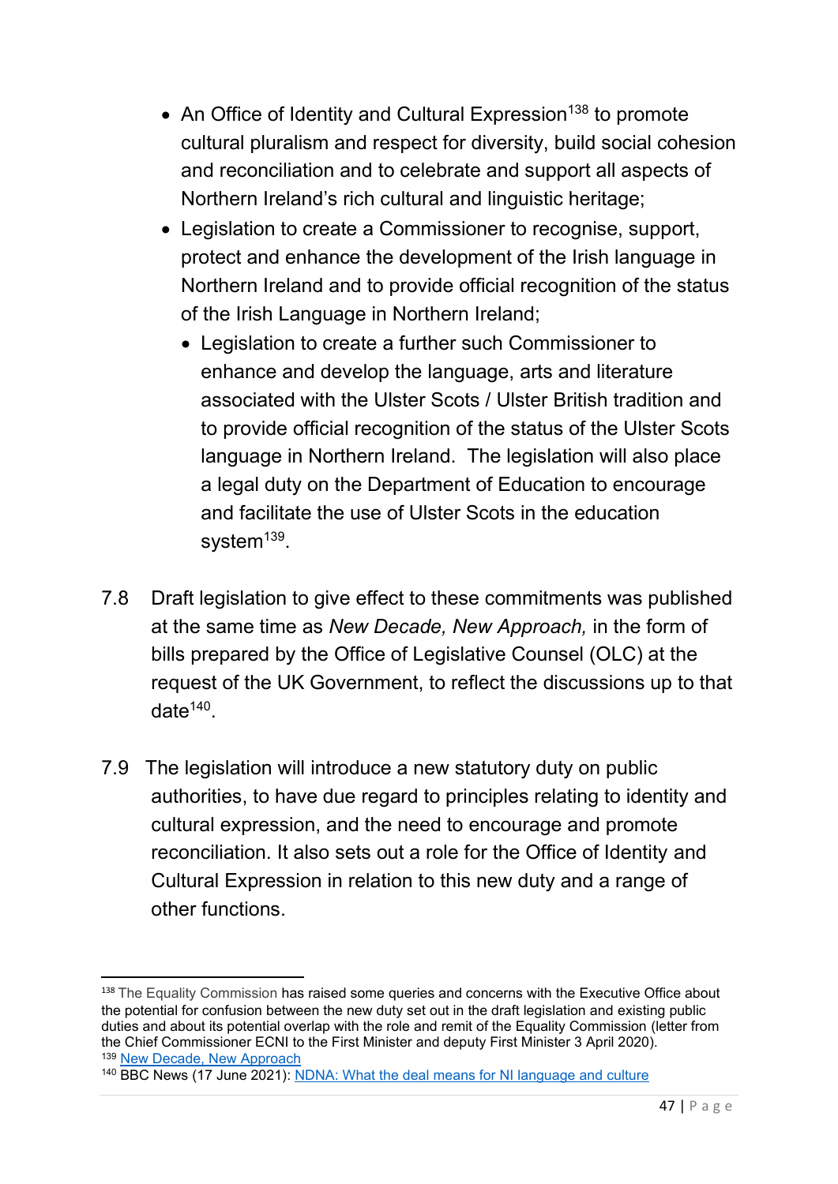- An Office of Identity and Cultural Expression[138] to promote cultural pluralism and respect for diversity, build social cohesion and reconciliation and to celebrate and support all aspects of Northern Ireland's rich cultural and linguistic heritage;
- Legislation to create a Commissioner to recognise, support, protect and enhance the development of the Irish language in Northern Ireland and to provide official recognition of the status of the Irish Language in Northern Ireland;
  - Legislation to create a further such Commissioner to enhance and develop the language, arts and literature associated with the Ulster Scots / Ulster British tradition and to provide official recognition of the status of the Ulster Scots language in Northern Ireland. The legislation will also place a legal duty on the Department of Education to encourage and facilitate the use of Ulster Scots in the education system[139].

7.8 Draft legislation to give effect to these commitments was published at the same time as *New Decade, New Approach,* in the form of bills prepared by the Office of Legislative Counsel (OLC) at the request of the UK Government, to reflect the discussions up to that date[140].

7.9 The legislation will introduce a new statutory duty on public authorities, to have due regard to principles relating to identity and cultural expression, and the need to encourage and promote reconciliation. It also sets out a role for the Office of Identity and Cultural Expression in relation to this new duty and a range of other functions.

---

[138] The Equality Commission has raised some queries and concerns with the Executive Office about the potential for confusion between the new duty set out in the draft legislation and existing public duties and about its potential overlap with the role and remit of the Equality Commission (letter from the Chief Commissioner ECNI to the First Minister and deputy First Minister 3 April 2020).

[139] New Decade, New Approach

[140] BBC News (17 June 2021): NDNA: What the deal means for NI language and culture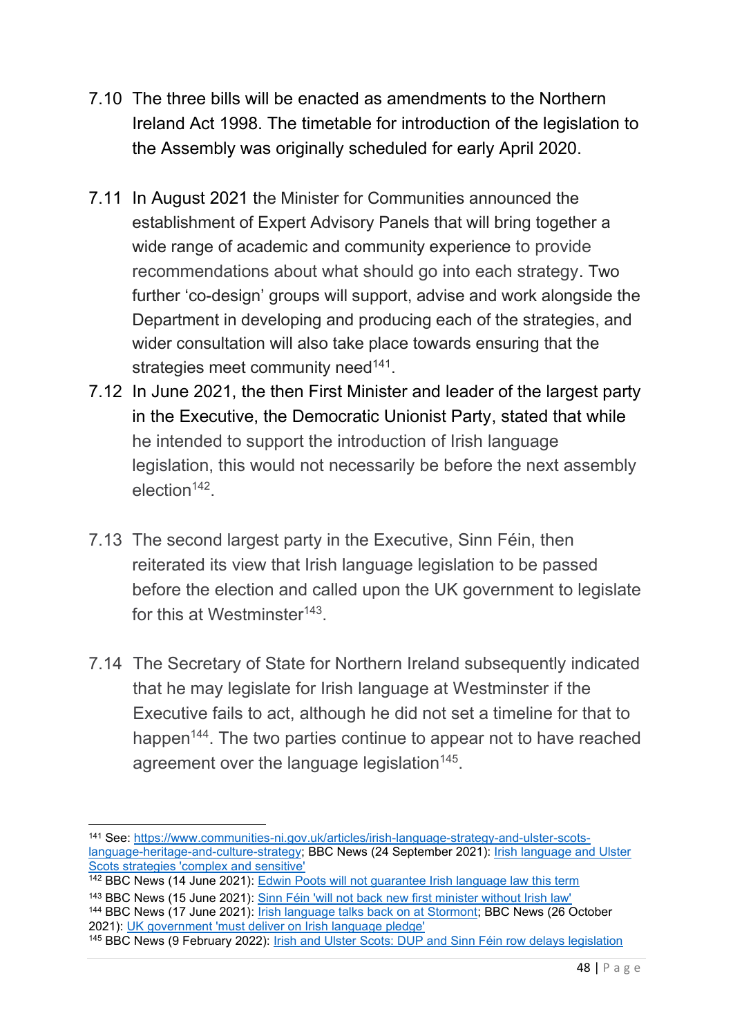7.10 The three bills will be enacted as amendments to the Northern Ireland Act 1998. The timetable for introduction of the legislation to the Assembly was originally scheduled for early April 2020.

7.11 In August 2021 the Minister for Communities announced the establishment of Expert Advisory Panels that will bring together a wide range of academic and community experience to provide recommendations about what should go into each strategy. Two further 'co-design' groups will support, advise and work alongside the Department in developing and producing each of the strategies, and wider consultation will also take place towards ensuring that the strategies meet community need[141].

7.12 In June 2021, the then First Minister and leader of the largest party in the Executive, the Democratic Unionist Party, stated that while he intended to support the introduction of Irish language legislation, this would not necessarily be before the next assembly election[142].

7.13 The second largest party in the Executive, Sinn Féin, then reiterated its view that Irish language legislation to be passed before the election and called upon the UK government to legislate for this at Westminster[143].

7.14 The Secretary of State for Northern Ireland subsequently indicated that he may legislate for Irish language at Westminster if the Executive fails to act, although he did not set a timeline for that to happen[144]. The two parties continue to appear not to have reached agreement over the language legislation[145].

---

[141] See: https://www.communities-ni.gov.uk/articles/irish-language-strategy-and-ulster-scots-language-heritage-and-culture-strategy; BBC News (24 September 2021): Irish language and Ulster Scots strategies 'complex and sensitive'

[142] BBC News (14 June 2021): Edwin Poots will not guarantee Irish language law this term

[143] BBC News (15 June 2021): Sinn Féin 'will not back new first minister without Irish law'

[144] BBC News (17 June 2021): Irish language talks back on at Stormont; BBC News (26 October 2021): UK government 'must deliver on Irish language pledge'

[145] BBC News (9 February 2022): Irish and Ulster Scots: DUP and Sinn Féin row delays legislation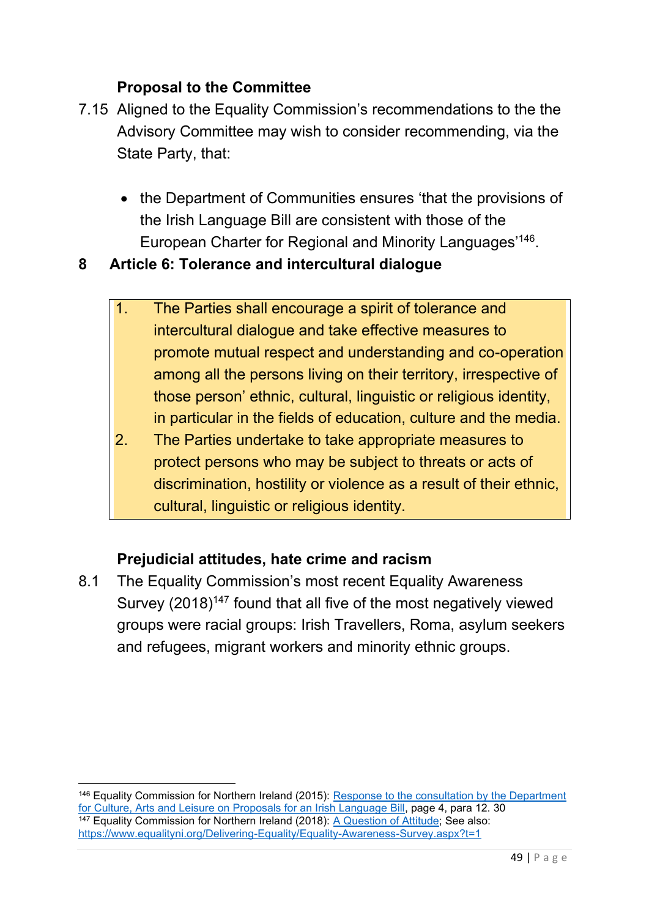**Proposal to the Committee**

7.15 Aligned to the Equality Commission's recommendations to the the Advisory Committee may wish to consider recommending, via the State Party, that:

- the Department of Communities ensures 'that the provisions of the Irish Language Bill are consistent with those of the European Charter for Regional and Minority Languages'[146].

## 8 Article 6: Tolerance and intercultural dialogue

> 1. The Parties shall encourage a spirit of tolerance and intercultural dialogue and take effective measures to promote mutual respect and understanding and co-operation among all the persons living on their territory, irrespective of those person' ethnic, cultural, linguistic or religious identity, in particular in the fields of education, culture and the media.
> 2. The Parties undertake to take appropriate measures to protect persons who may be subject to threats or acts of discrimination, hostility or violence as a result of their ethnic, cultural, linguistic or religious identity.

**Prejudicial attitudes, hate crime and racism**

8.1 The Equality Commission's most recent Equality Awareness Survey (2018)[147] found that all five of the most negatively viewed groups were racial groups: Irish Travellers, Roma, asylum seekers and refugees, migrant workers and minority ethnic groups.

---

[146] Equality Commission for Northern Ireland (2015): Response to the consultation by the Department for Culture, Arts and Leisure on Proposals for an Irish Language Bill, page 4, para 12. 30

[147] Equality Commission for Northern Ireland (2018): A Question of Attitude; See also: https://www.equalityni.org/Delivering-Equality/Equality-Awareness-Survey.aspx?t=1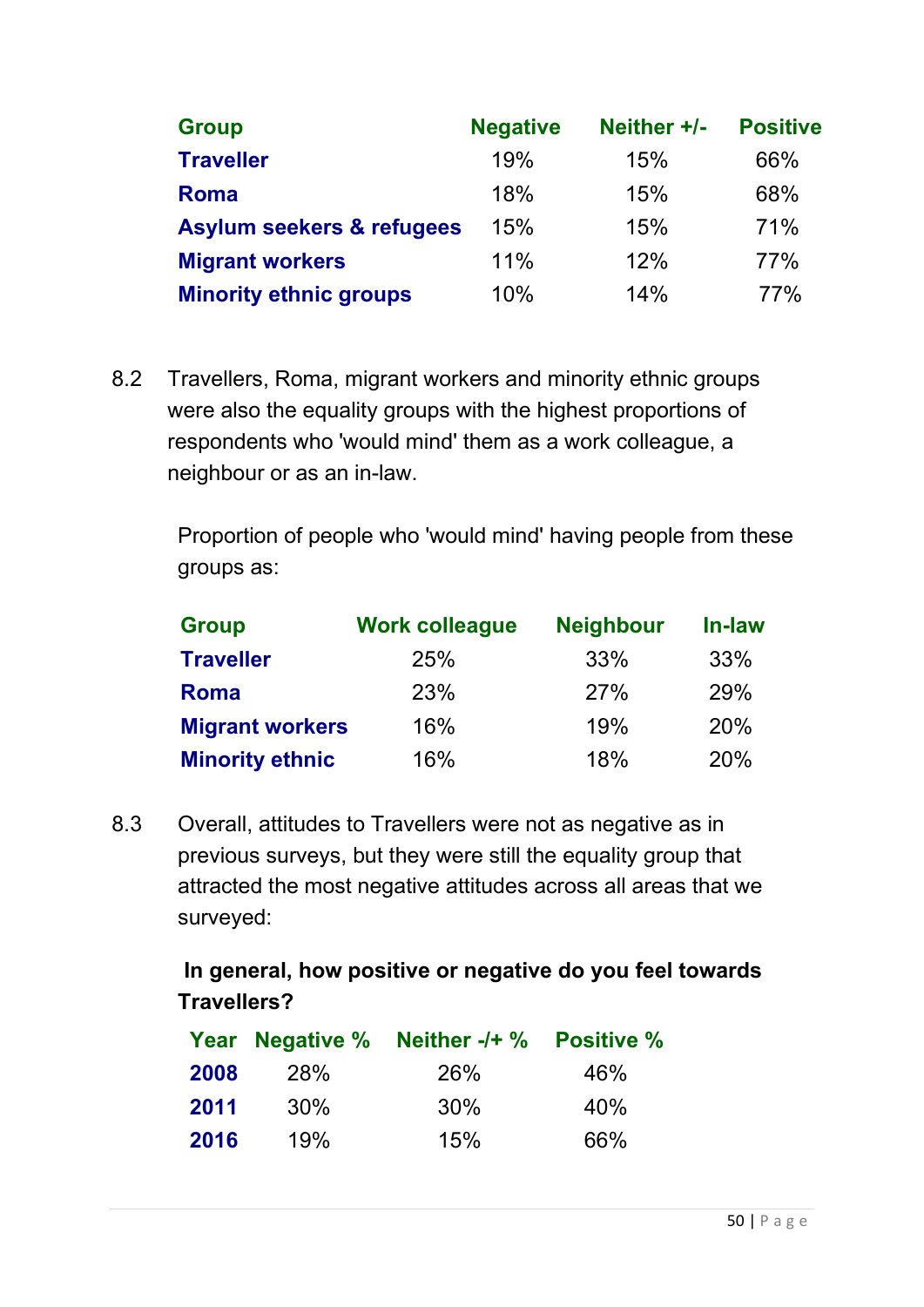| Group | Negative | Neither +/- | Positive |
|---|---|---|---|
| **Traveller** | 19% | 15% | 66% |
| **Roma** | 18% | 15% | 68% |
| **Asylum seekers & refugees** | 15% | 15% | 71% |
| **Migrant workers** | 11% | 12% | 77% |
| **Minority ethnic groups** | 10% | 14% | 77% |

8.2 Travellers, Roma, migrant workers and minority ethnic groups were also the equality groups with the highest proportions of respondents who 'would mind' them as a work colleague, a neighbour or as an in-law.

Proportion of people who 'would mind' having people from these groups as:

| Group | Work colleague | Neighbour | In-law |
|---|---|---|---|
| **Traveller** | 25% | 33% | 33% |
| **Roma** | 23% | 27% | 29% |
| **Migrant workers** | 16% | 19% | 20% |
| **Minority ethnic** | 16% | 18% | 20% |

8.3 Overall, attitudes to Travellers were not as negative as in previous surveys, but they were still the equality group that attracted the most negative attitudes across all areas that we surveyed:

**In general, how positive or negative do you feel towards Travellers?**

| Year | Negative % | Neither -/+ % | Positive % |
|---|---|---|---|
| **2008** | 28% | 26% | 46% |
| **2011** | 30% | 30% | 40% |
| **2016** | 19% | 15% | 66% |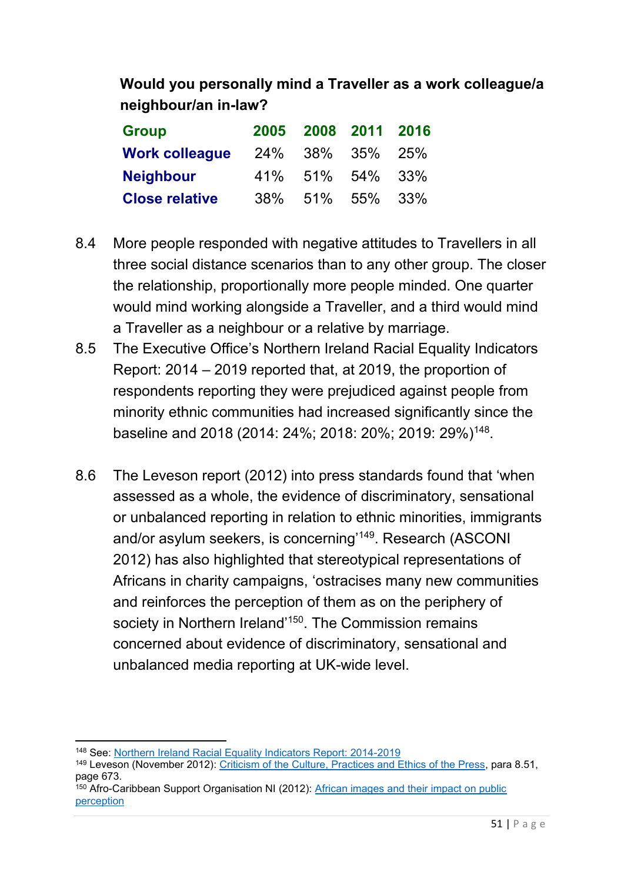**Would you personally mind a Traveller as a work colleague/a neighbour/an in-law?**

| Group | 2005 | 2008 | 2011 | 2016 |
|---|---|---|---|---|
| Work colleague | 24% | 38% | 35% | 25% |
| Neighbour | 41% | 51% | 54% | 33% |
| Close relative | 38% | 51% | 55% | 33% |

8.4 More people responded with negative attitudes to Travellers in all three social distance scenarios than to any other group. The closer the relationship, proportionally more people minded. One quarter would mind working alongside a Traveller, and a third would mind a Traveller as a neighbour or a relative by marriage.

8.5 The Executive Office's Northern Ireland Racial Equality Indicators Report: 2014 – 2019 reported that, at 2019, the proportion of respondents reporting they were prejudiced against people from minority ethnic communities had increased significantly since the baseline and 2018 (2014: 24%; 2018: 20%; 2019: 29%)[148].

8.6 The Leveson report (2012) into press standards found that 'when assessed as a whole, the evidence of discriminatory, sensational or unbalanced reporting in relation to ethnic minorities, immigrants and/or asylum seekers, is concerning'[149]. Research (ASCONI 2012) has also highlighted that stereotypical representations of Africans in charity campaigns, 'ostracises many new communities and reinforces the perception of them as on the periphery of society in Northern Ireland'[150]. The Commission remains concerned about evidence of discriminatory, sensational and unbalanced media reporting at UK-wide level.

---

[148] See: Northern Ireland Racial Equality Indicators Report: 2014-2019

[149] Leveson (November 2012): Criticism of the Culture, Practices and Ethics of the Press, para 8.51, page 673.

[150] Afro-Caribbean Support Organisation NI (2012): African images and their impact on public perception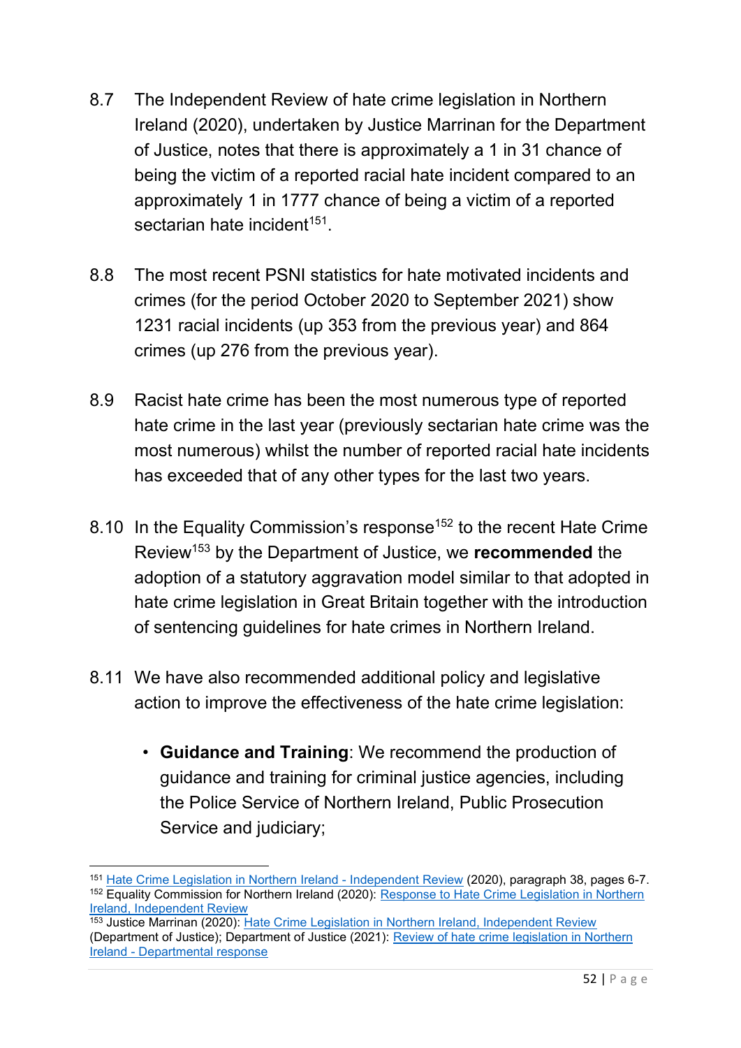8.7 The Independent Review of hate crime legislation in Northern Ireland (2020), undertaken by Justice Marrinan for the Department of Justice, notes that there is approximately a 1 in 31 chance of being the victim of a reported racial hate incident compared to an approximately 1 in 1777 chance of being a victim of a reported sectarian hate incident[151].

8.8 The most recent PSNI statistics for hate motivated incidents and crimes (for the period October 2020 to September 2021) show 1231 racial incidents (up 353 from the previous year) and 864 crimes (up 276 from the previous year).

8.9 Racist hate crime has been the most numerous type of reported hate crime in the last year (previously sectarian hate crime was the most numerous) whilst the number of reported racial hate incidents has exceeded that of any other types for the last two years.

8.10 In the Equality Commission's response[152] to the recent Hate Crime Review[153] by the Department of Justice, we **recommended** the adoption of a statutory aggravation model similar to that adopted in hate crime legislation in Great Britain together with the introduction of sentencing guidelines for hate crimes in Northern Ireland.

8.11 We have also recommended additional policy and legislative action to improve the effectiveness of the hate crime legislation:

- **Guidance and Training**: We recommend the production of guidance and training for criminal justice agencies, including the Police Service of Northern Ireland, Public Prosecution Service and judiciary;

---

[151] Hate Crime Legislation in Northern Ireland - Independent Review (2020), paragraph 38, pages 6-7.

[152] Equality Commission for Northern Ireland (2020): Response to Hate Crime Legislation in Northern Ireland, Independent Review

[153] Justice Marrinan (2020): Hate Crime Legislation in Northern Ireland, Independent Review (Department of Justice); Department of Justice (2021): Review of hate crime legislation in Northern Ireland - Departmental response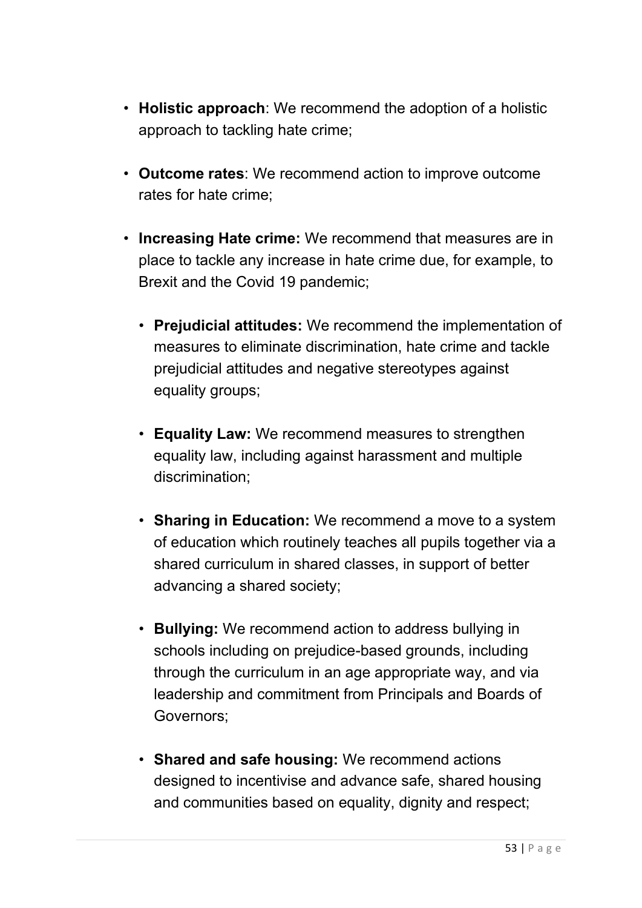- **Holistic approach**: We recommend the adoption of a holistic approach to tackling hate crime;

- **Outcome rates**: We recommend action to improve outcome rates for hate crime;

- **Increasing Hate crime:** We recommend that measures are in place to tackle any increase in hate crime due, for example, to Brexit and the Covid 19 pandemic;

  - **Prejudicial attitudes:** We recommend the implementation of measures to eliminate discrimination, hate crime and tackle prejudicial attitudes and negative stereotypes against equality groups;

  - **Equality Law:** We recommend measures to strengthen equality law, including against harassment and multiple discrimination;

  - **Sharing in Education:** We recommend a move to a system of education which routinely teaches all pupils together via a shared curriculum in shared classes, in support of better advancing a shared society;

  - **Bullying:** We recommend action to address bullying in schools including on prejudice-based grounds, including through the curriculum in an age appropriate way, and via leadership and commitment from Principals and Boards of Governors;

  - **Shared and safe housing:** We recommend actions designed to incentivise and advance safe, shared housing and communities based on equality, dignity and respect;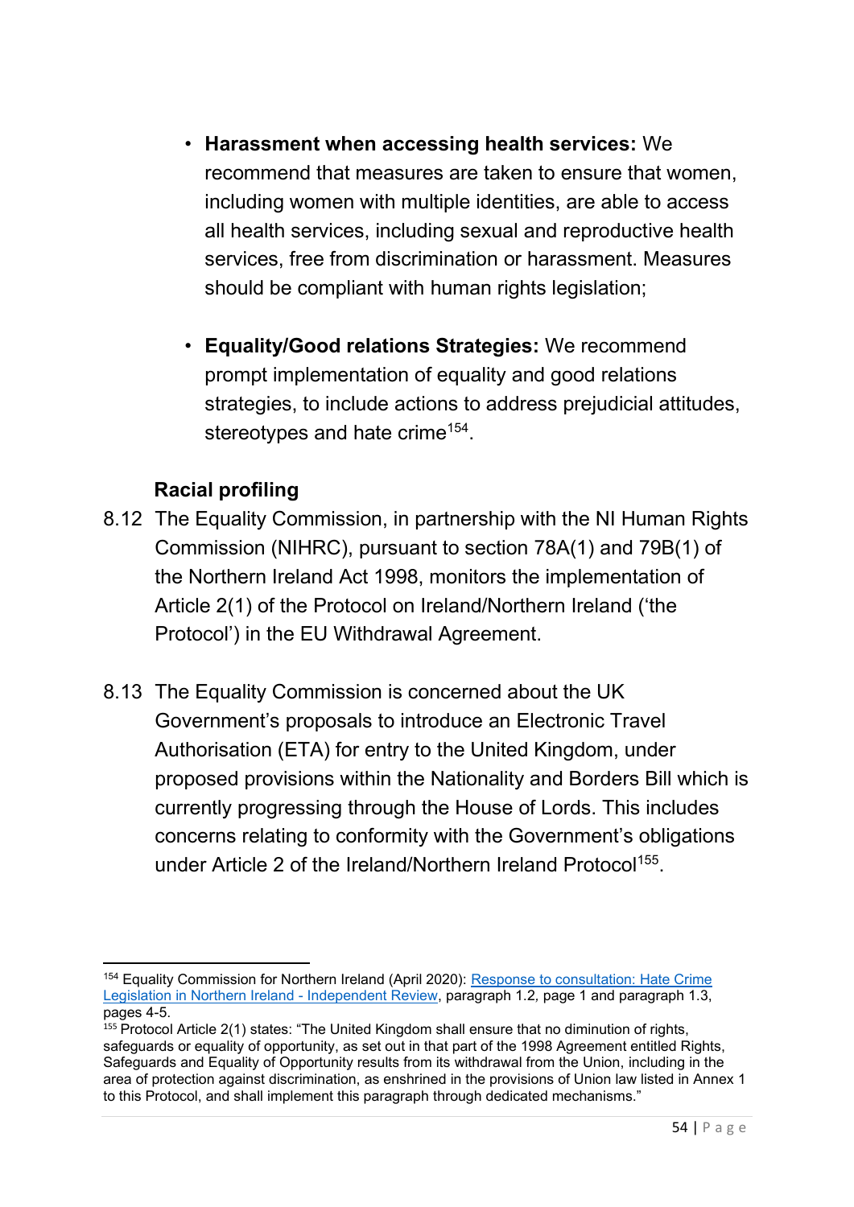- **Harassment when accessing health services:** We recommend that measures are taken to ensure that women, including women with multiple identities, are able to access all health services, including sexual and reproductive health services, free from discrimination or harassment. Measures should be compliant with human rights legislation;

- **Equality/Good relations Strategies:** We recommend prompt implementation of equality and good relations strategies, to include actions to address prejudicial attitudes, stereotypes and hate crime[154].

### Racial profiling

8.12 The Equality Commission, in partnership with the NI Human Rights Commission (NIHRC), pursuant to section 78A(1) and 79B(1) of the Northern Ireland Act 1998, monitors the implementation of Article 2(1) of the Protocol on Ireland/Northern Ireland ('the Protocol') in the EU Withdrawal Agreement.

8.13 The Equality Commission is concerned about the UK Government's proposals to introduce an Electronic Travel Authorisation (ETA) for entry to the United Kingdom, under proposed provisions within the Nationality and Borders Bill which is currently progressing through the House of Lords. This includes concerns relating to conformity with the Government's obligations under Article 2 of the Ireland/Northern Ireland Protocol[155].

---

[154] Equality Commission for Northern Ireland (April 2020): Response to consultation: Hate Crime Legislation in Northern Ireland - Independent Review, paragraph 1.2, page 1 and paragraph 1.3, pages 4-5.

[155] Protocol Article 2(1) states: "The United Kingdom shall ensure that no diminution of rights, safeguards or equality of opportunity, as set out in that part of the 1998 Agreement entitled Rights, Safeguards and Equality of Opportunity results from its withdrawal from the Union, including in the area of protection against discrimination, as enshrined in the provisions of Union law listed in Annex 1 to this Protocol, and shall implement this paragraph through dedicated mechanisms."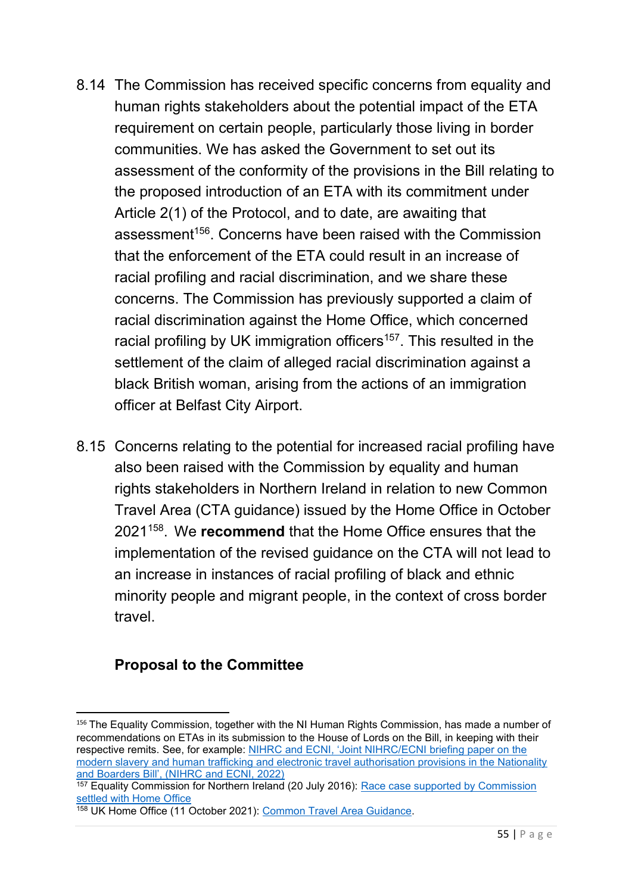8.14 The Commission has received specific concerns from equality and human rights stakeholders about the potential impact of the ETA requirement on certain people, particularly those living in border communities. We has asked the Government to set out its assessment of the conformity of the provisions in the Bill relating to the proposed introduction of an ETA with its commitment under Article 2(1) of the Protocol, and to date, are awaiting that assessment[156]. Concerns have been raised with the Commission that the enforcement of the ETA could result in an increase of racial profiling and racial discrimination, and we share these concerns. The Commission has previously supported a claim of racial discrimination against the Home Office, which concerned racial profiling by UK immigration officers[157]. This resulted in the settlement of the claim of alleged racial discrimination against a black British woman, arising from the actions of an immigration officer at Belfast City Airport.

8.15 Concerns relating to the potential for increased racial profiling have also been raised with the Commission by equality and human rights stakeholders in Northern Ireland in relation to new Common Travel Area (CTA guidance) issued by the Home Office in October 2021[158]. We **recommend** that the Home Office ensures that the implementation of the revised guidance on the CTA will not lead to an increase in instances of racial profiling of black and ethnic minority people and migrant people, in the context of cross border travel.

**Proposal to the Committee**

---

[156] The Equality Commission, together with the NI Human Rights Commission, has made a number of recommendations on ETAs in its submission to the House of Lords on the Bill, in keeping with their respective remits. See, for example: NIHRC and ECNI, 'Joint NIHRC/ECNI briefing paper on the modern slavery and human trafficking and electronic travel authorisation provisions in the Nationality and Boarders Bill', (NIHRC and ECNI, 2022)

[157] Equality Commission for Northern Ireland (20 July 2016): Race case supported by Commission settled with Home Office

[158] UK Home Office (11 October 2021): Common Travel Area Guidance.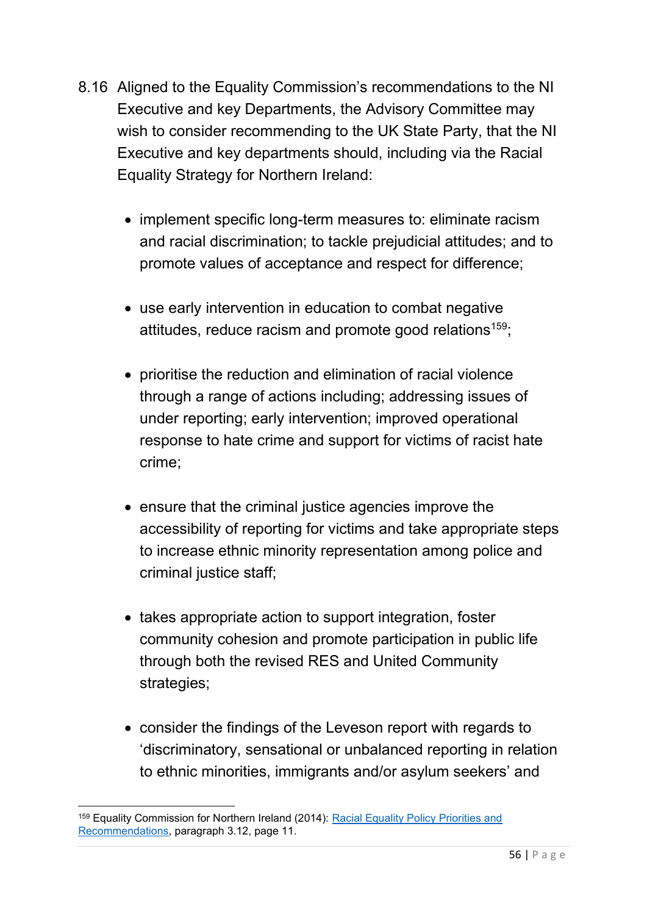8.16 Aligned to the Equality Commission's recommendations to the NI Executive and key Departments, the Advisory Committee may wish to consider recommending to the UK State Party, that the NI Executive and key departments should, including via the Racial Equality Strategy for Northern Ireland:

- implement specific long-term measures to: eliminate racism and racial discrimination; to tackle prejudicial attitudes; and to promote values of acceptance and respect for difference;

- use early intervention in education to combat negative attitudes, reduce racism and promote good relations[159];

- prioritise the reduction and elimination of racial violence through a range of actions including; addressing issues of under reporting; early intervention; improved operational response to hate crime and support for victims of racist hate crime;

- ensure that the criminal justice agencies improve the accessibility of reporting for victims and take appropriate steps to increase ethnic minority representation among police and criminal justice staff;

- takes appropriate action to support integration, foster community cohesion and promote participation in public life through both the revised RES and United Community strategies;

- consider the findings of the Leveson report with regards to 'discriminatory, sensational or unbalanced reporting in relation to ethnic minorities, immigrants and/or asylum seekers' and

---

[159] Equality Commission for Northern Ireland (2014): Racial Equality Policy Priorities and Recommendations, paragraph 3.12, page 11.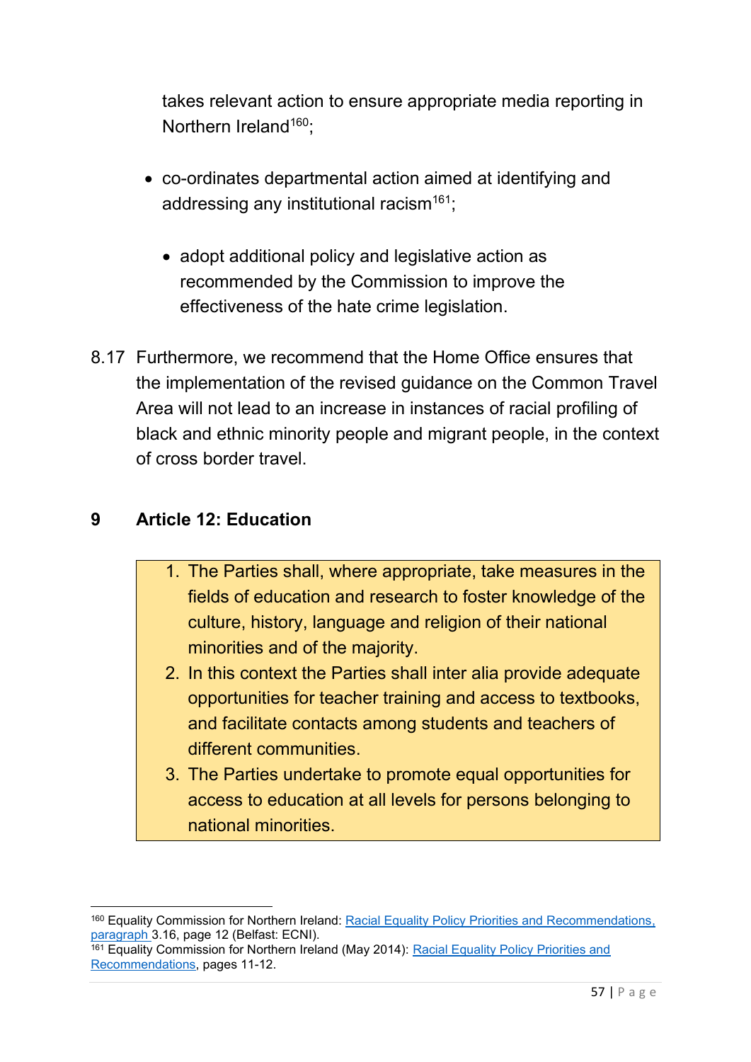takes relevant action to ensure appropriate media reporting in Northern Ireland[160];

- co-ordinates departmental action aimed at identifying and addressing any institutional racism[161];
  - adopt additional policy and legislative action as recommended by the Commission to improve the effectiveness of the hate crime legislation.

8.17 Furthermore, we recommend that the Home Office ensures that the implementation of the revised guidance on the Common Travel Area will not lead to an increase in instances of racial profiling of black and ethnic minority people and migrant people, in the context of cross border travel.

## 9 Article 12: Education

> 1. The Parties shall, where appropriate, take measures in the fields of education and research to foster knowledge of the culture, history, language and religion of their national minorities and of the majority.
> 2. In this context the Parties shall inter alia provide adequate opportunities for teacher training and access to textbooks, and facilitate contacts among students and teachers of different communities.
> 3. The Parties undertake to promote equal opportunities for access to education at all levels for persons belonging to national minorities.

---

[160] Equality Commission for Northern Ireland: Racial Equality Policy Priorities and Recommendations, paragraph 3.16, page 12 (Belfast: ECNI).

[161] Equality Commission for Northern Ireland (May 2014): Racial Equality Policy Priorities and Recommendations, pages 11-12.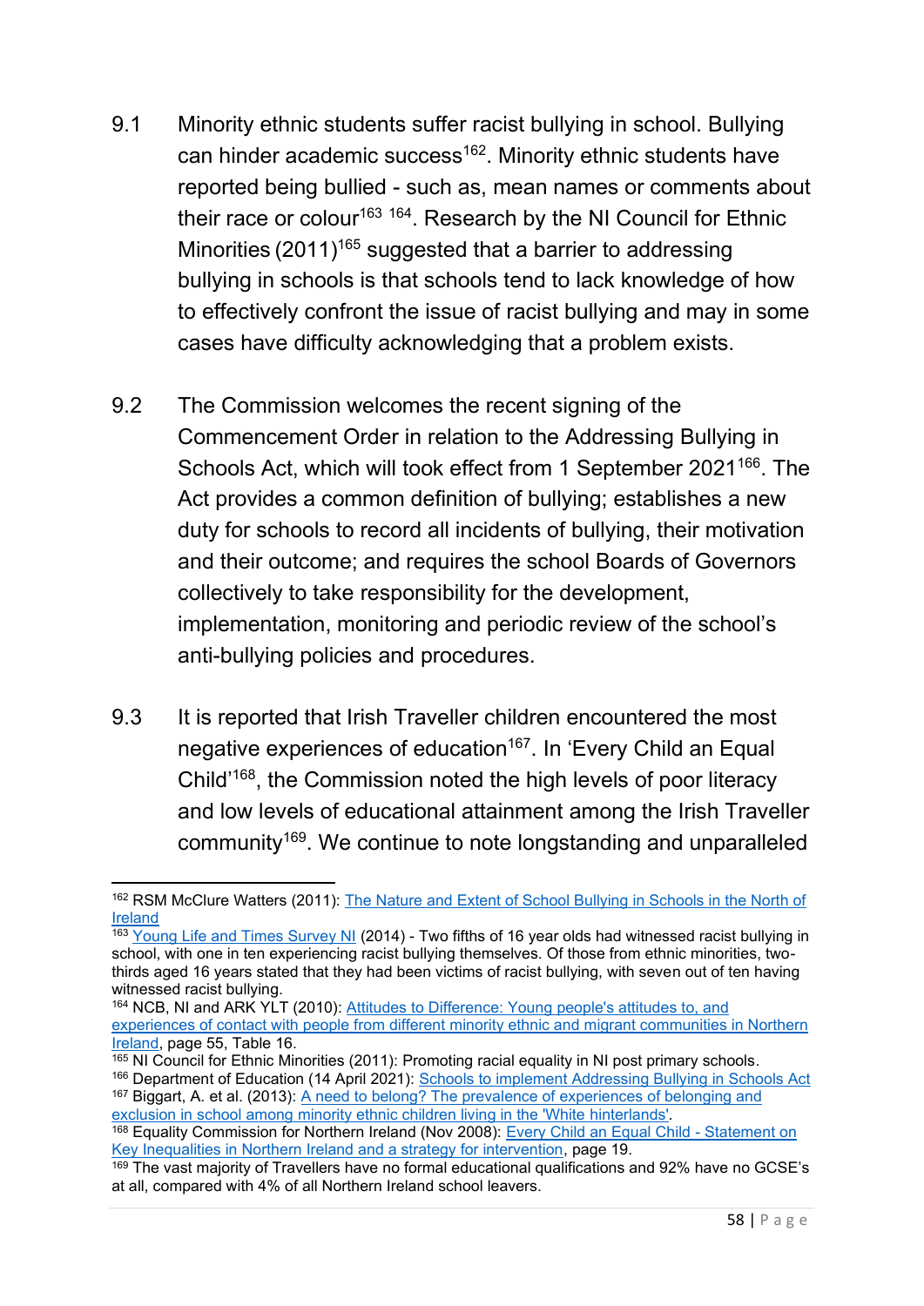9.1 Minority ethnic students suffer racist bullying in school. Bullying can hinder academic success[162]. Minority ethnic students have reported being bullied - such as, mean names or comments about their race or colour[163] [164]. Research by the NI Council for Ethnic Minorities (2011)[165] suggested that a barrier to addressing bullying in schools is that schools tend to lack knowledge of how to effectively confront the issue of racist bullying and may in some cases have difficulty acknowledging that a problem exists.

9.2 The Commission welcomes the recent signing of the Commencement Order in relation to the Addressing Bullying in Schools Act, which will took effect from 1 September 2021[166]. The Act provides a common definition of bullying; establishes a new duty for schools to record all incidents of bullying, their motivation and their outcome; and requires the school Boards of Governors collectively to take responsibility for the development, implementation, monitoring and periodic review of the school's anti-bullying policies and procedures.

9.3 It is reported that Irish Traveller children encountered the most negative experiences of education[167]. In 'Every Child an Equal Child'[168], the Commission noted the high levels of poor literacy and low levels of educational attainment among the Irish Traveller community[169]. We continue to note longstanding and unparalleled

---

[162] RSM McClure Watters (2011): The Nature and Extent of School Bullying in Schools in the North of Ireland

[163] Young Life and Times Survey NI (2014) - Two fifths of 16 year olds had witnessed racist bullying in school, with one in ten experiencing racist bullying themselves. Of those from ethnic minorities, two-thirds aged 16 years stated that they had been victims of racist bullying, with seven out of ten having witnessed racist bullying.

[164] NCB, NI and ARK YLT (2010): Attitudes to Difference: Young people's attitudes to, and experiences of contact with people from different minority ethnic and migrant communities in Northern Ireland, page 55, Table 16.

[165] NI Council for Ethnic Minorities (2011): Promoting racial equality in NI post primary schools.

[166] Department of Education (14 April 2021): Schools to implement Addressing Bullying in Schools Act

[167] Biggart, A. et al. (2013): A need to belong? The prevalence of experiences of belonging and exclusion in school among minority ethnic children living in the 'White hinterlands'.

[168] Equality Commission for Northern Ireland (Nov 2008): Every Child an Equal Child - Statement on Key Inequalities in Northern Ireland and a strategy for intervention, page 19.

[169] The vast majority of Travellers have no formal educational qualifications and 92% have no GCSE's at all, compared with 4% of all Northern Ireland school leavers.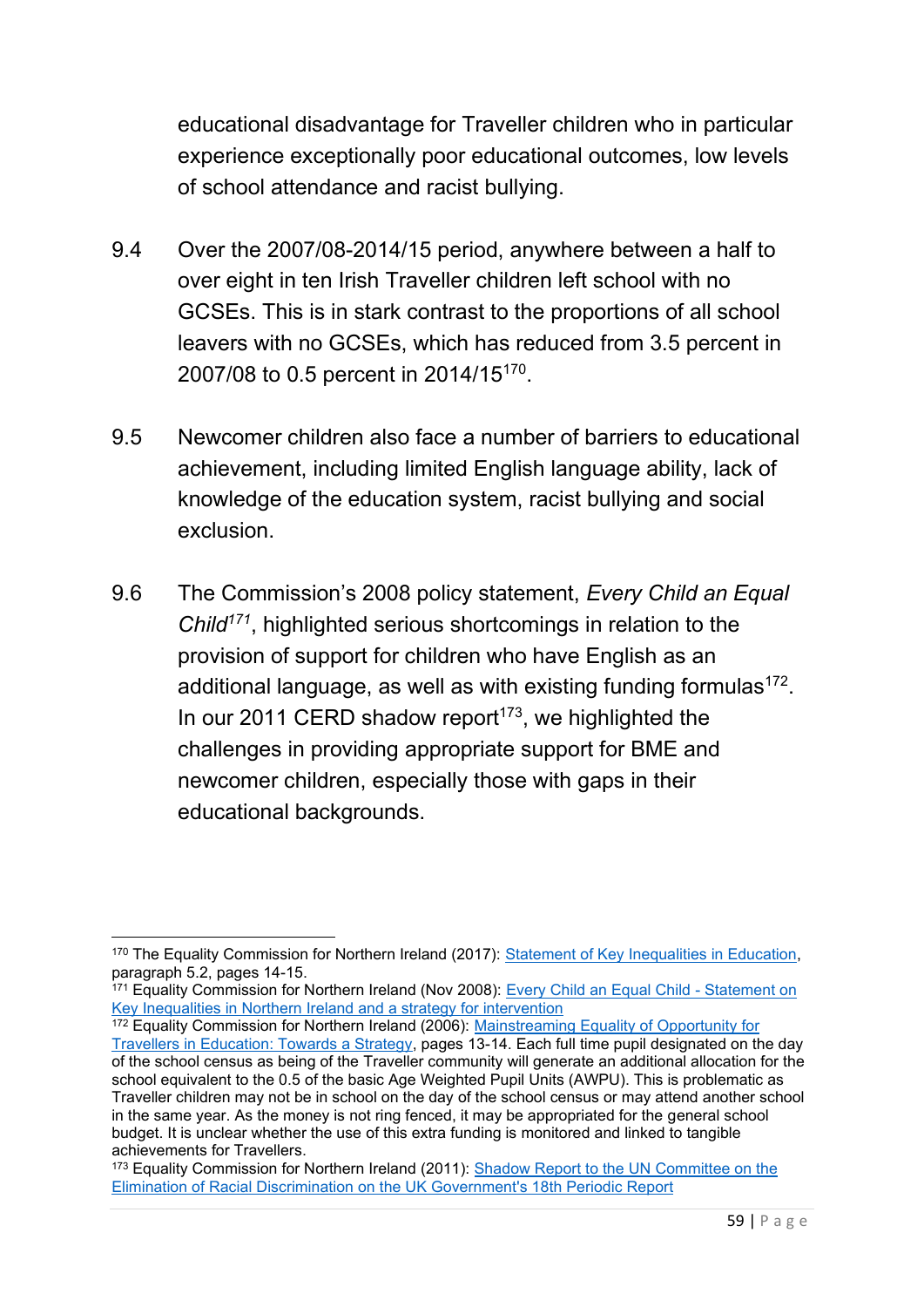educational disadvantage for Traveller children who in particular experience exceptionally poor educational outcomes, low levels of school attendance and racist bullying.

9.4 Over the 2007/08-2014/15 period, anywhere between a half to over eight in ten Irish Traveller children left school with no GCSEs. This is in stark contrast to the proportions of all school leavers with no GCSEs, which has reduced from 3.5 percent in 2007/08 to 0.5 percent in 2014/15[170].

9.5 Newcomer children also face a number of barriers to educational achievement, including limited English language ability, lack of knowledge of the education system, racist bullying and social exclusion.

9.6 The Commission's 2008 policy statement, *Every Child an Equal Child*[171], highlighted serious shortcomings in relation to the provision of support for children who have English as an additional language, as well as with existing funding formulas[172]. In our 2011 CERD shadow report[173], we highlighted the challenges in providing appropriate support for BME and newcomer children, especially those with gaps in their educational backgrounds.

---

[170] The Equality Commission for Northern Ireland (2017): Statement of Key Inequalities in Education, paragraph 5.2, pages 14-15.

[171] Equality Commission for Northern Ireland (Nov 2008): Every Child an Equal Child - Statement on Key Inequalities in Northern Ireland and a strategy for intervention

[172] Equality Commission for Northern Ireland (2006): Mainstreaming Equality of Opportunity for Travellers in Education: Towards a Strategy, pages 13-14. Each full time pupil designated on the day of the school census as being of the Traveller community will generate an additional allocation for the school equivalent to the 0.5 of the basic Age Weighted Pupil Units (AWPU). This is problematic as Traveller children may not be in school on the day of the school census or may attend another school in the same year. As the money is not ring fenced, it may be appropriated for the general school budget. It is unclear whether the use of this extra funding is monitored and linked to tangible achievements for Travellers.

[173] Equality Commission for Northern Ireland (2011): Shadow Report to the UN Committee on the Elimination of Racial Discrimination on the UK Government's 18th Periodic Report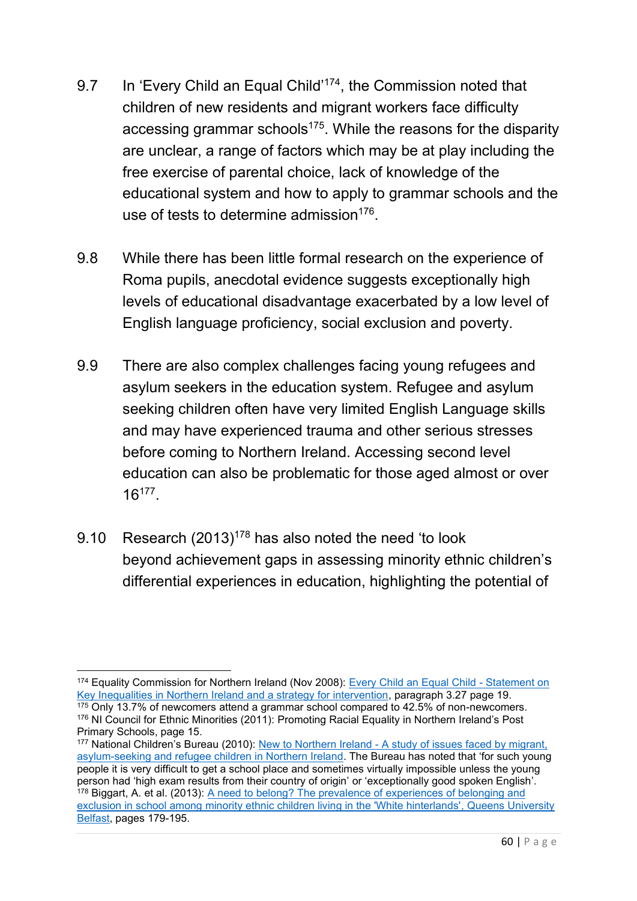9.7 In 'Every Child an Equal Child'[174], the Commission noted that children of new residents and migrant workers face difficulty accessing grammar schools[175]. While the reasons for the disparity are unclear, a range of factors which may be at play including the free exercise of parental choice, lack of knowledge of the educational system and how to apply to grammar schools and the use of tests to determine admission[176].

9.8 While there has been little formal research on the experience of Roma pupils, anecdotal evidence suggests exceptionally high levels of educational disadvantage exacerbated by a low level of English language proficiency, social exclusion and poverty.

9.9 There are also complex challenges facing young refugees and asylum seekers in the education system. Refugee and asylum seeking children often have very limited English Language skills and may have experienced trauma and other serious stresses before coming to Northern Ireland. Accessing second level education can also be problematic for those aged almost or over 16[177].

9.10 Research (2013)[178] has also noted the need 'to look beyond achievement gaps in assessing minority ethnic children's differential experiences in education, highlighting the potential of

---

[174] Equality Commission for Northern Ireland (Nov 2008): Every Child an Equal Child - Statement on Key Inequalities in Northern Ireland and a strategy for intervention, paragraph 3.27 page 19.

[175] Only 13.7% of newcomers attend a grammar school compared to 42.5% of non-newcomers.

[176] NI Council for Ethnic Minorities (2011): Promoting Racial Equality in Northern Ireland's Post Primary Schools, page 15.

[177] National Children's Bureau (2010): New to Northern Ireland - A study of issues faced by migrant, asylum-seeking and refugee children in Northern Ireland. The Bureau has noted that 'for such young people it is very difficult to get a school place and sometimes virtually impossible unless the young person had 'high exam results from their country of origin' or 'exceptionally good spoken English'.

[178] Biggart, A. et al. (2013): A need to belong? The prevalence of experiences of belonging and exclusion in school among minority ethnic children living in the 'White hinterlands', Queens University Belfast, pages 179-195.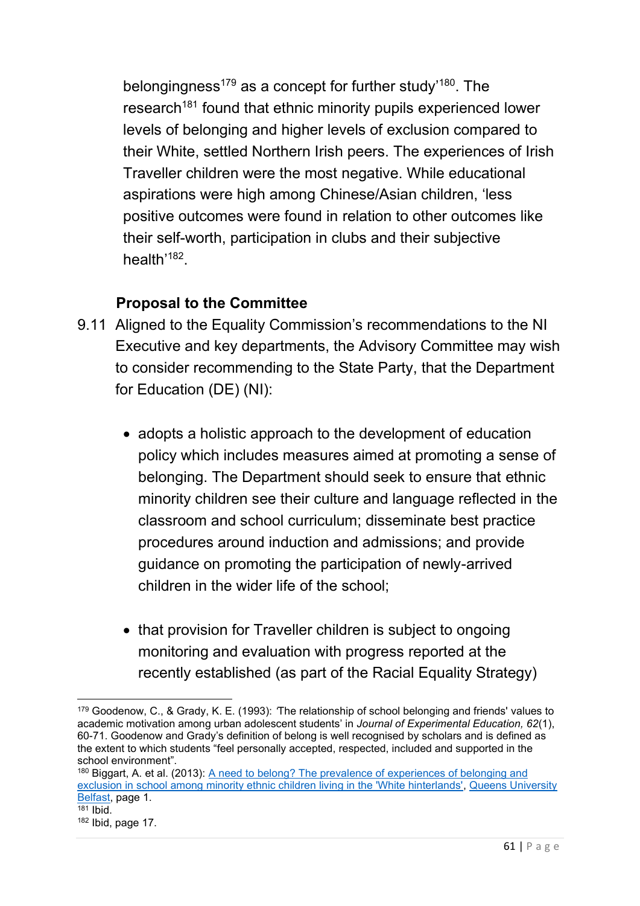belongingness[179] as a concept for further study'[180]. The research[181] found that ethnic minority pupils experienced lower levels of belonging and higher levels of exclusion compared to their White, settled Northern Irish peers. The experiences of Irish Traveller children were the most negative. While educational aspirations were high among Chinese/Asian children, 'less positive outcomes were found in relation to other outcomes like their self-worth, participation in clubs and their subjective health'[182].

**Proposal to the Committee**

9.11 Aligned to the Equality Commission's recommendations to the NI Executive and key departments, the Advisory Committee may wish to consider recommending to the State Party, that the Department for Education (DE) (NI):

- adopts a holistic approach to the development of education policy which includes measures aimed at promoting a sense of belonging. The Department should seek to ensure that ethnic minority children see their culture and language reflected in the classroom and school curriculum; disseminate best practice procedures around induction and admissions; and provide guidance on promoting the participation of newly-arrived children in the wider life of the school;

- that provision for Traveller children is subject to ongoing monitoring and evaluation with progress reported at the recently established (as part of the Racial Equality Strategy)

---

[179] Goodenow, C., & Grady, K. E. (1993): 'The relationship of school belonging and friends' values to academic motivation among urban adolescent students' in *Journal of Experimental Education, 62*(1), 60-71. Goodenow and Grady's definition of belong is well recognised by scholars and is defined as the extent to which students "feel personally accepted, respected, included and supported in the school environment".

[180] Biggart, A. et al. (2013): A need to belong? The prevalence of experiences of belonging and exclusion in school among minority ethnic children living in the 'White hinterlands', Queens University Belfast, page 1.

[181] Ibid.

[182] Ibid, page 17.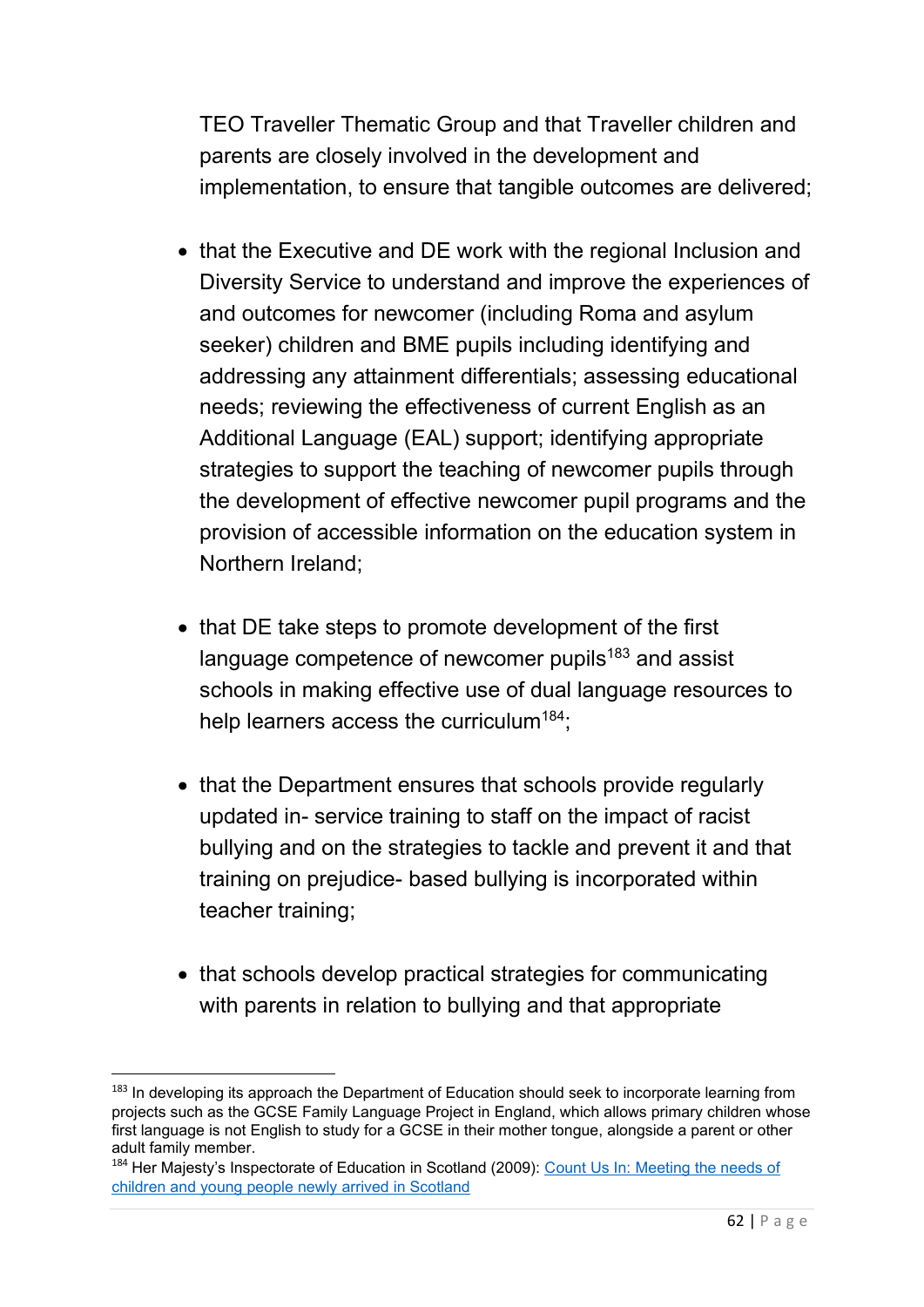TEO Traveller Thematic Group and that Traveller children and parents are closely involved in the development and implementation, to ensure that tangible outcomes are delivered;

- that the Executive and DE work with the regional Inclusion and Diversity Service to understand and improve the experiences of and outcomes for newcomer (including Roma and asylum seeker) children and BME pupils including identifying and addressing any attainment differentials; assessing educational needs; reviewing the effectiveness of current English as an Additional Language (EAL) support; identifying appropriate strategies to support the teaching of newcomer pupils through the development of effective newcomer pupil programs and the provision of accessible information on the education system in Northern Ireland;

- that DE take steps to promote development of the first language competence of newcomer pupils[183] and assist schools in making effective use of dual language resources to help learners access the curriculum[184];

- that the Department ensures that schools provide regularly updated in- service training to staff on the impact of racist bullying and on the strategies to tackle and prevent it and that training on prejudice- based bullying is incorporated within teacher training;

- that schools develop practical strategies for communicating with parents in relation to bullying and that appropriate

---

[183] In developing its approach the Department of Education should seek to incorporate learning from projects such as the GCSE Family Language Project in England, which allows primary children whose first language is not English to study for a GCSE in their mother tongue, alongside a parent or other adult family member.

[184] Her Majesty's Inspectorate of Education in Scotland (2009): Count Us In: Meeting the needs of children and young people newly arrived in Scotland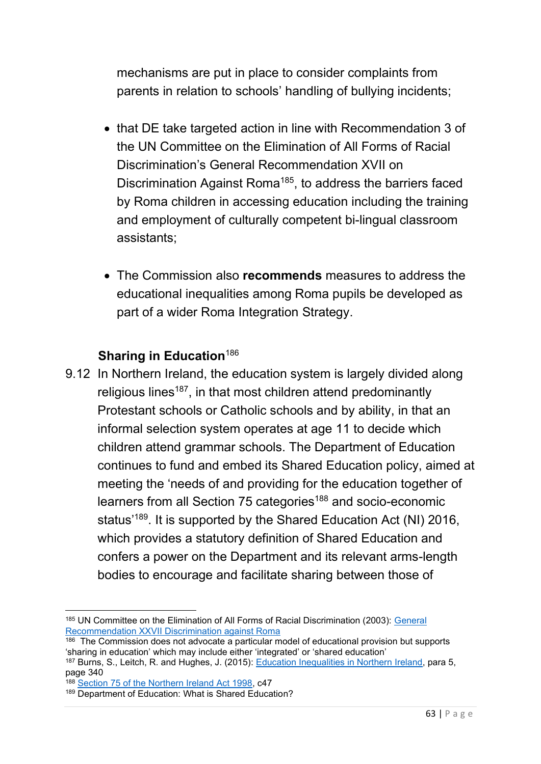mechanisms are put in place to consider complaints from parents in relation to schools' handling of bullying incidents;

- that DE take targeted action in line with Recommendation 3 of the UN Committee on the Elimination of All Forms of Racial Discrimination's General Recommendation XVII on Discrimination Against Roma[185], to address the barriers faced by Roma children in accessing education including the training and employment of culturally competent bi-lingual classroom assistants;

- The Commission also **recommends** measures to address the educational inequalities among Roma pupils be developed as part of a wider Roma Integration Strategy.

**Sharing in Education**[186]

9.12 In Northern Ireland, the education system is largely divided along religious lines[187], in that most children attend predominantly Protestant schools or Catholic schools and by ability, in that an informal selection system operates at age 11 to decide which children attend grammar schools. The Department of Education continues to fund and embed its Shared Education policy, aimed at meeting the 'needs of and providing for the education together of learners from all Section 75 categories[188] and socio-economic status'[189]. It is supported by the Shared Education Act (NI) 2016, which provides a statutory definition of Shared Education and confers a power on the Department and its relevant arms-length bodies to encourage and facilitate sharing between those of

---

[185] UN Committee on the Elimination of All Forms of Racial Discrimination (2003): General Recommendation XXVII Discrimination against Roma

[186] The Commission does not advocate a particular model of educational provision but supports 'sharing in education' which may include either 'integrated' or 'shared education'

[187] Burns, S., Leitch, R. and Hughes, J. (2015): Education Inequalities in Northern Ireland, para 5, page 340

[188] Section 75 of the Northern Ireland Act 1998, c47

[189] Department of Education: What is Shared Education?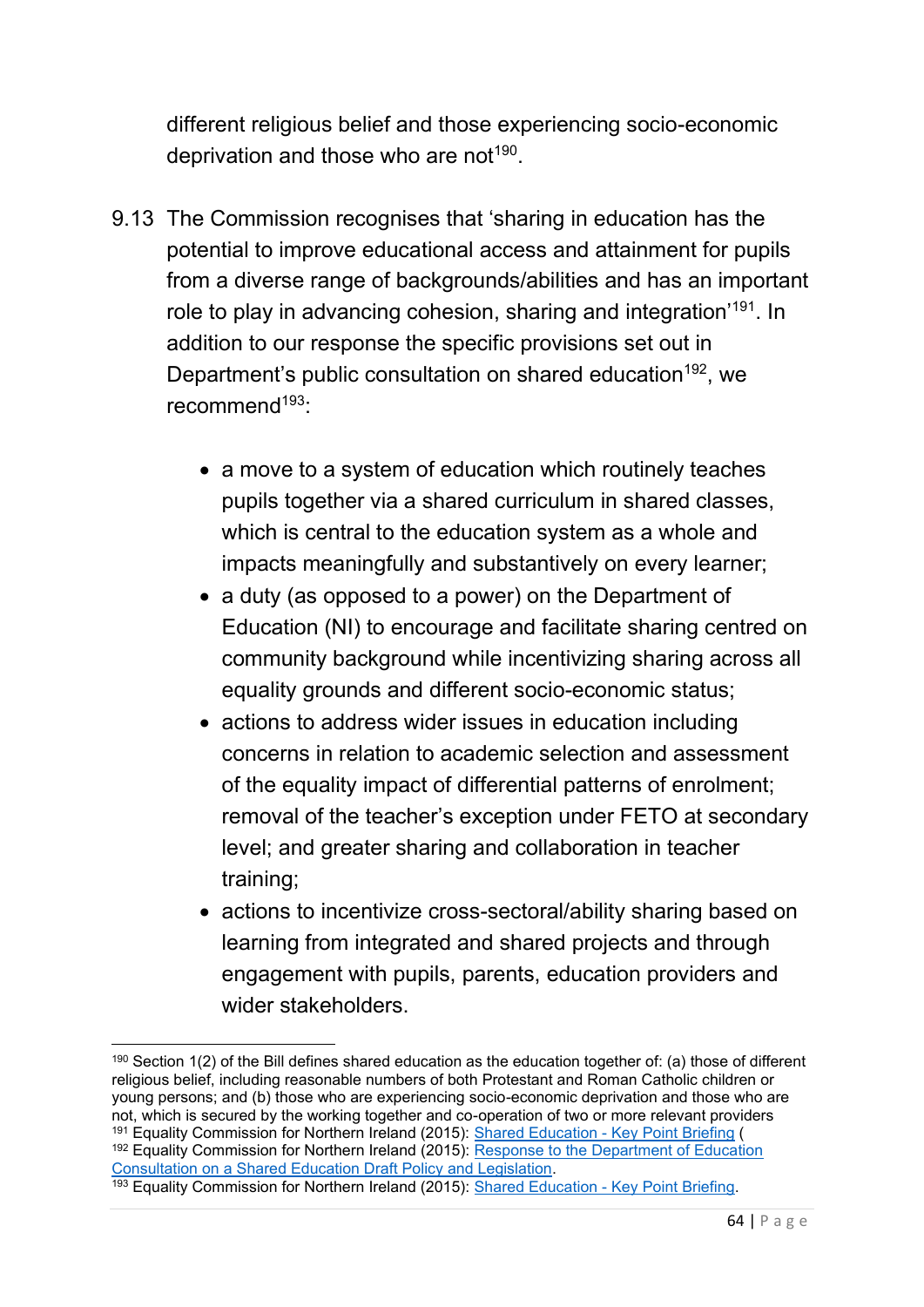different religious belief and those experiencing socio-economic deprivation and those who are not[190].

9.13 The Commission recognises that 'sharing in education has the potential to improve educational access and attainment for pupils from a diverse range of backgrounds/abilities and has an important role to play in advancing cohesion, sharing and integration'[191]. In addition to our response the specific provisions set out in Department's public consultation on shared education[192], we recommend[193]:

- a move to a system of education which routinely teaches pupils together via a shared curriculum in shared classes, which is central to the education system as a whole and impacts meaningfully and substantively on every learner;
- a duty (as opposed to a power) on the Department of Education (NI) to encourage and facilitate sharing centred on community background while incentivizing sharing across all equality grounds and different socio-economic status;
- actions to address wider issues in education including concerns in relation to academic selection and assessment of the equality impact of differential patterns of enrolment; removal of the teacher's exception under FETO at secondary level; and greater sharing and collaboration in teacher training;
- actions to incentivize cross-sectoral/ability sharing based on learning from integrated and shared projects and through engagement with pupils, parents, education providers and wider stakeholders.

---

[190] Section 1(2) of the Bill defines shared education as the education together of: (a) those of different religious belief, including reasonable numbers of both Protestant and Roman Catholic children or young persons; and (b) those who are experiencing socio-economic deprivation and those who are not, which is secured by the working together and co-operation of two or more relevant providers

[191] Equality Commission for Northern Ireland (2015): Shared Education - Key Point Briefing (

[192] Equality Commission for Northern Ireland (2015): Response to the Department of Education Consultation on a Shared Education Draft Policy and Legislation.

[193] Equality Commission for Northern Ireland (2015): Shared Education - Key Point Briefing.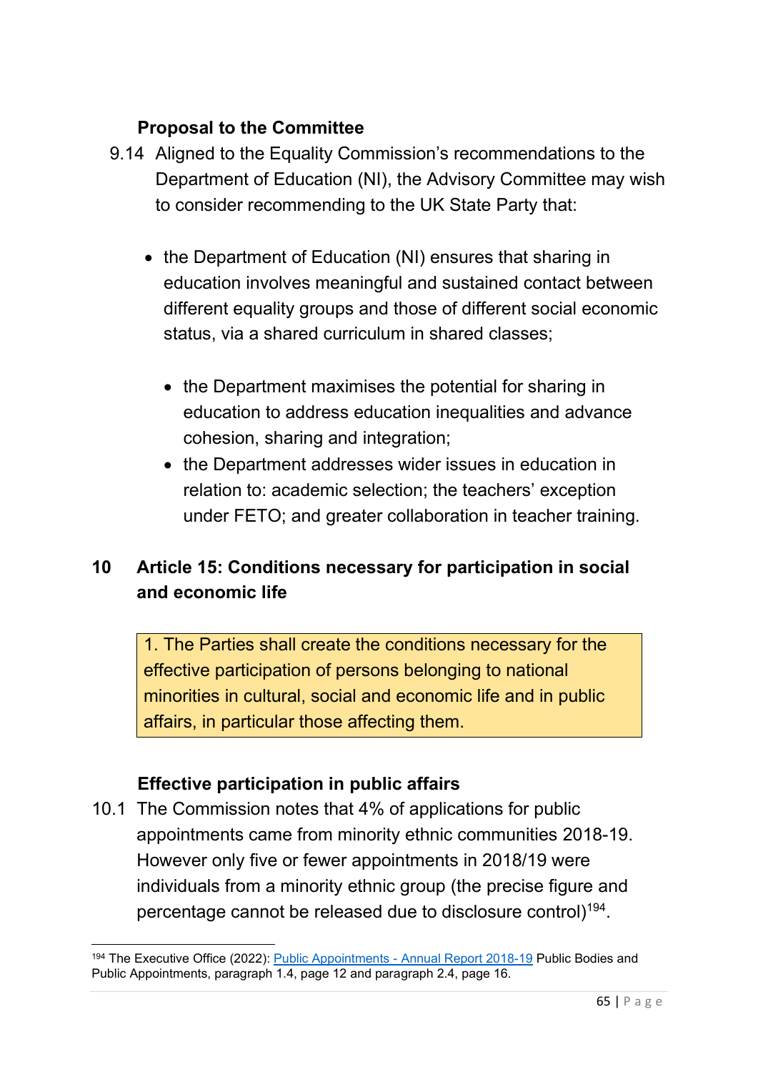**Proposal to the Committee**

9.14 Aligned to the Equality Commission's recommendations to the Department of Education (NI), the Advisory Committee may wish to consider recommending to the UK State Party that:

- the Department of Education (NI) ensures that sharing in education involves meaningful and sustained contact between different equality groups and those of different social economic status, via a shared curriculum in shared classes;

  - the Department maximises the potential for sharing in education to address education inequalities and advance cohesion, sharing and integration;
  - the Department addresses wider issues in education in relation to: academic selection; the teachers' exception under FETO; and greater collaboration in teacher training.

## 10 Article 15: Conditions necessary for participation in social and economic life

> 1. The Parties shall create the conditions necessary for the effective participation of persons belonging to national minorities in cultural, social and economic life and in public affairs, in particular those affecting them.

**Effective participation in public affairs**

10.1 The Commission notes that 4% of applications for public appointments came from minority ethnic communities 2018-19. However only five or fewer appointments in 2018/19 were individuals from a minority ethnic group (the precise figure and percentage cannot be released due to disclosure control)[194].

---

[194] The Executive Office (2022): Public Appointments - Annual Report 2018-19 Public Bodies and Public Appointments, paragraph 1.4, page 12 and paragraph 2.4, page 16.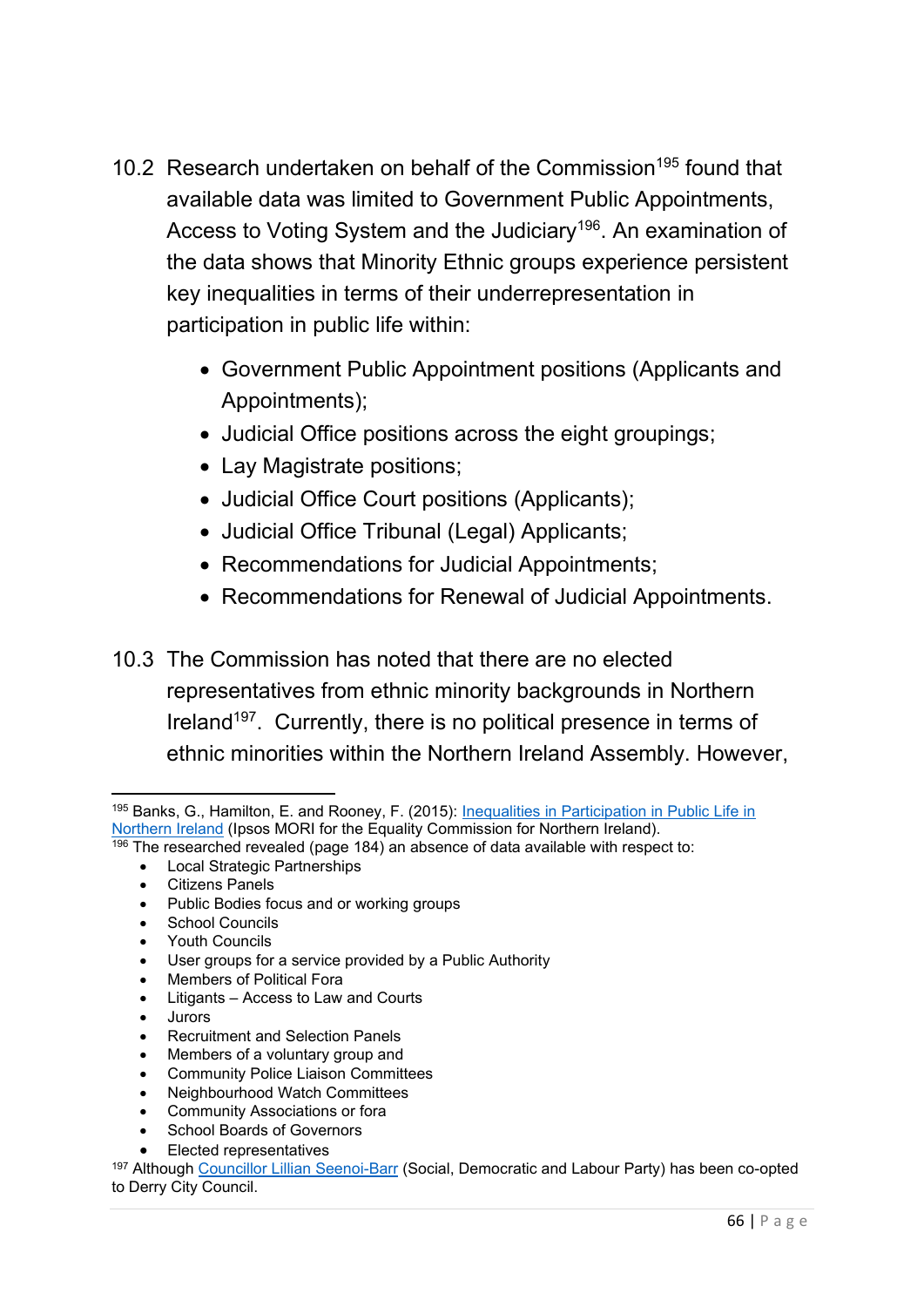10.2 Research undertaken on behalf of the Commission[195] found that available data was limited to Government Public Appointments, Access to Voting System and the Judiciary[196]. An examination of the data shows that Minority Ethnic groups experience persistent key inequalities in terms of their underrepresentation in participation in public life within:

- Government Public Appointment positions (Applicants and Appointments);
- Judicial Office positions across the eight groupings;
- Lay Magistrate positions;
- Judicial Office Court positions (Applicants);
- Judicial Office Tribunal (Legal) Applicants;
- Recommendations for Judicial Appointments;
- Recommendations for Renewal of Judicial Appointments.

10.3 The Commission has noted that there are no elected representatives from ethnic minority backgrounds in Northern Ireland[197]. Currently, there is no political presence in terms of ethnic minorities within the Northern Ireland Assembly. However,

---

[195] Banks, G., Hamilton, E. and Rooney, F. (2015): Inequalities in Participation in Public Life in Northern Ireland (Ipsos MORI for the Equality Commission for Northern Ireland).

[196] The researched revealed (page 184) an absence of data available with respect to:

- Local Strategic Partnerships
- Citizens Panels
- Public Bodies focus and or working groups
- School Councils
- Youth Councils
- User groups for a service provided by a Public Authority
- Members of Political Fora
- Litigants – Access to Law and Courts
- Jurors
- Recruitment and Selection Panels
- Members of a voluntary group and
- Community Police Liaison Committees
- Neighbourhood Watch Committees
- Community Associations or fora
- School Boards of Governors
- Elected representatives

[197] Although Councillor Lillian Seenoi-Barr (Social, Democratic and Labour Party) has been co-opted to Derry City Council.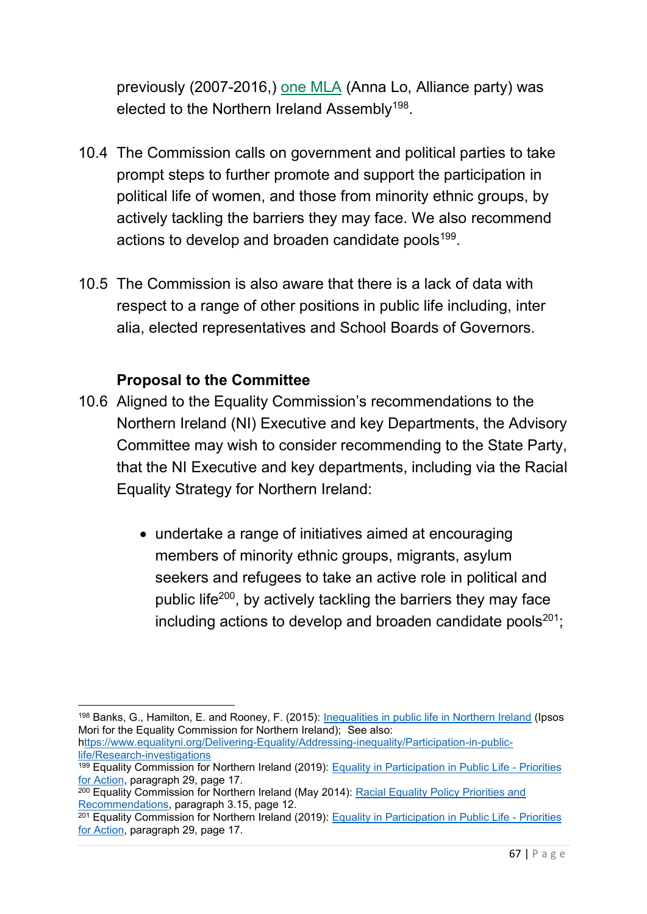previously (2007-2016,) one MLA (Anna Lo, Alliance party) was elected to the Northern Ireland Assembly[198].

10.4 The Commission calls on government and political parties to take prompt steps to further promote and support the participation in political life of women, and those from minority ethnic groups, by actively tackling the barriers they may face. We also recommend actions to develop and broaden candidate pools[199].

10.5 The Commission is also aware that there is a lack of data with respect to a range of other positions in public life including, inter alia, elected representatives and School Boards of Governors.

**Proposal to the Committee**

10.6 Aligned to the Equality Commission's recommendations to the Northern Ireland (NI) Executive and key Departments, the Advisory Committee may wish to consider recommending to the State Party, that the NI Executive and key departments, including via the Racial Equality Strategy for Northern Ireland:

- undertake a range of initiatives aimed at encouraging members of minority ethnic groups, migrants, asylum seekers and refugees to take an active role in political and public life[200], by actively tackling the barriers they may face including actions to develop and broaden candidate pools[201];

---

[198] Banks, G., Hamilton, E. and Rooney, F. (2015): Inequalities in public life in Northern Ireland (Ipsos Mori for the Equality Commission for Northern Ireland); See also: https://www.equalityni.org/Delivering-Equality/Addressing-inequality/Participation-in-public-life/Research-investigations

[199] Equality Commission for Northern Ireland (2019): Equality in Participation in Public Life - Priorities for Action, paragraph 29, page 17.

[200] Equality Commission for Northern Ireland (May 2014): Racial Equality Policy Priorities and Recommendations, paragraph 3.15, page 12.

[201] Equality Commission for Northern Ireland (2019): Equality in Participation in Public Life - Priorities for Action, paragraph 29, page 17.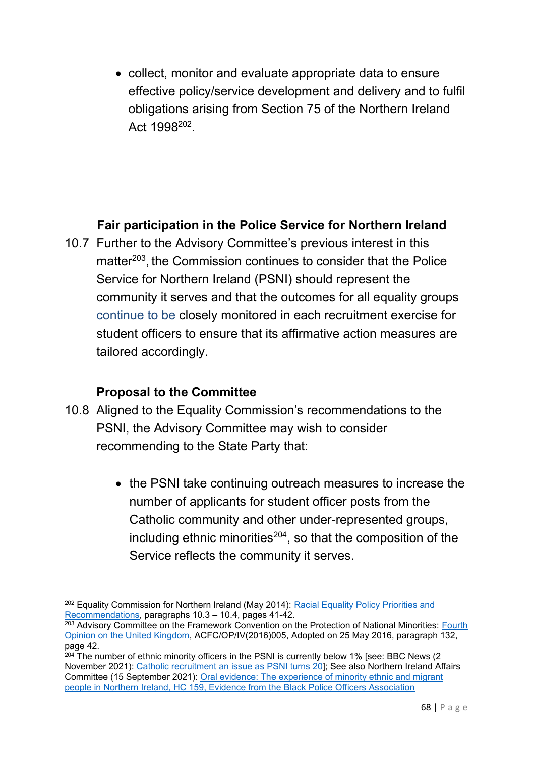- collect, monitor and evaluate appropriate data to ensure effective policy/service development and delivery and to fulfil obligations arising from Section 75 of the Northern Ireland Act 1998[202].

### Fair participation in the Police Service for Northern Ireland

10.7 Further to the Advisory Committee's previous interest in this matter[203], the Commission continues to consider that the Police Service for Northern Ireland (PSNI) should represent the community it serves and that the outcomes for all equality groups continue to be closely monitored in each recruitment exercise for student officers to ensure that its affirmative action measures are tailored accordingly.

### Proposal to the Committee

10.8 Aligned to the Equality Commission's recommendations to the PSNI, the Advisory Committee may wish to consider recommending to the State Party that:

- the PSNI take continuing outreach measures to increase the number of applicants for student officer posts from the Catholic community and other under-represented groups, including ethnic minorities[204], so that the composition of the Service reflects the community it serves.

---

[202] Equality Commission for Northern Ireland (May 2014): Racial Equality Policy Priorities and Recommendations, paragraphs 10.3 – 10.4, pages 41-42.

[203] Advisory Committee on the Framework Convention on the Protection of National Minorities: Fourth Opinion on the United Kingdom, ACFC/OP/IV(2016)005, Adopted on 25 May 2016, paragraph 132, page 42.

[204] The number of ethnic minority officers in the PSNI is currently below 1% [see: BBC News (2 November 2021): Catholic recruitment an issue as PSNI turns 20]; See also Northern Ireland Affairs Committee (15 September 2021): Oral evidence: The experience of minority ethnic and migrant people in Northern Ireland, HC 159, Evidence from the Black Police Officers Association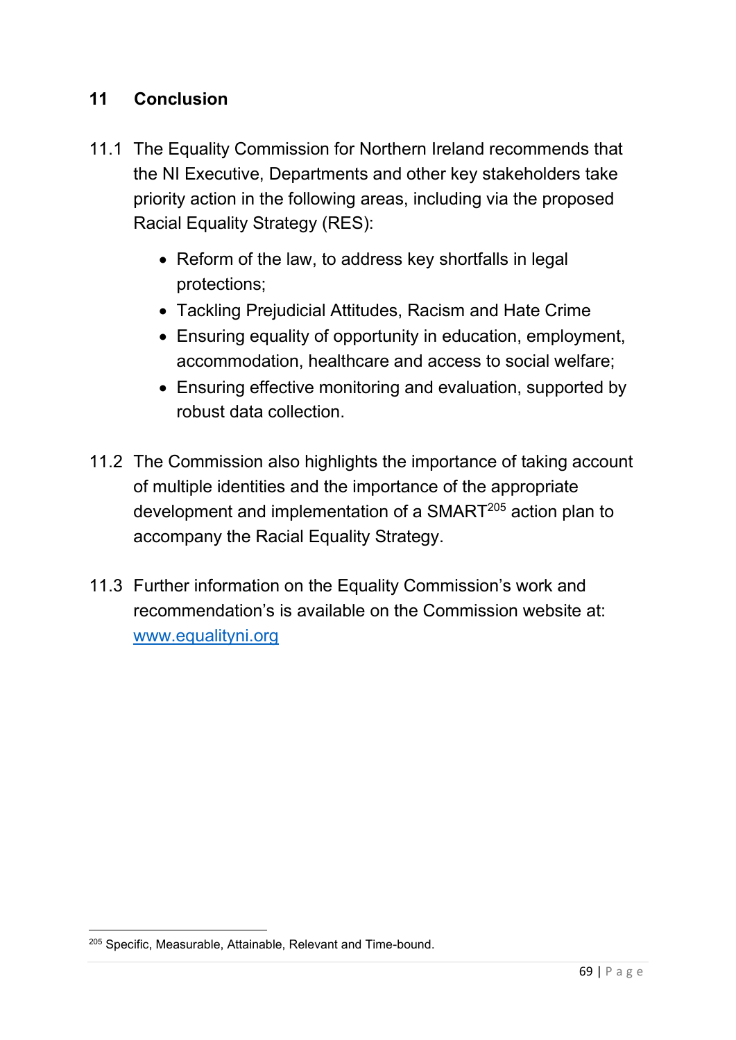## 11 Conclusion

11.1 The Equality Commission for Northern Ireland recommends that the NI Executive, Departments and other key stakeholders take priority action in the following areas, including via the proposed Racial Equality Strategy (RES):

- Reform of the law, to address key shortfalls in legal protections;
- Tackling Prejudicial Attitudes, Racism and Hate Crime
- Ensuring equality of opportunity in education, employment, accommodation, healthcare and access to social welfare;
- Ensuring effective monitoring and evaluation, supported by robust data collection.

11.2 The Commission also highlights the importance of taking account of multiple identities and the importance of the appropriate development and implementation of a SMART[205] action plan to accompany the Racial Equality Strategy.

11.3 Further information on the Equality Commission's work and recommendation's is available on the Commission website at: [www.equalityni.org](http://www.equalityni.org)

---

[205] Specific, Measurable, Attainable, Relevant and Time-bound.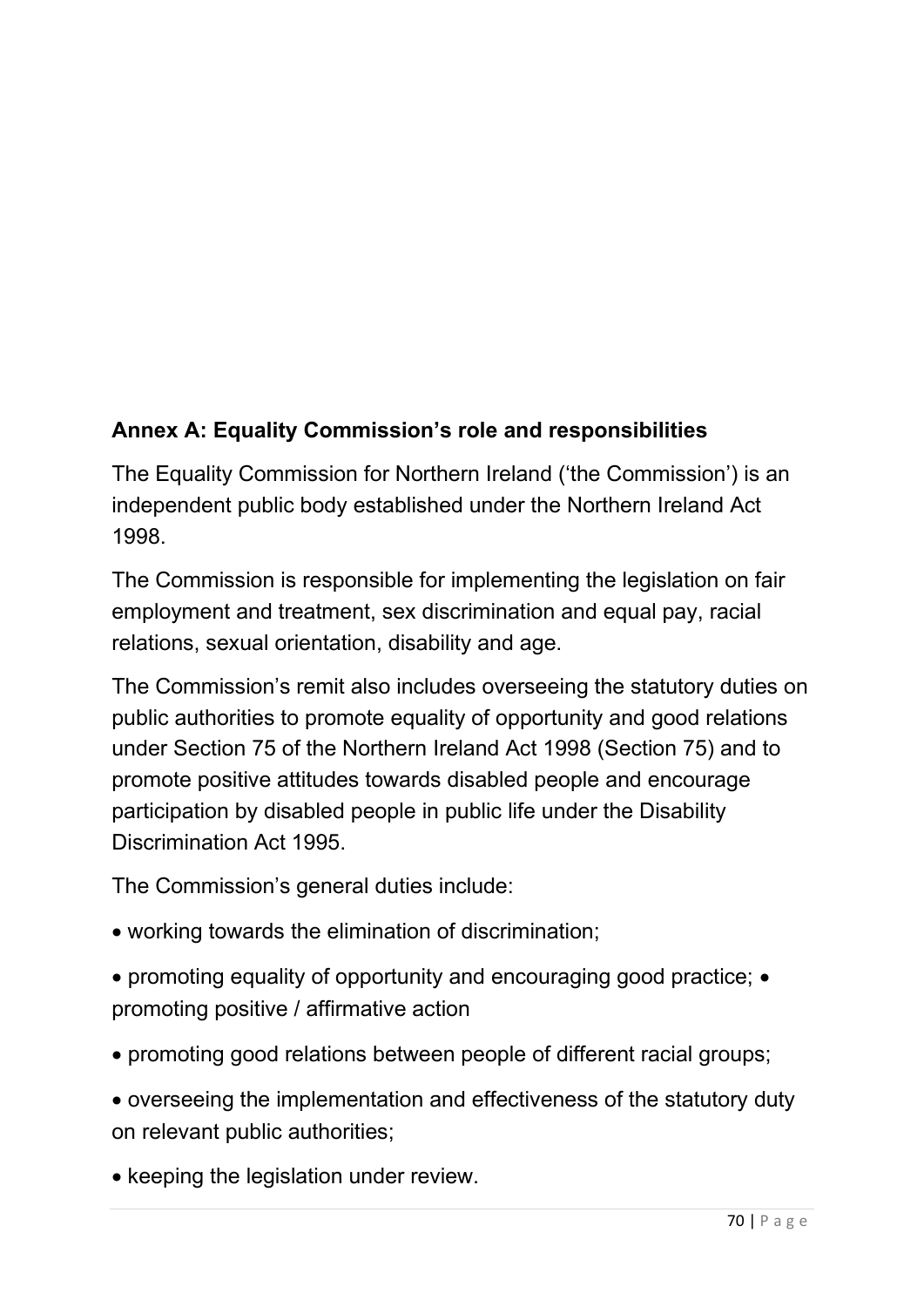## Annex A: Equality Commission's role and responsibilities

The Equality Commission for Northern Ireland ('the Commission') is an independent public body established under the Northern Ireland Act 1998.

The Commission is responsible for implementing the legislation on fair employment and treatment, sex discrimination and equal pay, racial relations, sexual orientation, disability and age.

The Commission's remit also includes overseeing the statutory duties on public authorities to promote equality of opportunity and good relations under Section 75 of the Northern Ireland Act 1998 (Section 75) and to promote positive attitudes towards disabled people and encourage participation by disabled people in public life under the Disability Discrimination Act 1995.

The Commission's general duties include:

- working towards the elimination of discrimination;
- promoting equality of opportunity and encouraging good practice;
- promoting positive / affirmative action
- promoting good relations between people of different racial groups;
- overseeing the implementation and effectiveness of the statutory duty on relevant public authorities;
- keeping the legislation under review.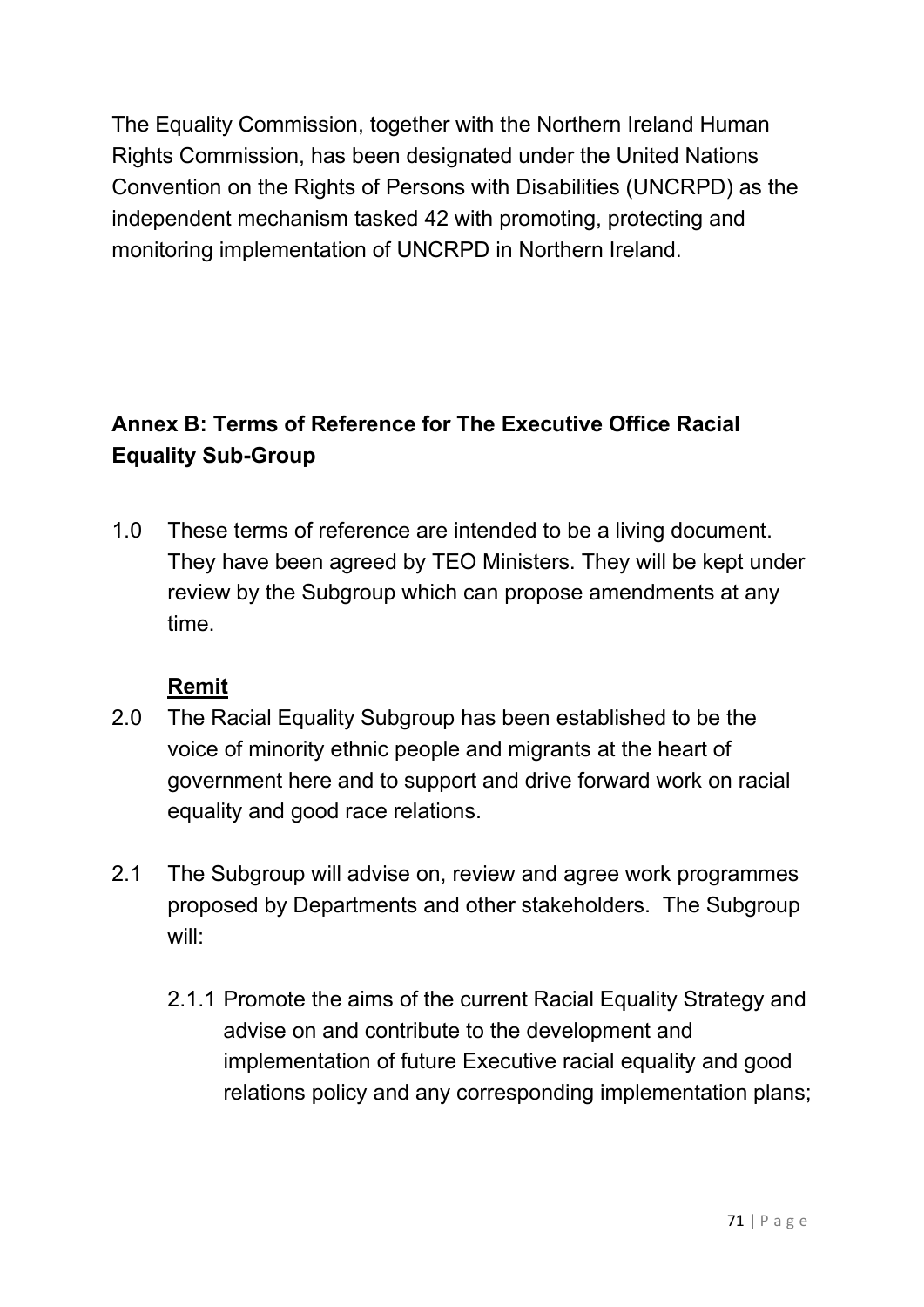The Equality Commission, together with the Northern Ireland Human Rights Commission, has been designated under the United Nations Convention on the Rights of Persons with Disabilities (UNCRPD) as the independent mechanism tasked 42 with promoting, protecting and monitoring implementation of UNCRPD in Northern Ireland.

## Annex B: Terms of Reference for The Executive Office Racial Equality Sub-Group

1.0 These terms of reference are intended to be a living document. They have been agreed by TEO Ministers. They will be kept under review by the Subgroup which can propose amendments at any time.

**Remit**

2.0 The Racial Equality Subgroup has been established to be the voice of minority ethnic people and migrants at the heart of government here and to support and drive forward work on racial equality and good race relations.

2.1 The Subgroup will advise on, review and agree work programmes proposed by Departments and other stakeholders. The Subgroup will:

2.1.1 Promote the aims of the current Racial Equality Strategy and advise on and contribute to the development and implementation of future Executive racial equality and good relations policy and any corresponding implementation plans;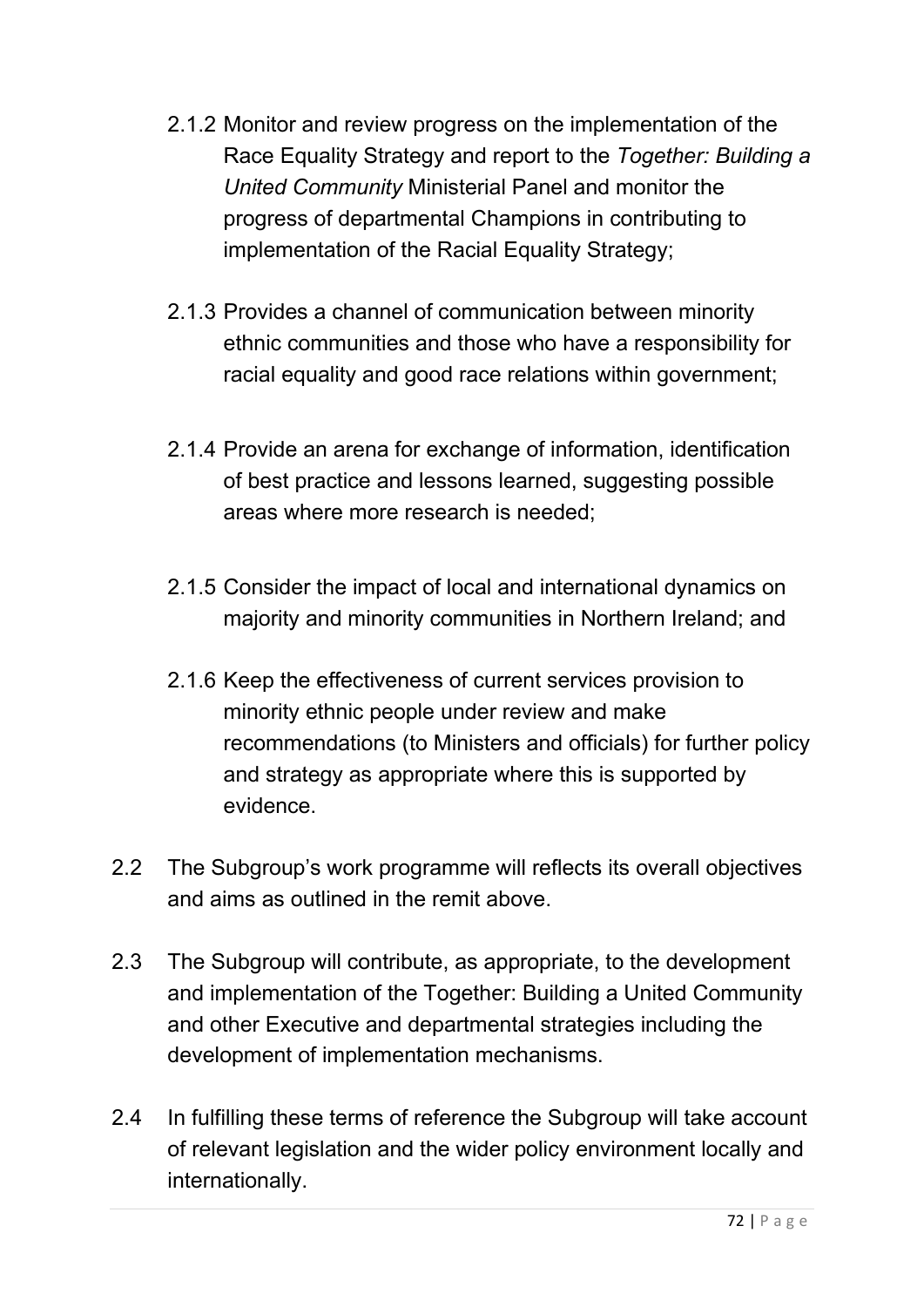2.1.2 Monitor and review progress on the implementation of the Race Equality Strategy and report to the *Together: Building a United Community* Ministerial Panel and monitor the progress of departmental Champions in contributing to implementation of the Racial Equality Strategy;

2.1.3 Provides a channel of communication between minority ethnic communities and those who have a responsibility for racial equality and good race relations within government;

2.1.4 Provide an arena for exchange of information, identification of best practice and lessons learned, suggesting possible areas where more research is needed;

2.1.5 Consider the impact of local and international dynamics on majority and minority communities in Northern Ireland; and

2.1.6 Keep the effectiveness of current services provision to minority ethnic people under review and make recommendations (to Ministers and officials) for further policy and strategy as appropriate where this is supported by evidence.

2.2 The Subgroup's work programme will reflects its overall objectives and aims as outlined in the remit above.

2.3 The Subgroup will contribute, as appropriate, to the development and implementation of the Together: Building a United Community and other Executive and departmental strategies including the development of implementation mechanisms.

2.4 In fulfilling these terms of reference the Subgroup will take account of relevant legislation and the wider policy environment locally and internationally.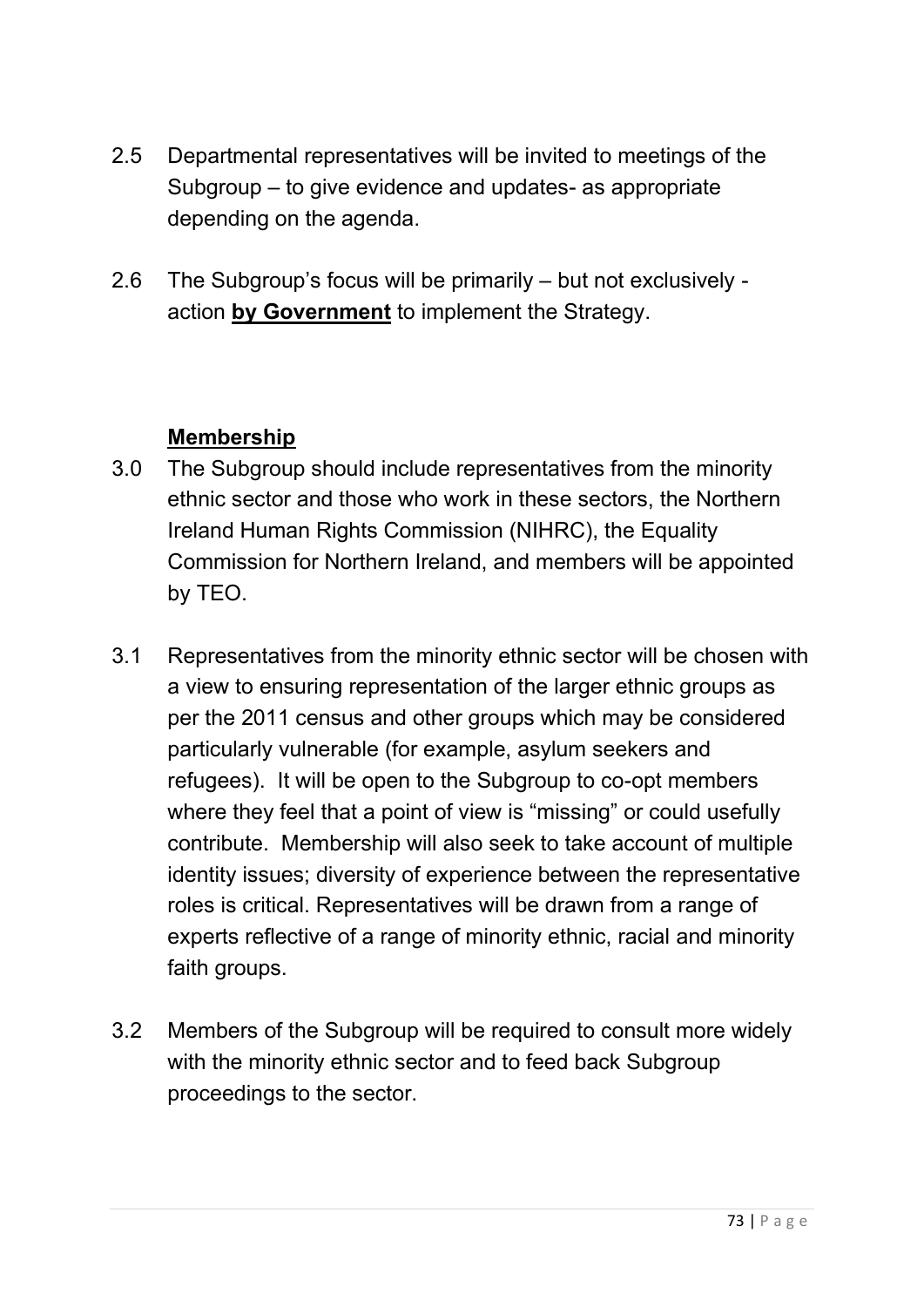2.5 Departmental representatives will be invited to meetings of the Subgroup – to give evidence and updates- as appropriate depending on the agenda.

2.6 The Subgroup's focus will be primarily – but not exclusively - action **by Government** to implement the Strategy.

**Membership**

3.0 The Subgroup should include representatives from the minority ethnic sector and those who work in these sectors, the Northern Ireland Human Rights Commission (NIHRC), the Equality Commission for Northern Ireland, and members will be appointed by TEO.

3.1 Representatives from the minority ethnic sector will be chosen with a view to ensuring representation of the larger ethnic groups as per the 2011 census and other groups which may be considered particularly vulnerable (for example, asylum seekers and refugees). It will be open to the Subgroup to co-opt members where they feel that a point of view is "missing" or could usefully contribute. Membership will also seek to take account of multiple identity issues; diversity of experience between the representative roles is critical. Representatives will be drawn from a range of experts reflective of a range of minority ethnic, racial and minority faith groups.

3.2 Members of the Subgroup will be required to consult more widely with the minority ethnic sector and to feed back Subgroup proceedings to the sector.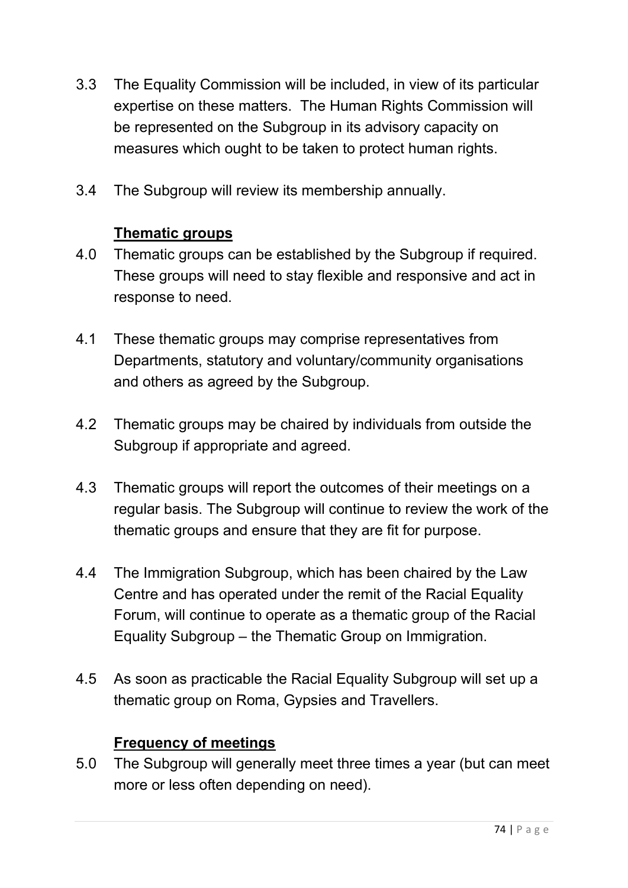3.3 The Equality Commission will be included, in view of its particular expertise on these matters. The Human Rights Commission will be represented on the Subgroup in its advisory capacity on measures which ought to be taken to protect human rights.

3.4 The Subgroup will review its membership annually.

**Thematic groups**

4.0 Thematic groups can be established by the Subgroup if required. These groups will need to stay flexible and responsive and act in response to need.

4.1 These thematic groups may comprise representatives from Departments, statutory and voluntary/community organisations and others as agreed by the Subgroup.

4.2 Thematic groups may be chaired by individuals from outside the Subgroup if appropriate and agreed.

4.3 Thematic groups will report the outcomes of their meetings on a regular basis. The Subgroup will continue to review the work of the thematic groups and ensure that they are fit for purpose.

4.4 The Immigration Subgroup, which has been chaired by the Law Centre and has operated under the remit of the Racial Equality Forum, will continue to operate as a thematic group of the Racial Equality Subgroup – the Thematic Group on Immigration.

4.5 As soon as practicable the Racial Equality Subgroup will set up a thematic group on Roma, Gypsies and Travellers.

**Frequency of meetings**

5.0 The Subgroup will generally meet three times a year (but can meet more or less often depending on need).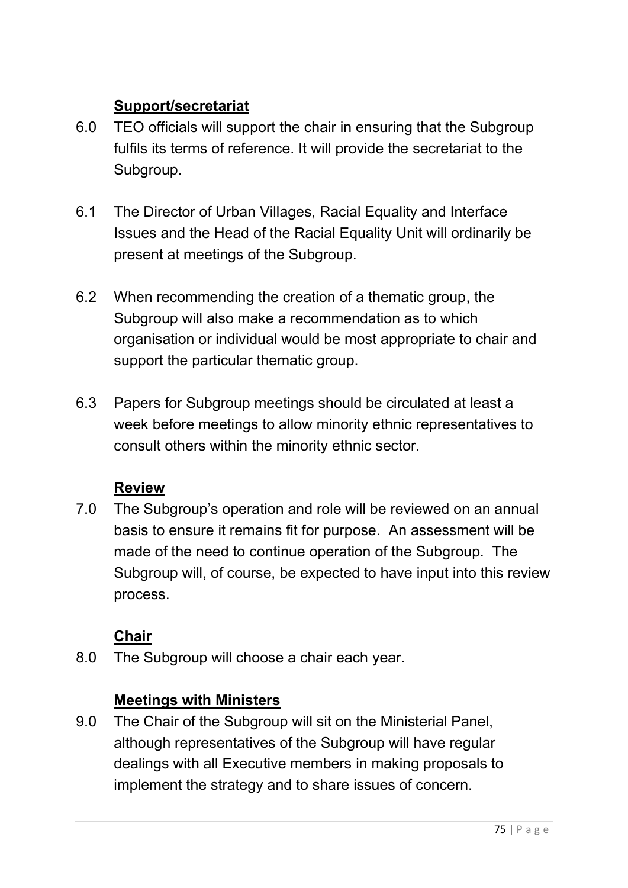**Support/secretariat**

6.0 TEO officials will support the chair in ensuring that the Subgroup fulfils its terms of reference. It will provide the secretariat to the Subgroup.

6.1 The Director of Urban Villages, Racial Equality and Interface Issues and the Head of the Racial Equality Unit will ordinarily be present at meetings of the Subgroup.

6.2 When recommending the creation of a thematic group, the Subgroup will also make a recommendation as to which organisation or individual would be most appropriate to chair and support the particular thematic group.

6.3 Papers for Subgroup meetings should be circulated at least a week before meetings to allow minority ethnic representatives to consult others within the minority ethnic sector.

**Review**

7.0 The Subgroup's operation and role will be reviewed on an annual basis to ensure it remains fit for purpose. An assessment will be made of the need to continue operation of the Subgroup. The Subgroup will, of course, be expected to have input into this review process.

**Chair**

8.0 The Subgroup will choose a chair each year.

**Meetings with Ministers**

9.0 The Chair of the Subgroup will sit on the Ministerial Panel, although representatives of the Subgroup will have regular dealings with all Executive members in making proposals to implement the strategy and to share issues of concern.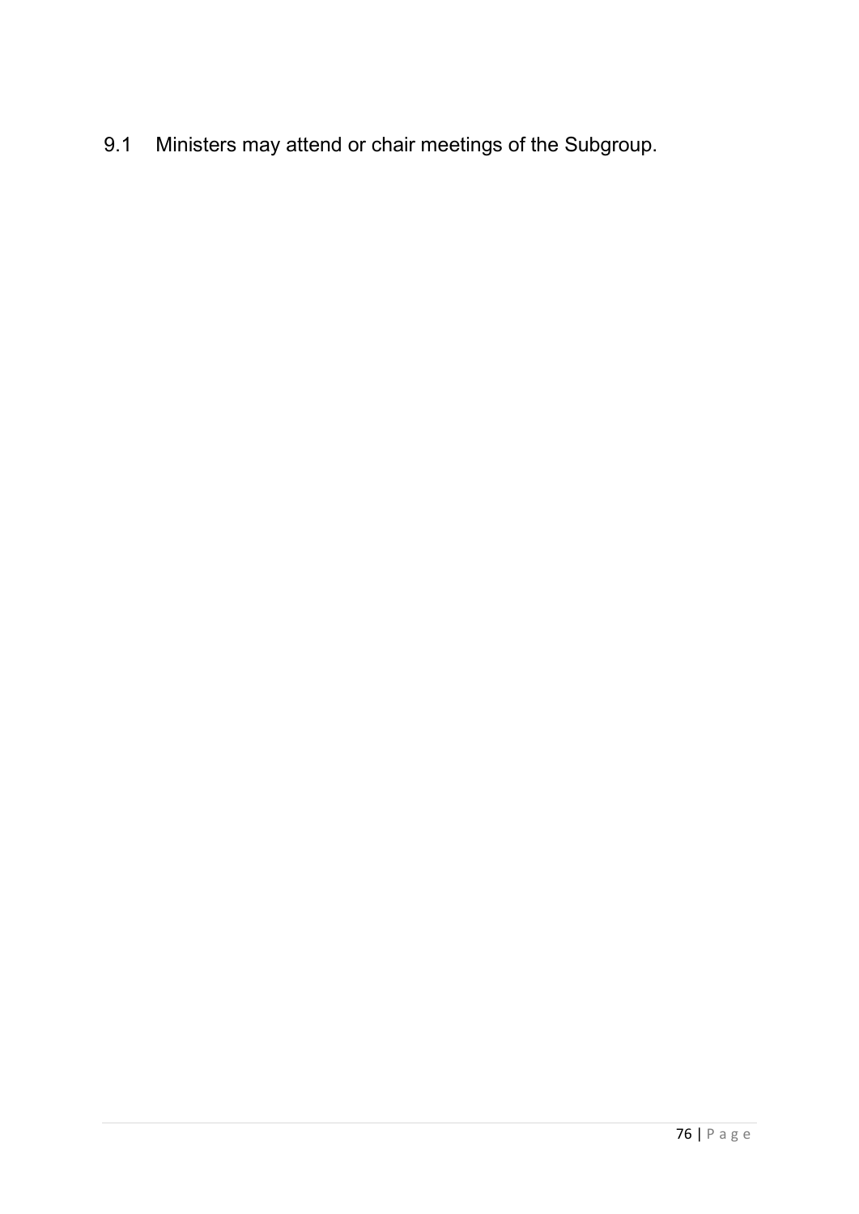9.1 Ministers may attend or chair meetings of the Subgroup.